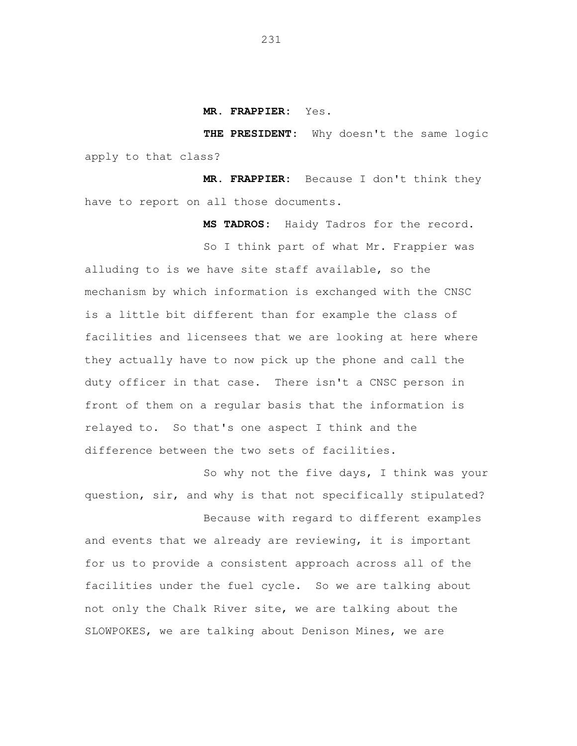**MR. FRAPPIER:** Yes.

**THE PRESIDENT:** Why doesn't the same logic apply to that class?

**MR. FRAPPIER:** Because I don't think they have to report on all those documents.

**MS TADROS:** Haidy Tadros for the record.

So I think part of what Mr. Frappier was alluding to is we have site staff available, so the mechanism by which information is exchanged with the CNSC is a little bit different than for example the class of facilities and licensees that we are looking at here where they actually have to now pick up the phone and call the duty officer in that case. There isn't a CNSC person in front of them on a regular basis that the information is relayed to. So that's one aspect I think and the difference between the two sets of facilities.

So why not the five days, I think was your question, sir, and why is that not specifically stipulated?

Because with regard to different examples and events that we already are reviewing, it is important for us to provide a consistent approach across all of the facilities under the fuel cycle. So we are talking about not only the Chalk River site, we are talking about the SLOWPOKES, we are talking about Denison Mines, we are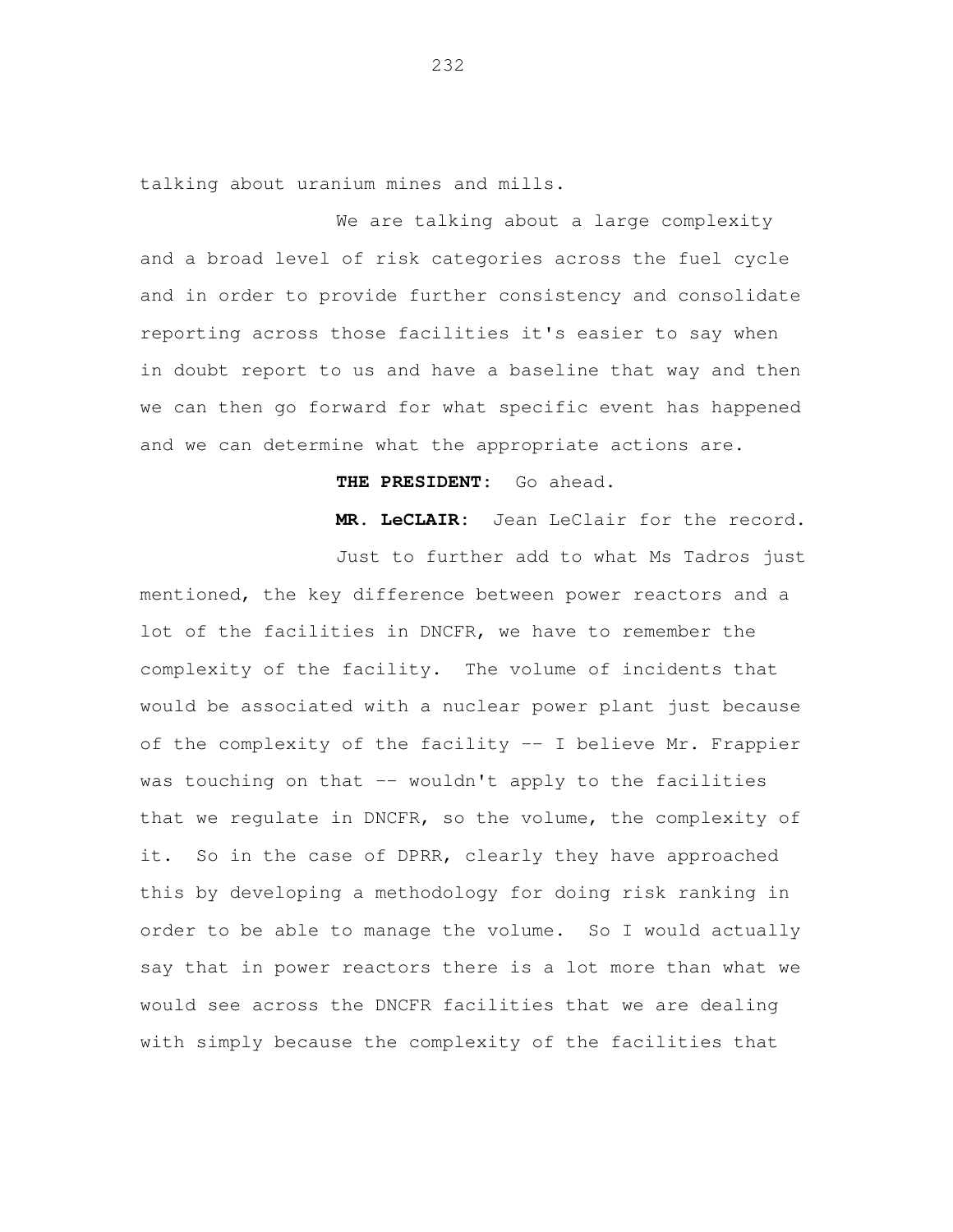talking about uranium mines and mills.

We are talking about a large complexity and a broad level of risk categories across the fuel cycle and in order to provide further consistency and consolidate reporting across those facilities it's easier to say when in doubt report to us and have a baseline that way and then we can then go forward for what specific event has happened and we can determine what the appropriate actions are.

**THE PRESIDENT:** Go ahead.

**MR. LeCLAIR:** Jean LeClair for the record.

Just to further add to what Ms Tadros just mentioned, the key difference between power reactors and a lot of the facilities in DNCFR, we have to remember the complexity of the facility. The volume of incidents that would be associated with a nuclear power plant just because of the complexity of the facility -- I believe Mr. Frappier was touching on that -- wouldn't apply to the facilities that we regulate in DNCFR, so the volume, the complexity of it. So in the case of DPRR, clearly they have approached this by developing a methodology for doing risk ranking in order to be able to manage the volume. So I would actually say that in power reactors there is a lot more than what we would see across the DNCFR facilities that we are dealing with simply because the complexity of the facilities that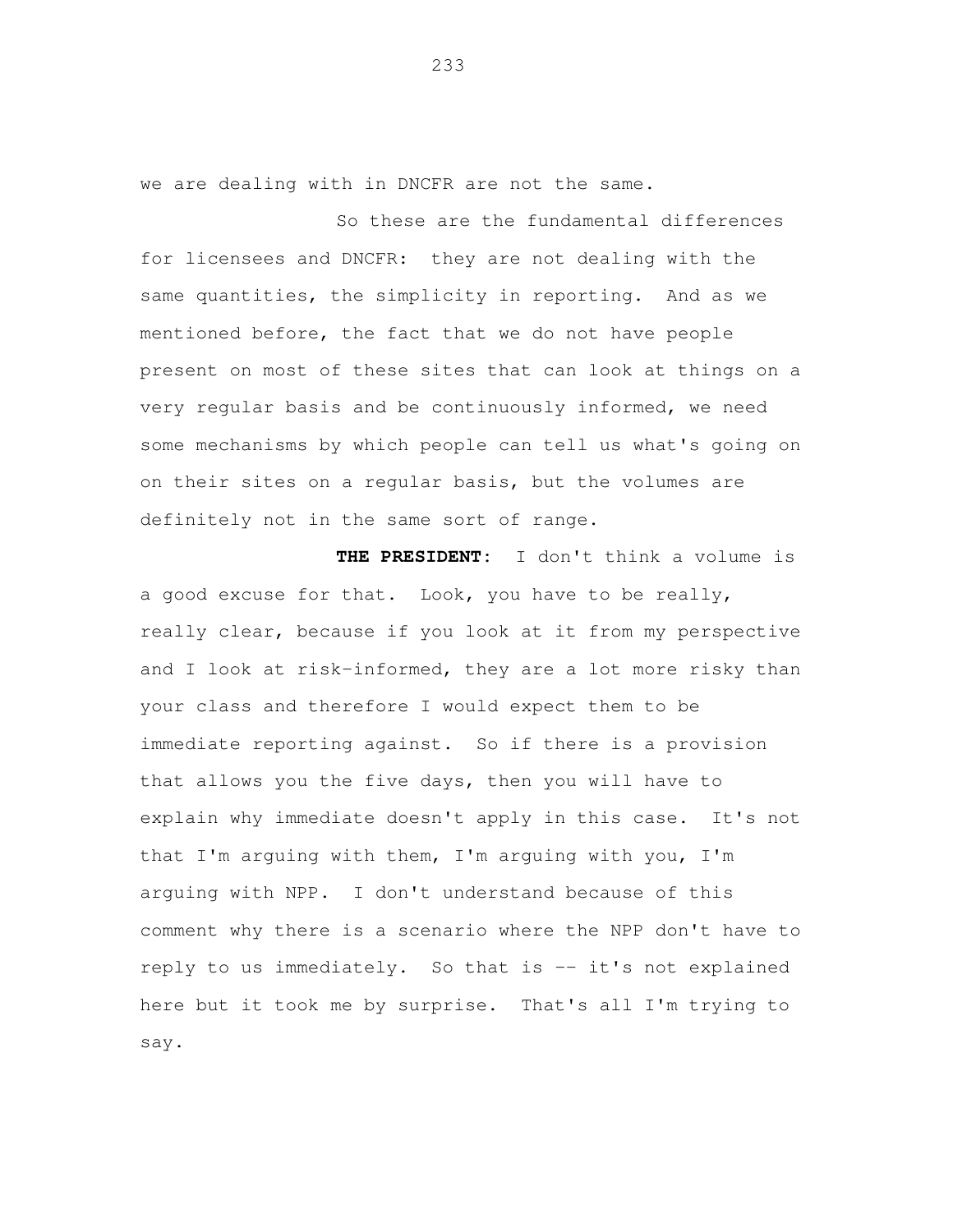we are dealing with in DNCFR are not the same.

So these are the fundamental differences for licensees and DNCFR: they are not dealing with the same quantities, the simplicity in reporting. And as we mentioned before, the fact that we do not have people present on most of these sites that can look at things on a very regular basis and be continuously informed, we need some mechanisms by which people can tell us what's going on on their sites on a regular basis, but the volumes are definitely not in the same sort of range.

**THE PRESIDENT:** I don't think a volume is a good excuse for that. Look, you have to be really, really clear, because if you look at it from my perspective and I look at risk-informed, they are a lot more risky than your class and therefore I would expect them to be immediate reporting against. So if there is a provision that allows you the five days, then you will have to explain why immediate doesn't apply in this case. It's not that I'm arguing with them, I'm arguing with you, I'm arguing with NPP. I don't understand because of this comment why there is a scenario where the NPP don't have to reply to us immediately. So that is -- it's not explained here but it took me by surprise. That's all I'm trying to say.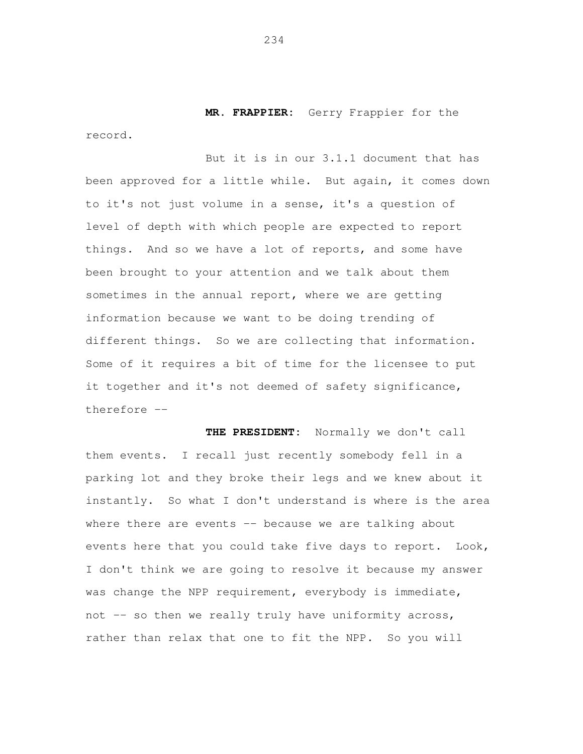**MR. FRAPPIER:** Gerry Frappier for the record.

But it is in our 3.1.1 document that has been approved for a little while. But again, it comes down to it's not just volume in a sense, it's a question of level of depth with which people are expected to report things. And so we have a lot of reports, and some have been brought to your attention and we talk about them sometimes in the annual report, where we are getting information because we want to be doing trending of different things. So we are collecting that information. Some of it requires a bit of time for the licensee to put it together and it's not deemed of safety significance, therefore --

**THE PRESIDENT:** Normally we don't call them events. I recall just recently somebody fell in a parking lot and they broke their legs and we knew about it instantly. So what I don't understand is where is the area where there are events -- because we are talking about events here that you could take five days to report. Look, I don't think we are going to resolve it because my answer was change the NPP requirement, everybody is immediate, not -- so then we really truly have uniformity across, rather than relax that one to fit the NPP. So you will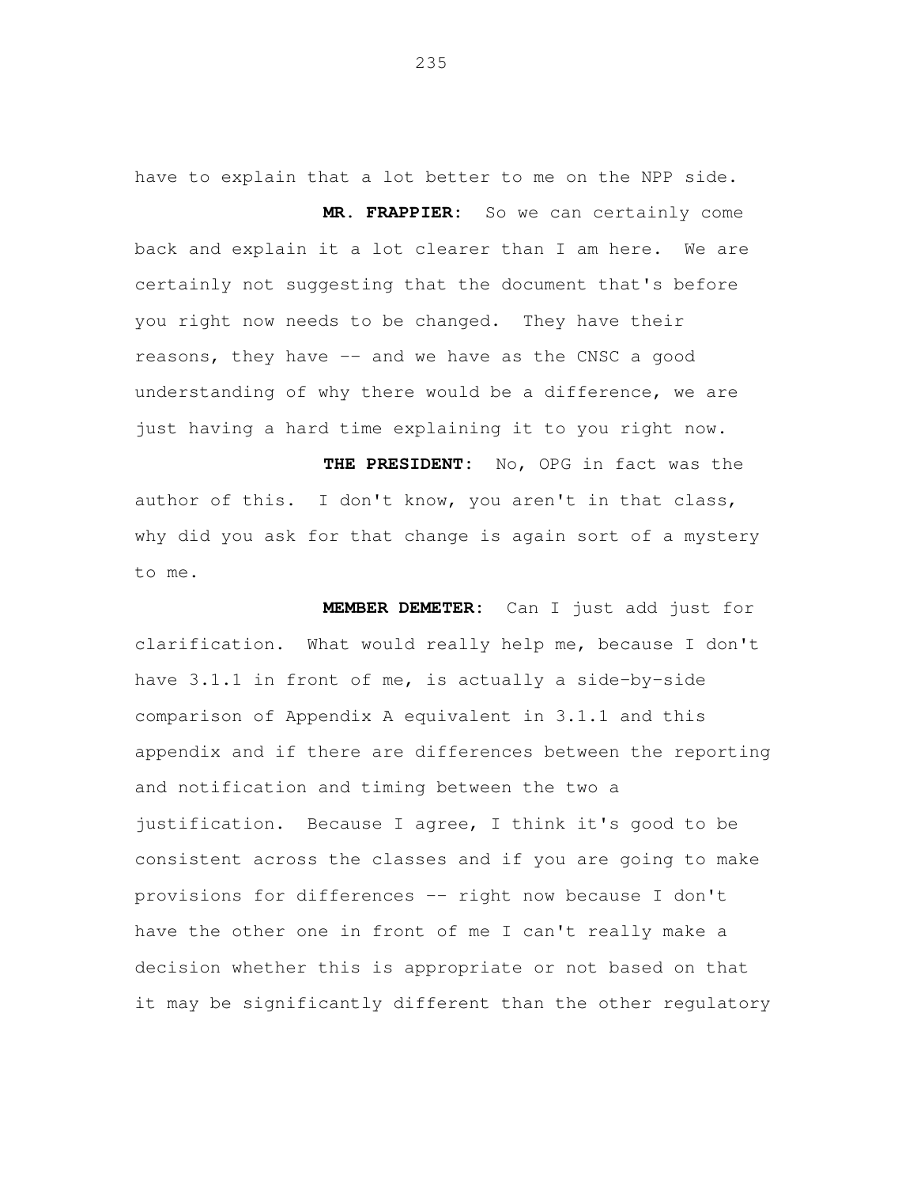have to explain that a lot better to me on the NPP side.

**MR. FRAPPIER:** So we can certainly come back and explain it a lot clearer than I am here. We are certainly not suggesting that the document that's before you right now needs to be changed. They have their reasons, they have -- and we have as the CNSC a good understanding of why there would be a difference, we are just having a hard time explaining it to you right now.

**THE PRESIDENT:** No, OPG in fact was the author of this. I don't know, you aren't in that class, why did you ask for that change is again sort of a mystery to me.

**MEMBER DEMETER:** Can I just add just for clarification. What would really help me, because I don't have 3.1.1 in front of me, is actually a side-by-side comparison of Appendix A equivalent in 3.1.1 and this appendix and if there are differences between the reporting and notification and timing between the two a justification. Because I agree, I think it's good to be consistent across the classes and if you are going to make provisions for differences -- right now because I don't have the other one in front of me I can't really make a decision whether this is appropriate or not based on that it may be significantly different than the other regulatory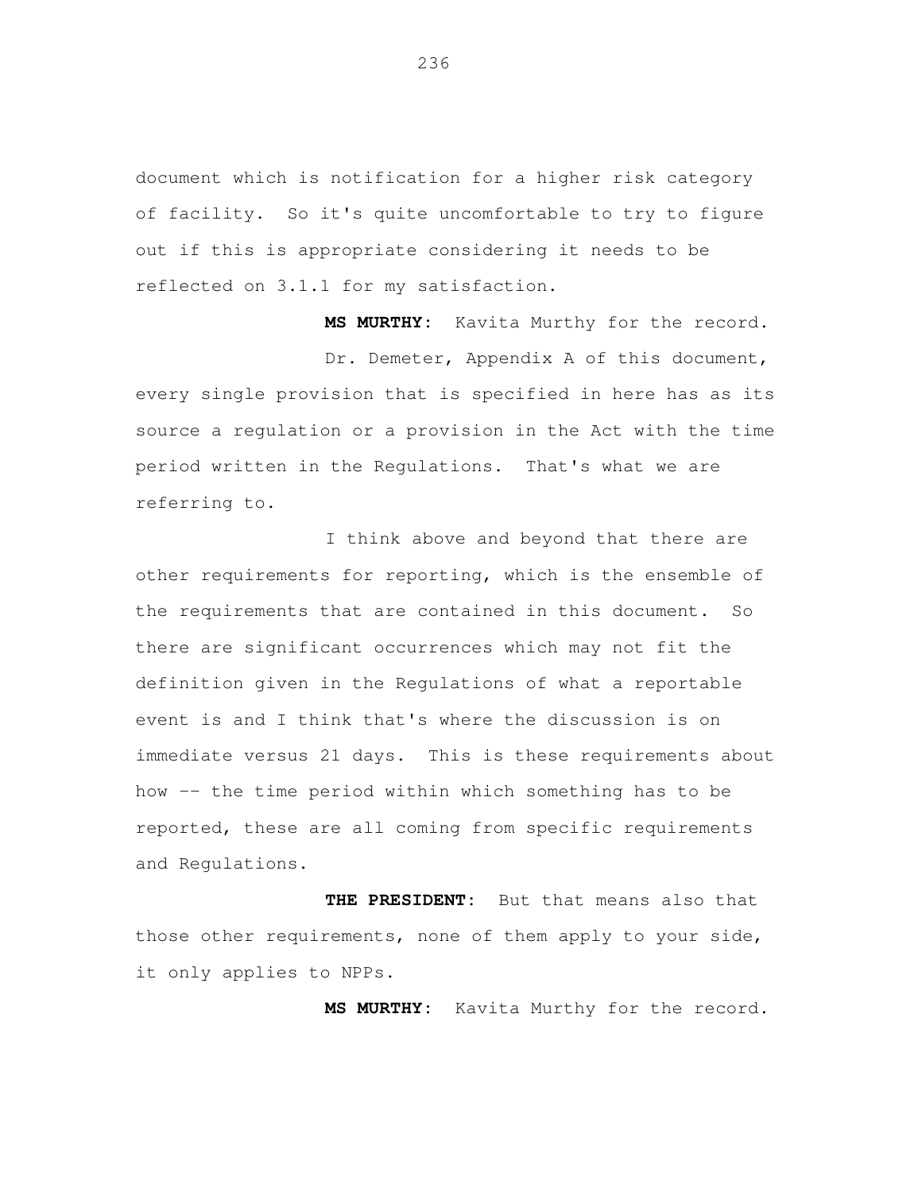document which is notification for a higher risk category of facility. So it's quite uncomfortable to try to figure out if this is appropriate considering it needs to be reflected on 3.1.1 for my satisfaction.

**MS MURTHY:** Kavita Murthy for the record.

Dr. Demeter, Appendix A of this document, every single provision that is specified in here has as its source a regulation or a provision in the Act with the time period written in the Regulations. That's what we are referring to.

I think above and beyond that there are other requirements for reporting, which is the ensemble of the requirements that are contained in this document. So there are significant occurrences which may not fit the definition given in the Regulations of what a reportable event is and I think that's where the discussion is on immediate versus 21 days. This is these requirements about how -- the time period within which something has to be reported, these are all coming from specific requirements and Regulations.

**THE PRESIDENT:** But that means also that those other requirements, none of them apply to your side, it only applies to NPPs.

**MS MURTHY:** Kavita Murthy for the record.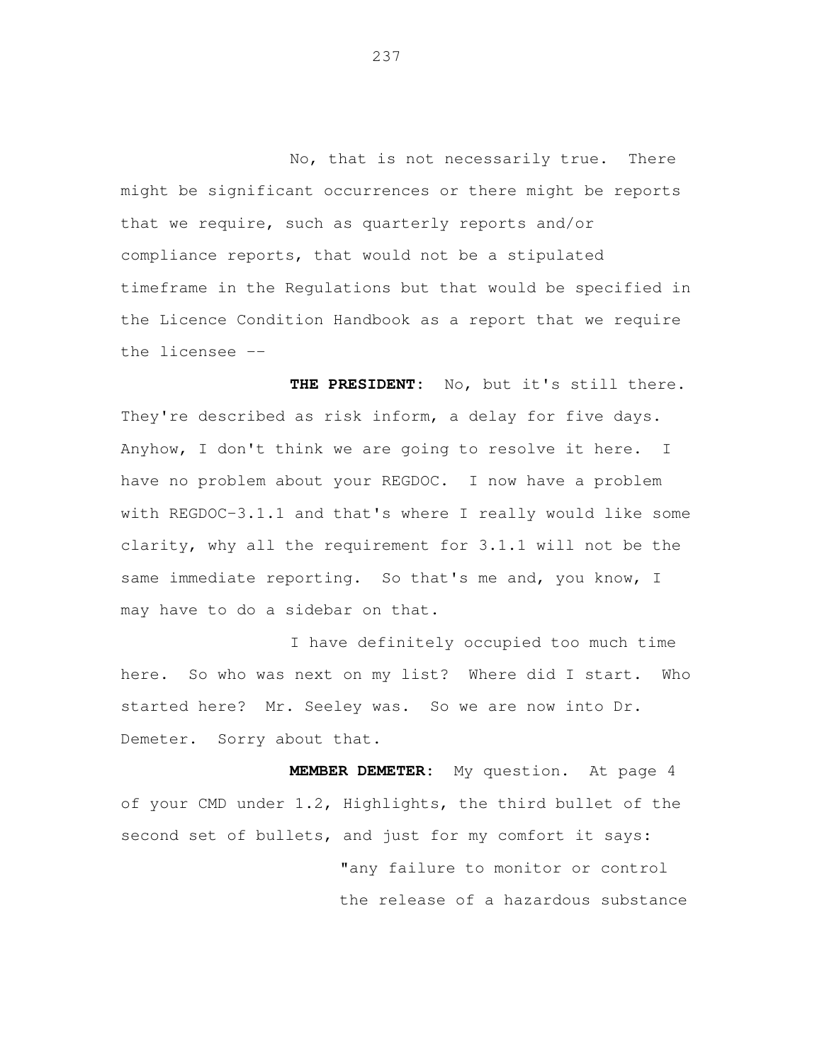No, that is not necessarily true. There might be significant occurrences or there might be reports that we require, such as quarterly reports and/or compliance reports, that would not be a stipulated timeframe in the Regulations but that would be specified in the Licence Condition Handbook as a report that we require the licensee --

**THE PRESIDENT:** No, but it's still there. They're described as risk inform, a delay for five days. Anyhow, I don't think we are going to resolve it here. I have no problem about your REGDOC. I now have a problem with REGDOC-3.1.1 and that's where I really would like some clarity, why all the requirement for 3.1.1 will not be the same immediate reporting. So that's me and, you know, I may have to do a sidebar on that.

I have definitely occupied too much time here. So who was next on my list? Where did I start. Who started here? Mr. Seeley was. So we are now into Dr. Demeter. Sorry about that.

**MEMBER DEMETER:** My question. At page 4 of your CMD under 1.2, Highlights, the third bullet of the second set of bullets, and just for my comfort it says:

> "any failure to monitor or control the release of a hazardous substance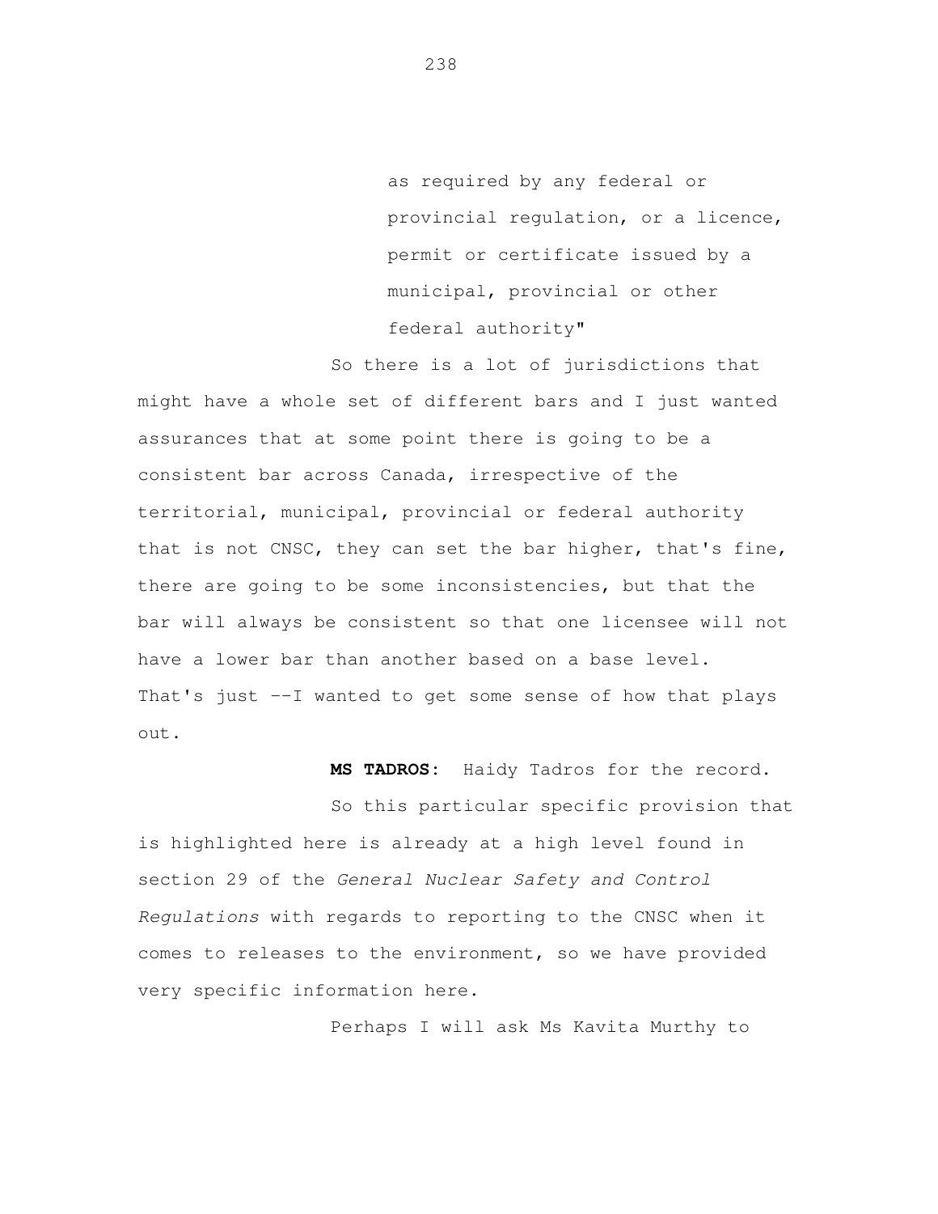as required by any federal or provincial regulation, or a licence, permit or certificate issued by a municipal, provincial or other federal authority"

So there is a lot of jurisdictions that might have a whole set of different bars and I just wanted assurances that at some point there is going to be a consistent bar across Canada, irrespective of the territorial, municipal, provincial or federal authority that is not CNSC, they can set the bar higher, that's fine, there are going to be some inconsistencies, but that the bar will always be consistent so that one licensee will not have a lower bar than another based on a base level. That's just --I wanted to get some sense of how that plays out.

**MS TADROS:** Haidy Tadros for the record.

So this particular specific provision that is highlighted here is already at a high level found in section 29 of the *General Nuclear Safety and Control Regulations* with regards to reporting to the CNSC when it comes to releases to the environment, so we have provided very specific information here.

Perhaps I will ask Ms Kavita Murthy to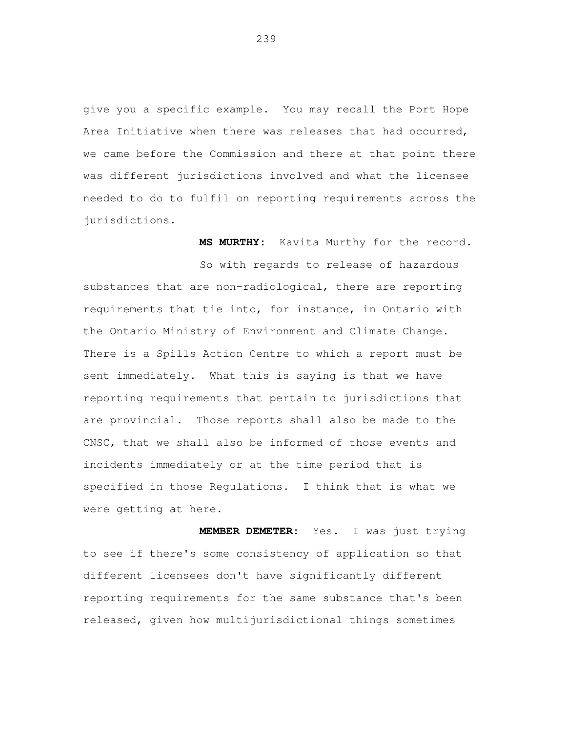give you a specific example. You may recall the Port Hope Area Initiative when there was releases that had occurred, we came before the Commission and there at that point there was different jurisdictions involved and what the licensee needed to do to fulfil on reporting requirements across the jurisdictions.

**MS MURTHY:** Kavita Murthy for the record.

So with regards to release of hazardous substances that are non-radiological, there are reporting requirements that tie into, for instance, in Ontario with the Ontario Ministry of Environment and Climate Change. There is a Spills Action Centre to which a report must be sent immediately. What this is saying is that we have reporting requirements that pertain to jurisdictions that are provincial. Those reports shall also be made to the CNSC, that we shall also be informed of those events and incidents immediately or at the time period that is specified in those Regulations. I think that is what we were getting at here.

**MEMBER DEMETER:** Yes. I was just trying to see if there's some consistency of application so that different licensees don't have significantly different reporting requirements for the same substance that's been released, given how multijurisdictional things sometimes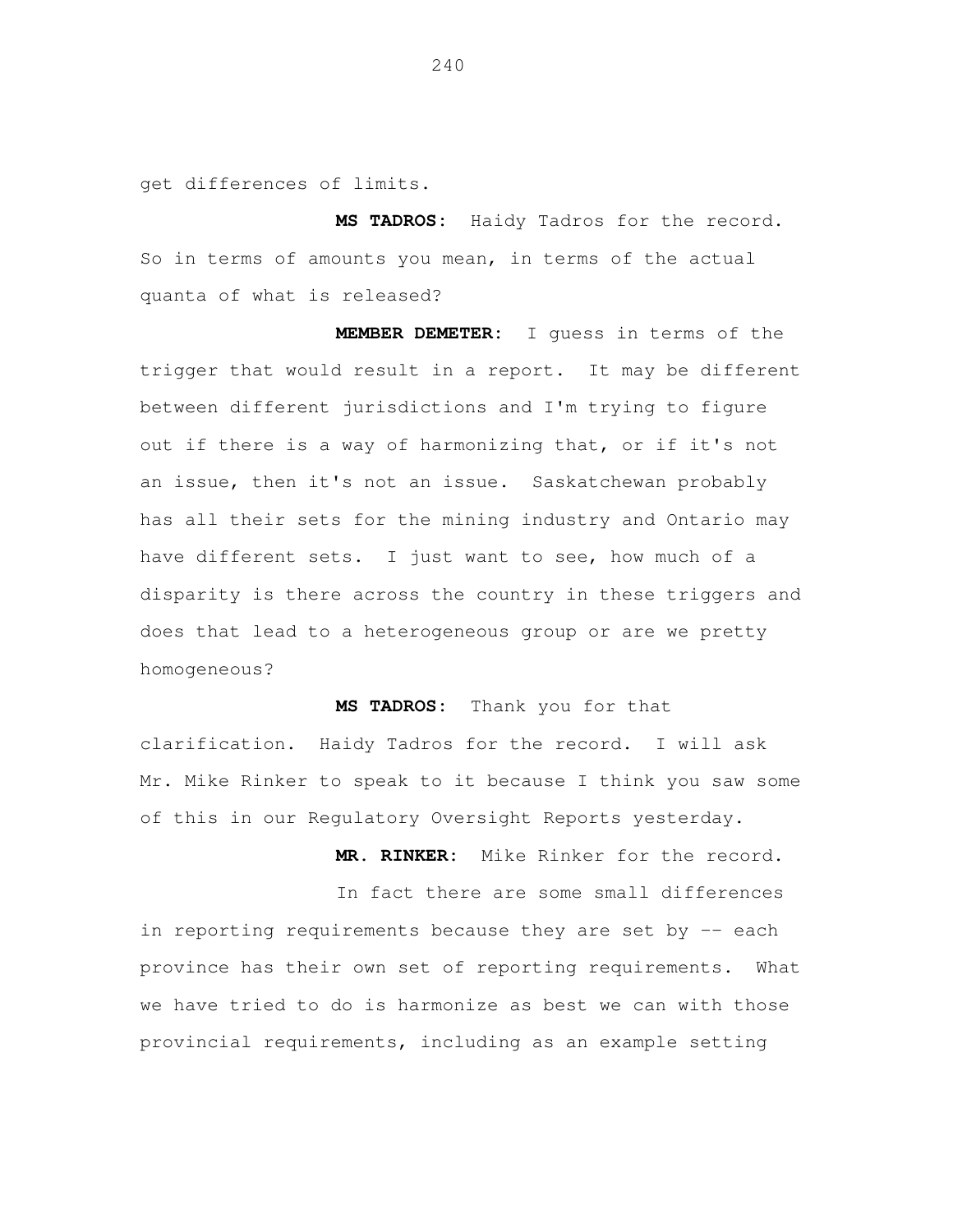get differences of limits.

**MS TADROS:** Haidy Tadros for the record. So in terms of amounts you mean, in terms of the actual quanta of what is released?

**MEMBER DEMETER:** I guess in terms of the trigger that would result in a report. It may be different between different jurisdictions and I'm trying to figure out if there is a way of harmonizing that, or if it's not an issue, then it's not an issue. Saskatchewan probably has all their sets for the mining industry and Ontario may have different sets. I just want to see, how much of a disparity is there across the country in these triggers and does that lead to a heterogeneous group or are we pretty homogeneous?

**MS TADROS:** Thank you for that clarification. Haidy Tadros for the record. I will ask Mr. Mike Rinker to speak to it because I think you saw some of this in our Regulatory Oversight Reports yesterday.

**MR. RINKER:** Mike Rinker for the record.

In fact there are some small differences in reporting requirements because they are set by -- each province has their own set of reporting requirements. What we have tried to do is harmonize as best we can with those provincial requirements, including as an example setting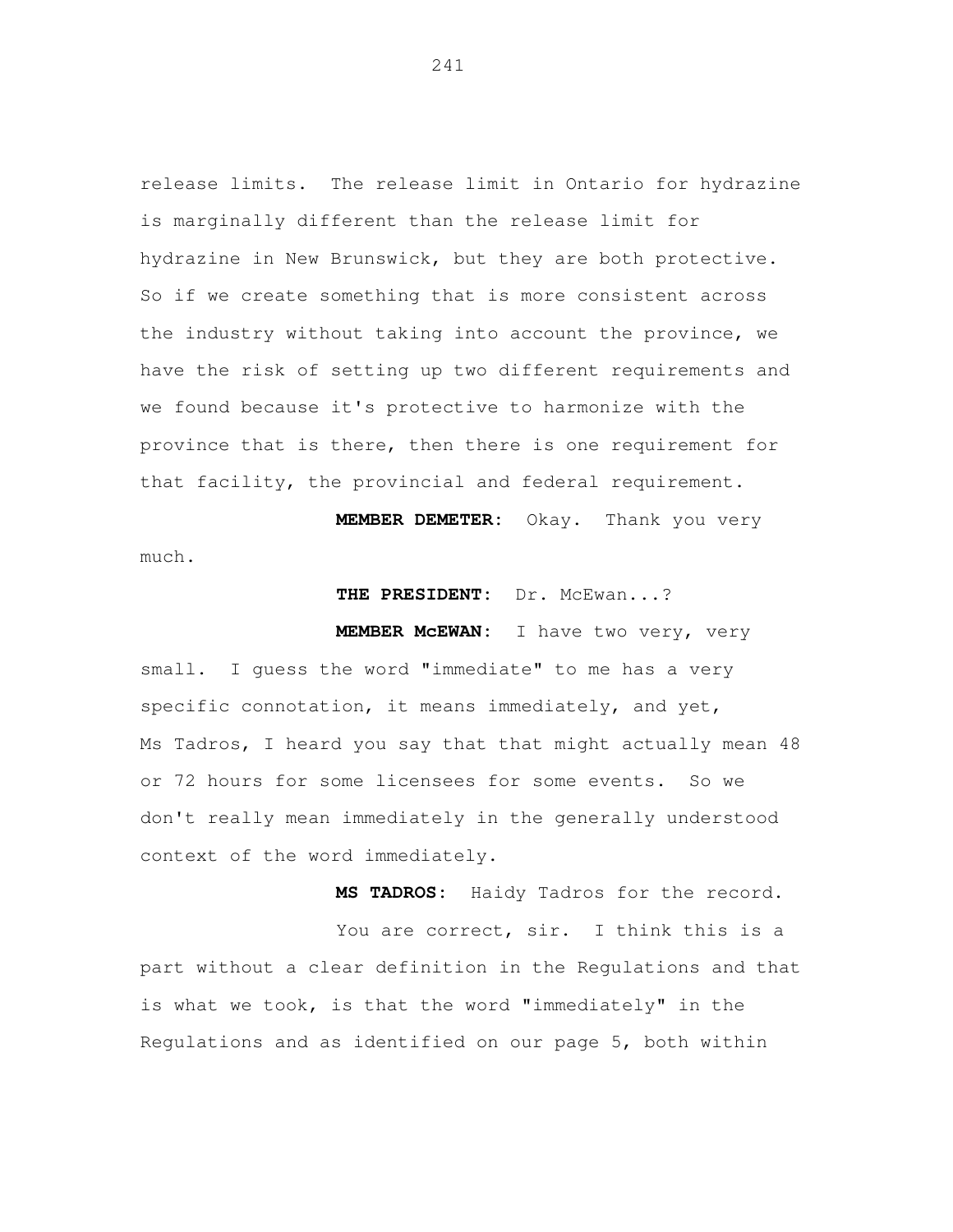release limits. The release limit in Ontario for hydrazine is marginally different than the release limit for hydrazine in New Brunswick, but they are both protective. So if we create something that is more consistent across the industry without taking into account the province, we have the risk of setting up two different requirements and we found because it's protective to harmonize with the province that is there, then there is one requirement for that facility, the provincial and federal requirement.

**MEMBER DEMETER:** Okay. Thank you very much.

**THE PRESIDENT:** Dr. McEwan...?

**MEMBER McEWAN:** I have two very, very small. I guess the word "immediate" to me has a very specific connotation, it means immediately, and yet, Ms Tadros, I heard you say that that might actually mean 48 or 72 hours for some licensees for some events. So we don't really mean immediately in the generally understood context of the word immediately.

**MS TADROS:** Haidy Tadros for the record.

You are correct, sir. I think this is a part without a clear definition in the Regulations and that is what we took, is that the word "immediately" in the Regulations and as identified on our page 5, both within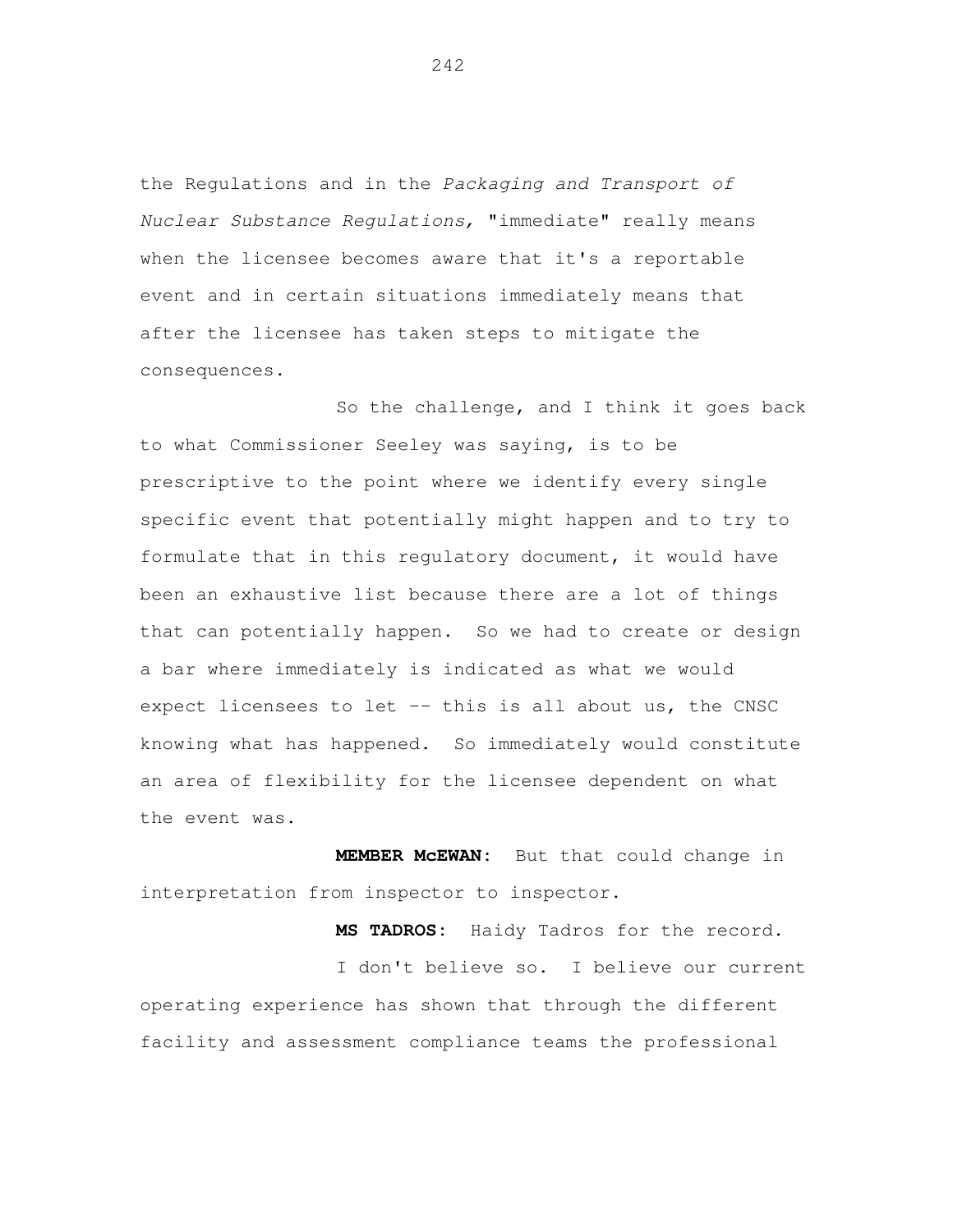the Regulations and in the *Packaging and Transport of Nuclear Substance Regulations,* "immediate" really means when the licensee becomes aware that it's a reportable event and in certain situations immediately means that after the licensee has taken steps to mitigate the consequences.

So the challenge, and I think it goes back to what Commissioner Seeley was saying, is to be prescriptive to the point where we identify every single specific event that potentially might happen and to try to formulate that in this regulatory document, it would have been an exhaustive list because there are a lot of things that can potentially happen. So we had to create or design a bar where immediately is indicated as what we would expect licensees to let -- this is all about us, the CNSC knowing what has happened. So immediately would constitute an area of flexibility for the licensee dependent on what the event was.

**MEMBER McEWAN:** But that could change in interpretation from inspector to inspector.

**MS TADROS:** Haidy Tadros for the record.

I don't believe so. I believe our current operating experience has shown that through the different facility and assessment compliance teams the professional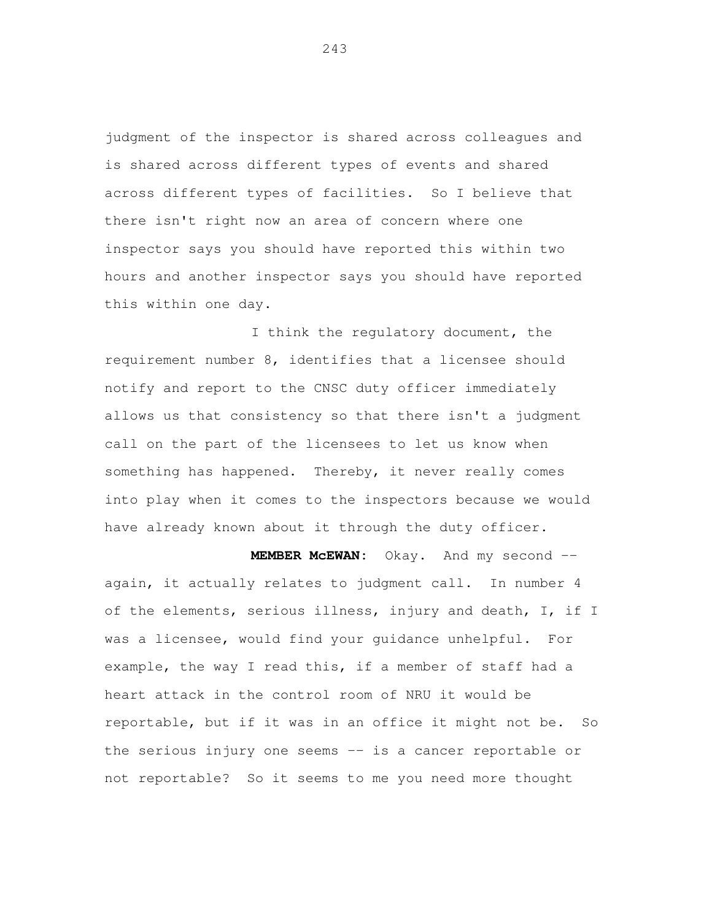judgment of the inspector is shared across colleagues and is shared across different types of events and shared across different types of facilities. So I believe that there isn't right now an area of concern where one inspector says you should have reported this within two hours and another inspector says you should have reported this within one day.

I think the regulatory document, the requirement number 8, identifies that a licensee should notify and report to the CNSC duty officer immediately allows us that consistency so that there isn't a judgment call on the part of the licensees to let us know when something has happened. Thereby, it never really comes into play when it comes to the inspectors because we would have already known about it through the duty officer.

**MEMBER McEWAN:** Okay. And my second -- again, it actually relates to judgment call. In number 4 of the elements, serious illness, injury and death, I, if I was a licensee, would find your guidance unhelpful. For example, the way I read this, if a member of staff had a heart attack in the control room of NRU it would be reportable, but if it was in an office it might not be. So the serious injury one seems -- is a cancer reportable or not reportable? So it seems to me you need more thought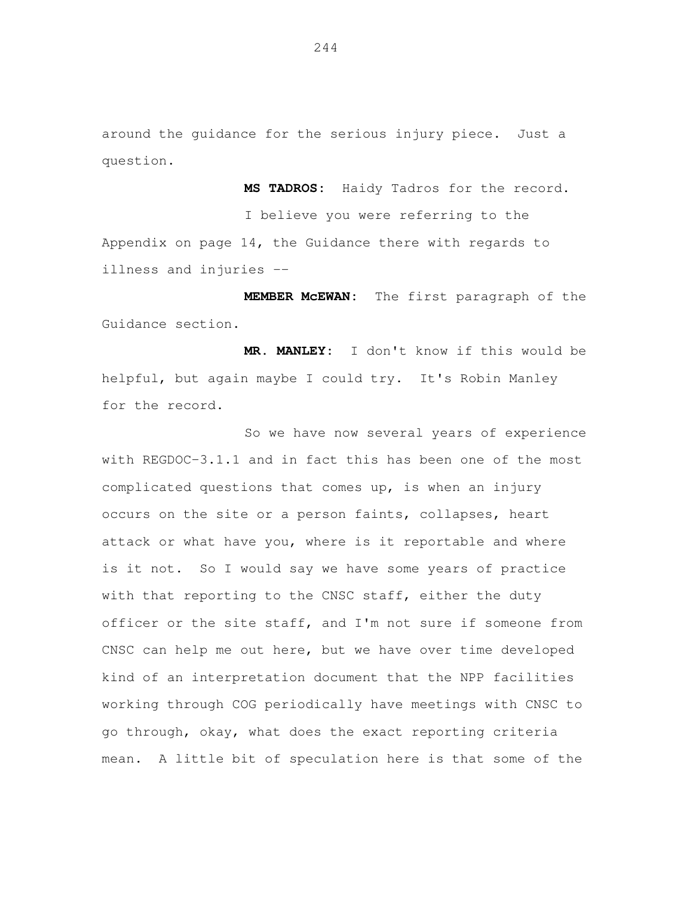around the guidance for the serious injury piece.  Just a question.

**MS TADROS:**  Haidy Tadros for the record.

I believe you were referring to the Appendix on page 14, the Guidance there with regards to illness and injuries --

**MEMBER McEWAN:**  The first paragraph of the Guidance section.

**MR. MANLEY:**  I don't know if this would be helpful, but again maybe I could try.  It's Robin Manley for the record.

So we have now several years of experience with REGDOC-3.1.1 and in fact this has been one of the most complicated questions that comes up, is when an injury occurs on the site or a person faints, collapses, heart attack or what have you, where is it reportable and where is it not.  So I would say we have some years of practice with that reporting to the CNSC staff, either the duty officer or the site staff, and I'm not sure if someone from CNSC can help me out here, but we have over time developed kind of an interpretation document that the NPP facilities working through COG periodically have meetings with CNSC to go through, okay, what does the exact reporting criteria mean.  A little bit of speculation here is that some of the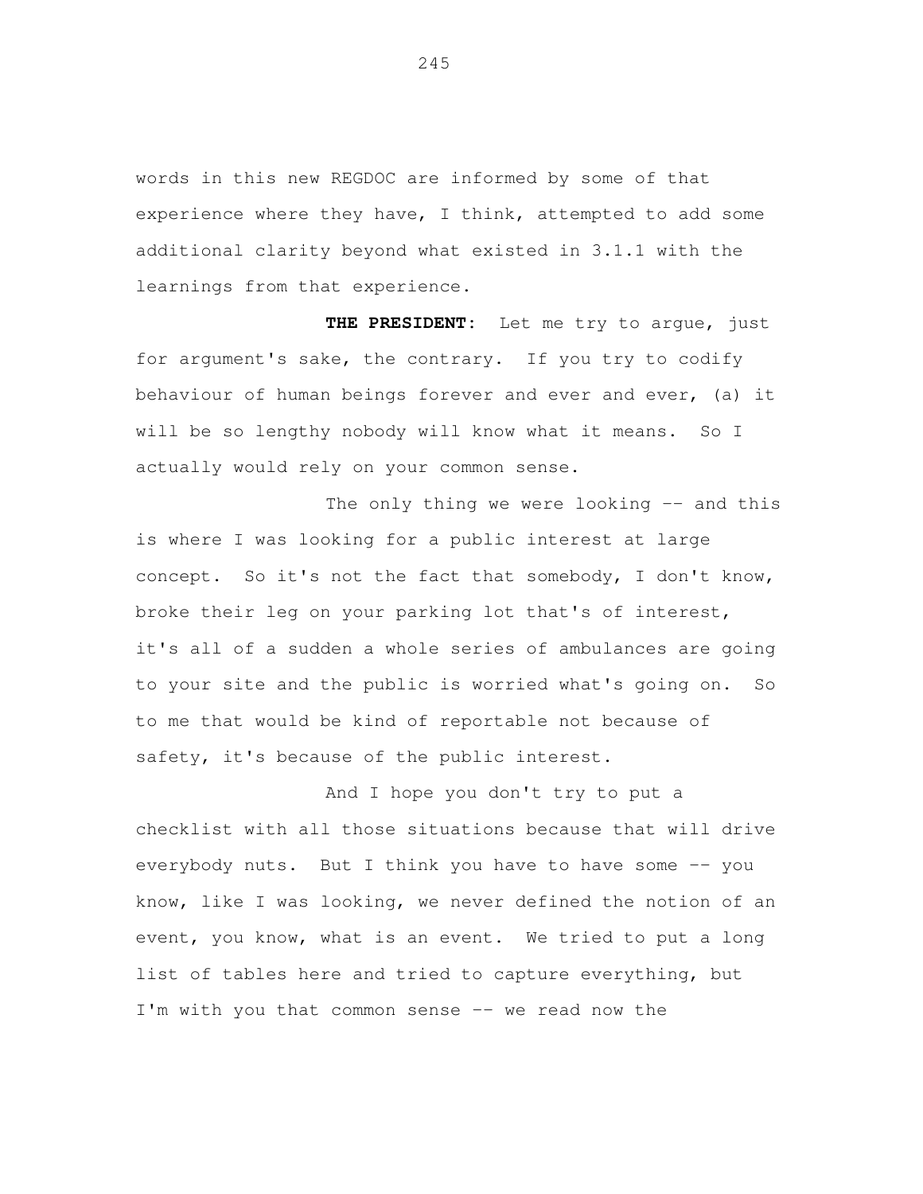words in this new REGDOC are informed by some of that experience where they have, I think, attempted to add some additional clarity beyond what existed in 3.1.1 with the learnings from that experience.

**THE PRESIDENT:** Let me try to argue, just for argument's sake, the contrary. If you try to codify behaviour of human beings forever and ever and ever, (a) it will be so lengthy nobody will know what it means. So I actually would rely on your common sense.

The only thing we were looking -- and this is where I was looking for a public interest at large concept. So it's not the fact that somebody, I don't know, broke their leg on your parking lot that's of interest, it's all of a sudden a whole series of ambulances are going to your site and the public is worried what's going on. So to me that would be kind of reportable not because of safety, it's because of the public interest.

And I hope you don't try to put a checklist with all those situations because that will drive everybody nuts. But I think you have to have some -- you know, like I was looking, we never defined the notion of an event, you know, what is an event. We tried to put a long list of tables here and tried to capture everything, but I'm with you that common sense -- we read now the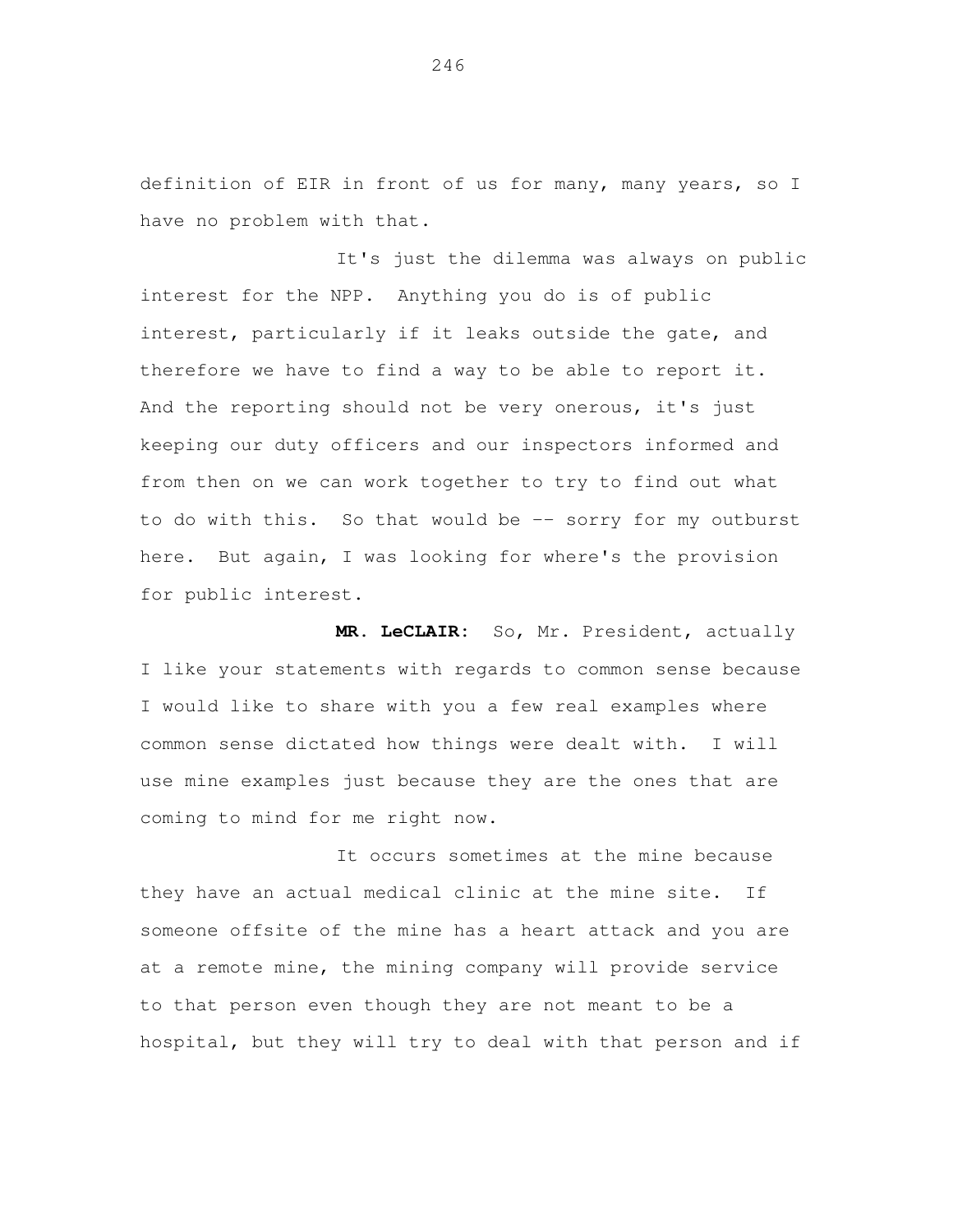definition of EIR in front of us for many, many years, so I have no problem with that.

It's just the dilemma was always on public interest for the NPP. Anything you do is of public interest, particularly if it leaks outside the gate, and therefore we have to find a way to be able to report it. And the reporting should not be very onerous, it's just keeping our duty officers and our inspectors informed and from then on we can work together to try to find out what to do with this. So that would be -- sorry for my outburst here. But again, I was looking for where's the provision for public interest.

**MR. LeCLAIR:** So, Mr. President, actually I like your statements with regards to common sense because I would like to share with you a few real examples where common sense dictated how things were dealt with. I will use mine examples just because they are the ones that are coming to mind for me right now.

It occurs sometimes at the mine because they have an actual medical clinic at the mine site. If someone offsite of the mine has a heart attack and you are at a remote mine, the mining company will provide service to that person even though they are not meant to be a hospital, but they will try to deal with that person and if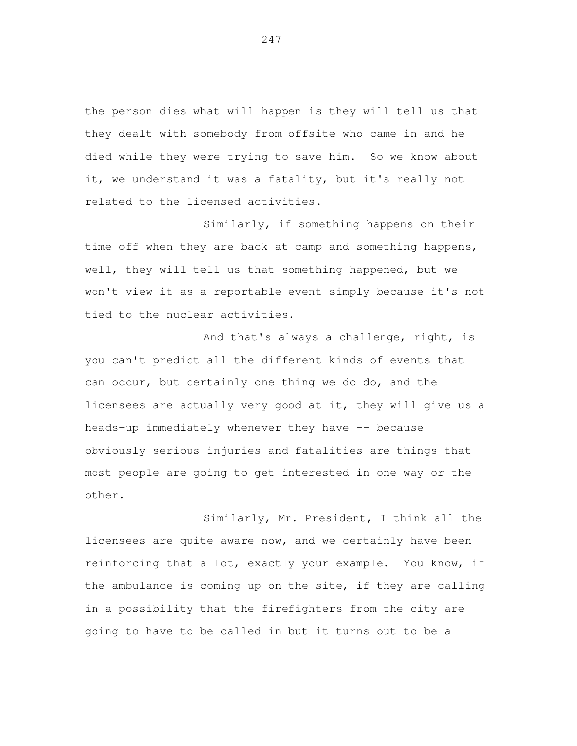the person dies what will happen is they will tell us that they dealt with somebody from offsite who came in and he died while they were trying to save him. So we know about it, we understand it was a fatality, but it's really not related to the licensed activities.

Similarly, if something happens on their time off when they are back at camp and something happens, well, they will tell us that something happened, but we won't view it as a reportable event simply because it's not tied to the nuclear activities.

And that's always a challenge, right, is you can't predict all the different kinds of events that can occur, but certainly one thing we do do, and the licensees are actually very good at it, they will give us a heads-up immediately whenever they have -- because obviously serious injuries and fatalities are things that most people are going to get interested in one way or the other.

Similarly, Mr. President, I think all the licensees are quite aware now, and we certainly have been reinforcing that a lot, exactly your example. You know, if the ambulance is coming up on the site, if they are calling in a possibility that the firefighters from the city are going to have to be called in but it turns out to be a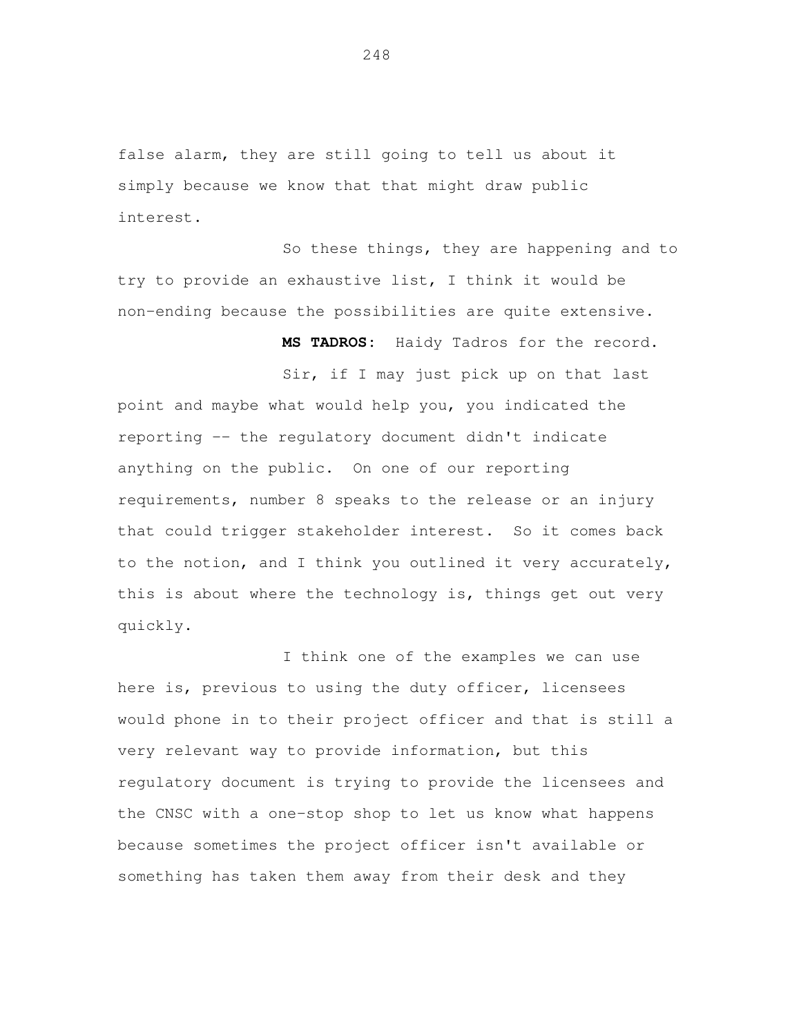false alarm, they are still going to tell us about it simply because we know that that might draw public interest.

So these things, they are happening and to try to provide an exhaustive list, I think it would be non-ending because the possibilities are quite extensive.

**MS TADROS:** Haidy Tadros for the record.

Sir, if I may just pick up on that last point and maybe what would help you, you indicated the reporting -- the regulatory document didn't indicate anything on the public. On one of our reporting requirements, number 8 speaks to the release or an injury that could trigger stakeholder interest. So it comes back to the notion, and I think you outlined it very accurately, this is about where the technology is, things get out very quickly.

I think one of the examples we can use here is, previous to using the duty officer, licensees would phone in to their project officer and that is still a very relevant way to provide information, but this regulatory document is trying to provide the licensees and the CNSC with a one-stop shop to let us know what happens because sometimes the project officer isn't available or something has taken them away from their desk and they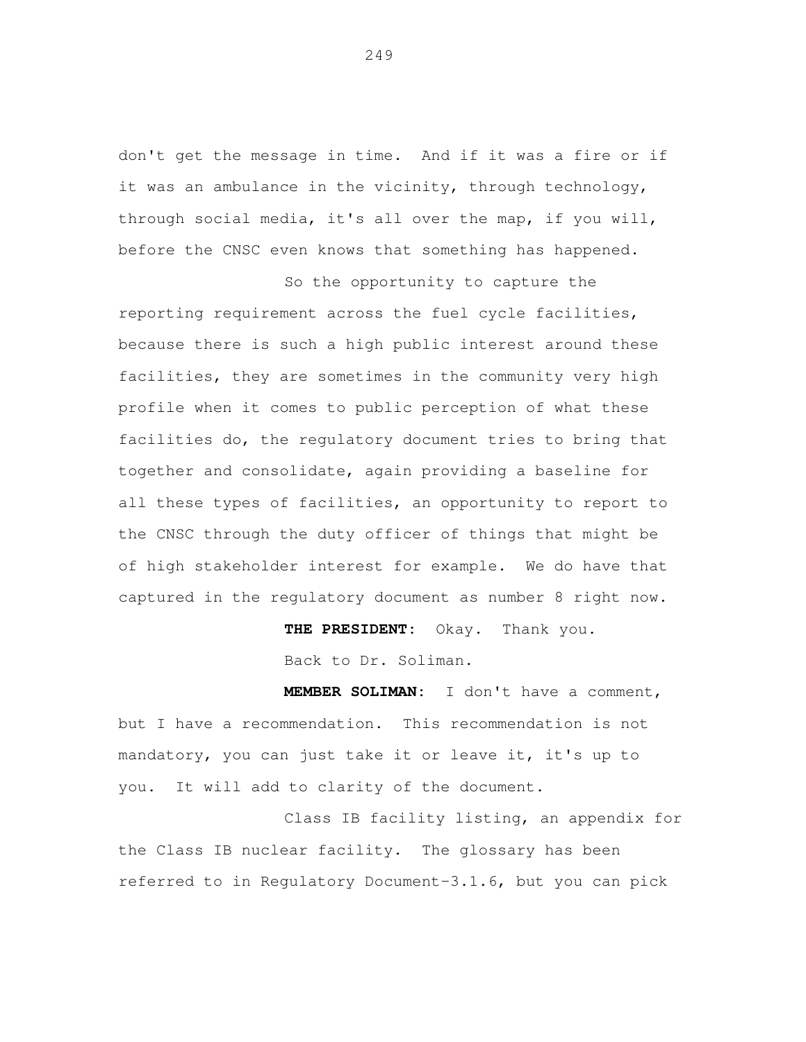don't get the message in time. And if it was a fire or if it was an ambulance in the vicinity, through technology, through social media, it's all over the map, if you will, before the CNSC even knows that something has happened.

So the opportunity to capture the reporting requirement across the fuel cycle facilities, because there is such a high public interest around these facilities, they are sometimes in the community very high profile when it comes to public perception of what these facilities do, the regulatory document tries to bring that together and consolidate, again providing a baseline for all these types of facilities, an opportunity to report to the CNSC through the duty officer of things that might be of high stakeholder interest for example. We do have that captured in the regulatory document as number 8 right now.

**THE PRESIDENT:** Okay. Thank you.

Back to Dr. Soliman.

**MEMBER SOLIMAN:** I don't have a comment, but I have a recommendation. This recommendation is not mandatory, you can just take it or leave it, it's up to you. It will add to clarity of the document.

Class IB facility listing, an appendix for the Class IB nuclear facility. The glossary has been referred to in Regulatory Document-3.1.6, but you can pick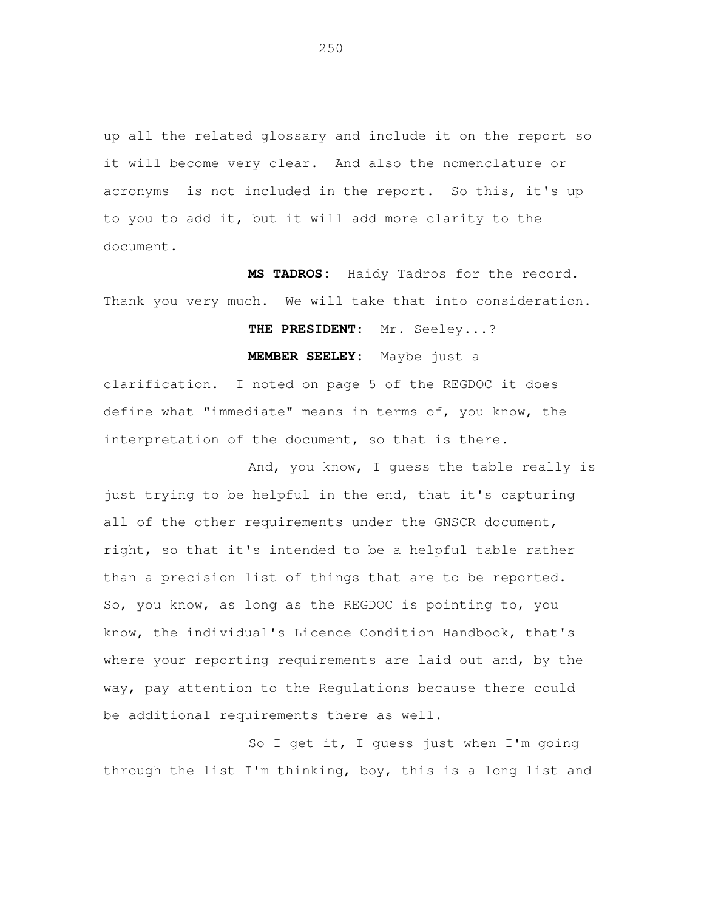up all the related glossary and include it on the report so it will become very clear. And also the nomenclature or acronyms is not included in the report. So this, it's up to you to add it, but it will add more clarity to the document.

**MS TADROS:** Haidy Tadros for the record. Thank you very much. We will take that into consideration.

**THE PRESIDENT:** Mr. Seeley...?

**MEMBER SEELEY:** Maybe just a clarification. I noted on page 5 of the REGDOC it does define what "immediate" means in terms of, you know, the interpretation of the document, so that is there.

And, you know, I guess the table really is just trying to be helpful in the end, that it's capturing all of the other requirements under the GNSCR document, right, so that it's intended to be a helpful table rather than a precision list of things that are to be reported. So, you know, as long as the REGDOC is pointing to, you know, the individual's Licence Condition Handbook, that's where your reporting requirements are laid out and, by the way, pay attention to the Regulations because there could be additional requirements there as well.

So I get it, I guess just when I'm going through the list I'm thinking, boy, this is a long list and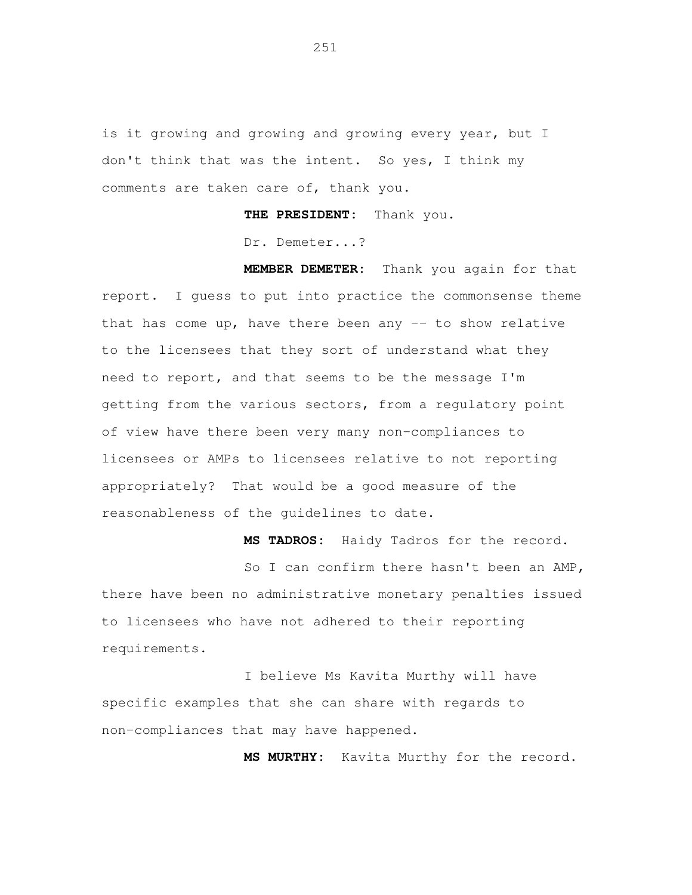is it growing and growing and growing every year, but I don't think that was the intent. So yes, I think my comments are taken care of, thank you.

**THE PRESIDENT:** Thank you.

Dr. Demeter...?

**MEMBER DEMETER:** Thank you again for that report. I guess to put into practice the commonsense theme that has come up, have there been any -- to show relative to the licensees that they sort of understand what they need to report, and that seems to be the message I'm getting from the various sectors, from a regulatory point of view have there been very many non-compliances to licensees or AMPs to licensees relative to not reporting appropriately? That would be a good measure of the reasonableness of the guidelines to date.

**MS TADROS:** Haidy Tadros for the record.

So I can confirm there hasn't been an AMP, there have been no administrative monetary penalties issued to licensees who have not adhered to their reporting requirements.

I believe Ms Kavita Murthy will have specific examples that she can share with regards to non-compliances that may have happened.

**MS MURTHY:** Kavita Murthy for the record.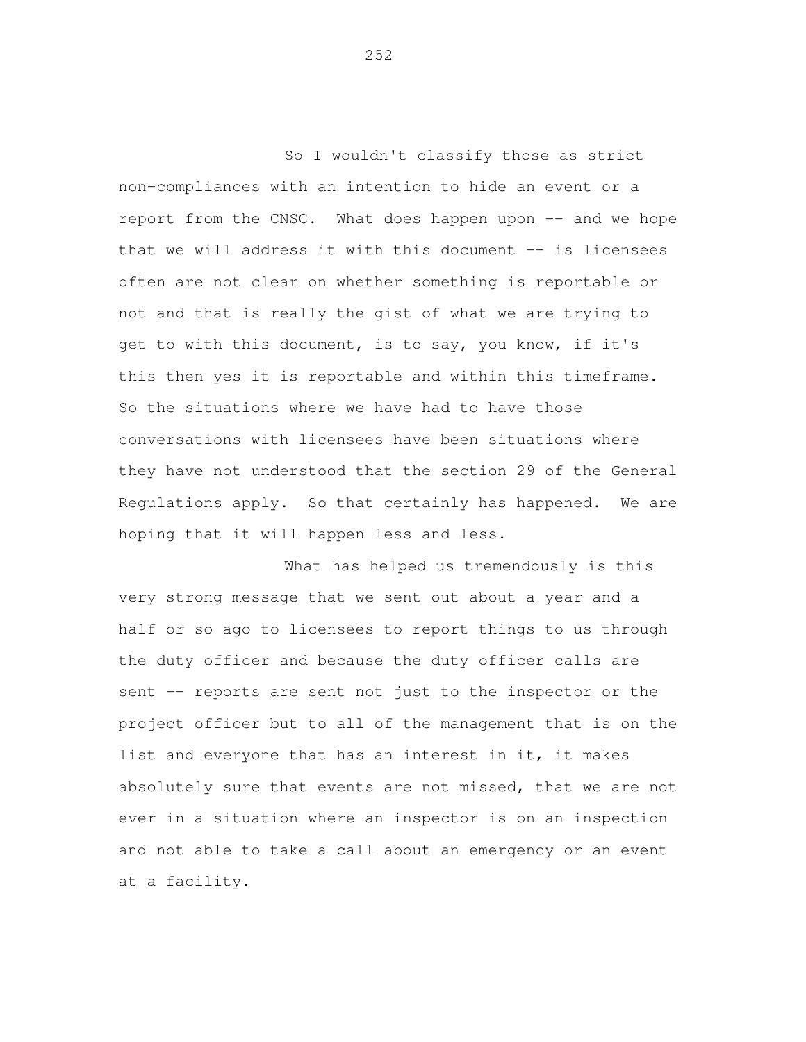So I wouldn't classify those as strict non-compliances with an intention to hide an event or a report from the CNSC. What does happen upon -- and we hope that we will address it with this document -- is licensees often are not clear on whether something is reportable or not and that is really the gist of what we are trying to get to with this document, is to say, you know, if it's this then yes it is reportable and within this timeframe. So the situations where we have had to have those conversations with licensees have been situations where they have not understood that the section 29 of the General Regulations apply. So that certainly has happened. We are hoping that it will happen less and less.

What has helped us tremendously is this very strong message that we sent out about a year and a half or so ago to licensees to report things to us through the duty officer and because the duty officer calls are sent -- reports are sent not just to the inspector or the project officer but to all of the management that is on the list and everyone that has an interest in it, it makes absolutely sure that events are not missed, that we are not ever in a situation where an inspector is on an inspection and not able to take a call about an emergency or an event at a facility.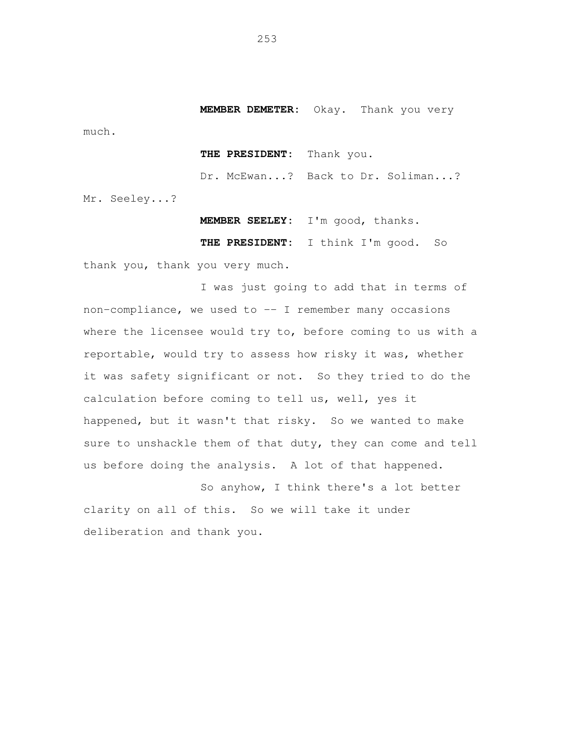**MEMBER DEMETER:** Okay. Thank you very much.

**THE PRESIDENT:** Thank you.

Dr. McEwan...? Back to Dr. Soliman...? Mr. Seeley...?

**MEMBER SEELEY:** I'm good, thanks.

**THE PRESIDENT:** I think I'm good. So thank you, thank you very much.

I was just going to add that in terms of non-compliance, we used to -- I remember many occasions where the licensee would try to, before coming to us with a reportable, would try to assess how risky it was, whether it was safety significant or not. So they tried to do the calculation before coming to tell us, well, yes it happened, but it wasn't that risky. So we wanted to make sure to unshackle them of that duty, they can come and tell us before doing the analysis. A lot of that happened.

So anyhow, I think there's a lot better clarity on all of this. So we will take it under deliberation and thank you.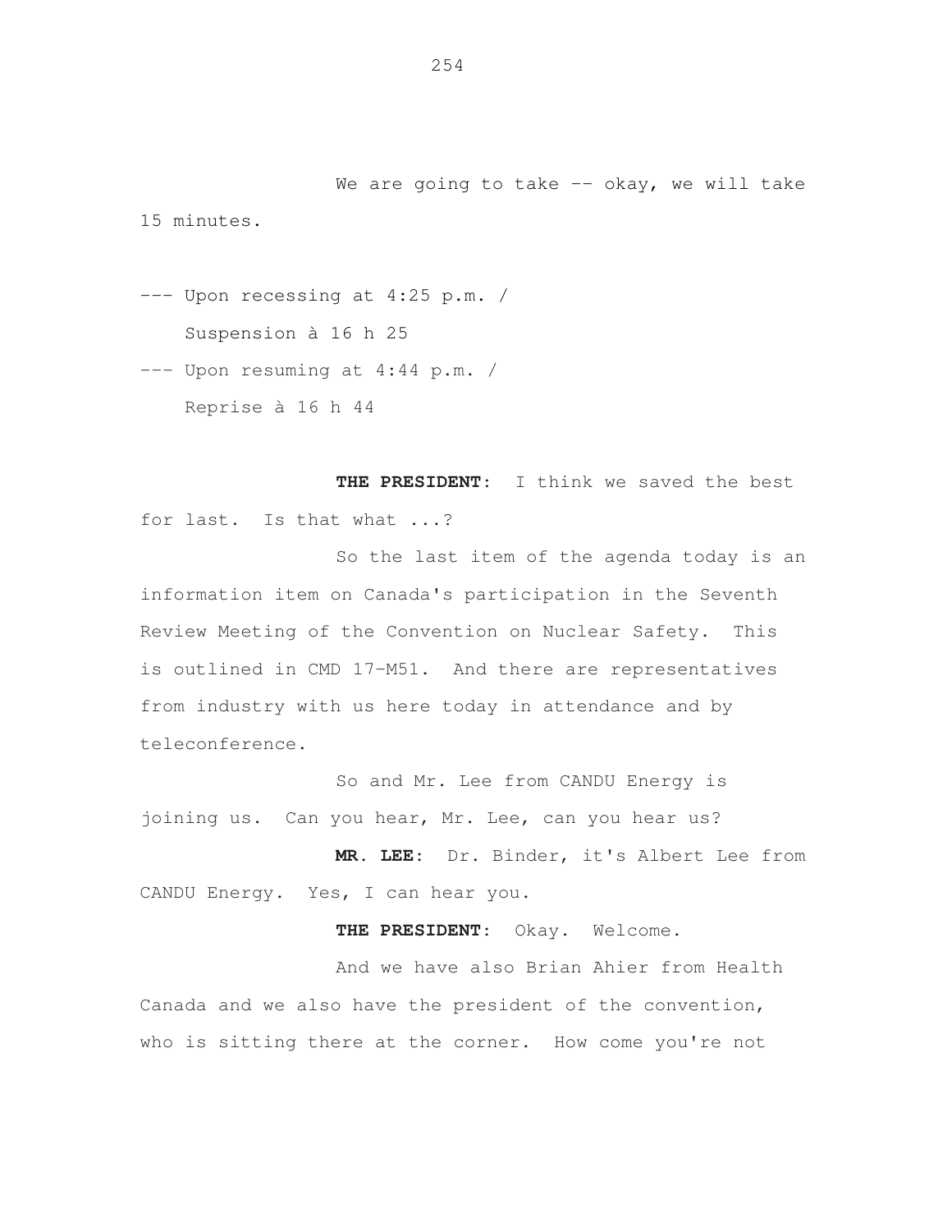We are going to take -- okay, we will take 15 minutes.

--- Upon recessing at 4:25 p.m. /

Suspension à 16 h 25

--- Upon resuming at 4:44 p.m. /

Reprise à 16 h 44

**THE PRESIDENT**: I think we saved the best for last. Is that what ...?

So the last item of the agenda today is an information item on Canada's participation in the Seventh Review Meeting of the Convention on Nuclear Safety. This is outlined in CMD 17-M51. And there are representatives from industry with us here today in attendance and by teleconference.

So and Mr. Lee from CANDU Energy is joining us. Can you hear, Mr. Lee, can you hear us?

**MR. LEE**: Dr. Binder, it's Albert Lee from CANDU Energy. Yes, I can hear you.

**THE PRESIDENT**: Okay. Welcome.

And we have also Brian Ahier from Health Canada and we also have the president of the convention, who is sitting there at the corner. How come you're not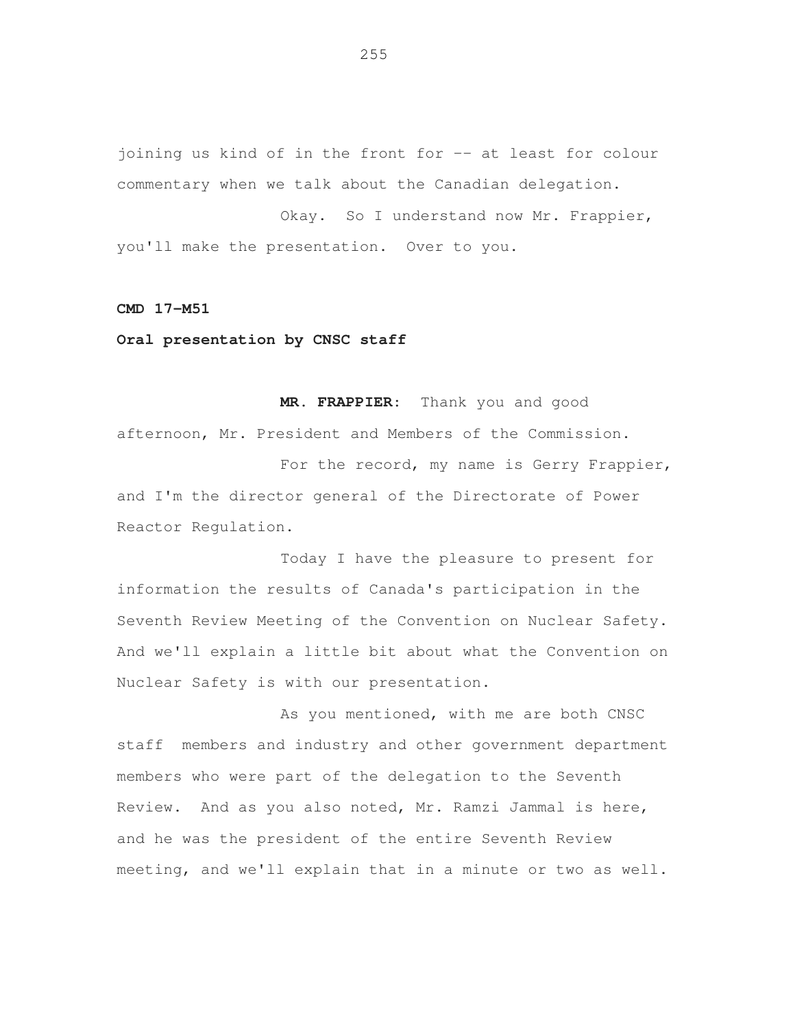joining us kind of in the front for -- at least for colour commentary when we talk about the Canadian delegation.

Okay. So I understand now Mr. Frappier, you'll make the presentation. Over to you.

**CMD 17-M51**

**Oral presentation by CNSC staff**

**MR. FRAPPIER:** Thank you and good afternoon, Mr. President and Members of the Commission.

For the record, my name is Gerry Frappier, and I'm the director general of the Directorate of Power Reactor Regulation.

Today I have the pleasure to present for information the results of Canada's participation in the Seventh Review Meeting of the Convention on Nuclear Safety. And we'll explain a little bit about what the Convention on Nuclear Safety is with our presentation.

As you mentioned, with me are both CNSC staff members and industry and other government department members who were part of the delegation to the Seventh Review. And as you also noted, Mr. Ramzi Jammal is here, and he was the president of the entire Seventh Review meeting, and we'll explain that in a minute or two as well.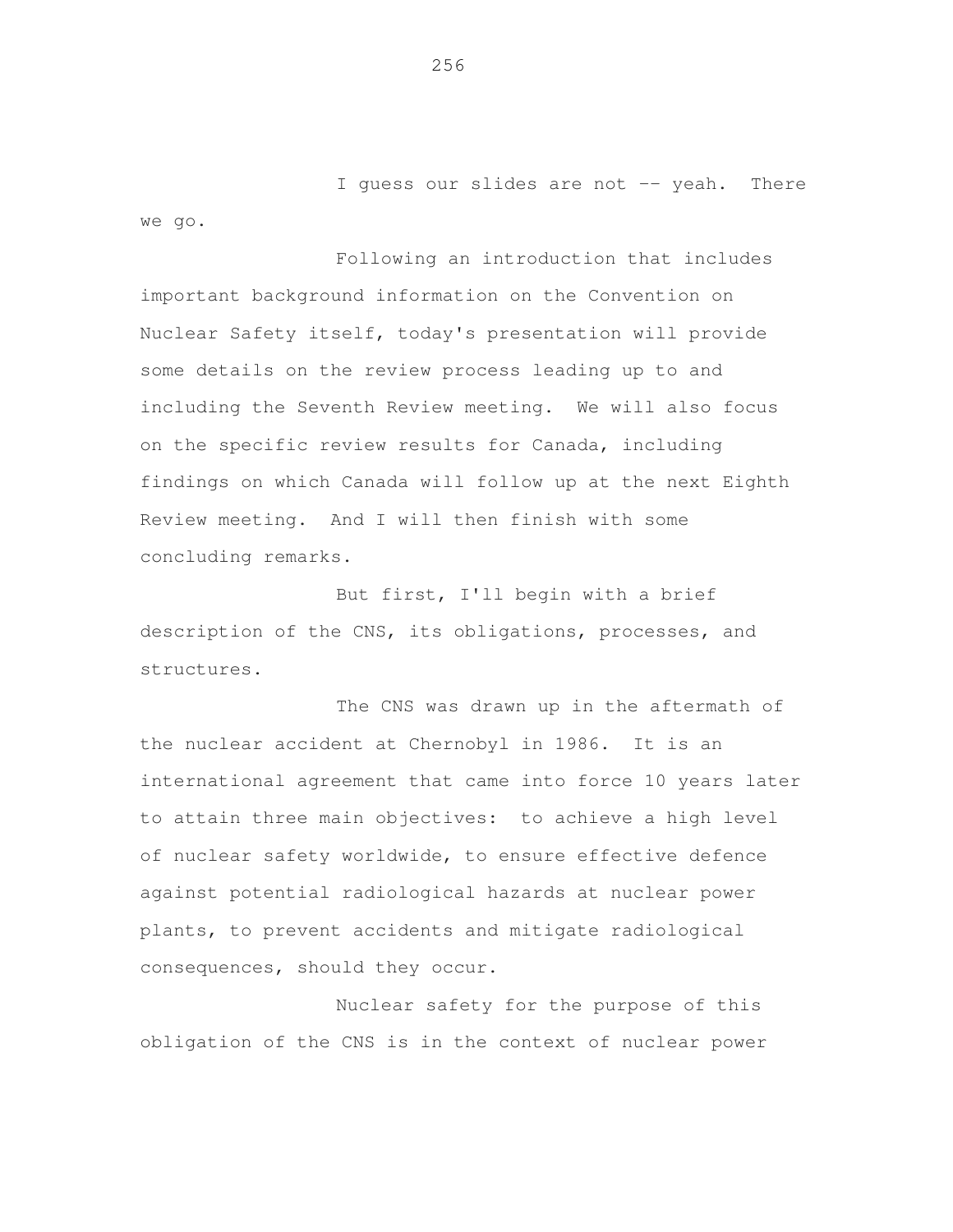I guess our slides are not -- yeah. There we go.

Following an introduction that includes important background information on the Convention on Nuclear Safety itself, today's presentation will provide some details on the review process leading up to and including the Seventh Review meeting. We will also focus on the specific review results for Canada, including findings on which Canada will follow up at the next Eighth Review meeting. And I will then finish with some concluding remarks.

But first, I'll begin with a brief description of the CNS, its obligations, processes, and structures.

The CNS was drawn up in the aftermath of the nuclear accident at Chernobyl in 1986. It is an international agreement that came into force 10 years later to attain three main objectives: to achieve a high level of nuclear safety worldwide, to ensure effective defence against potential radiological hazards at nuclear power plants, to prevent accidents and mitigate radiological consequences, should they occur.

Nuclear safety for the purpose of this obligation of the CNS is in the context of nuclear power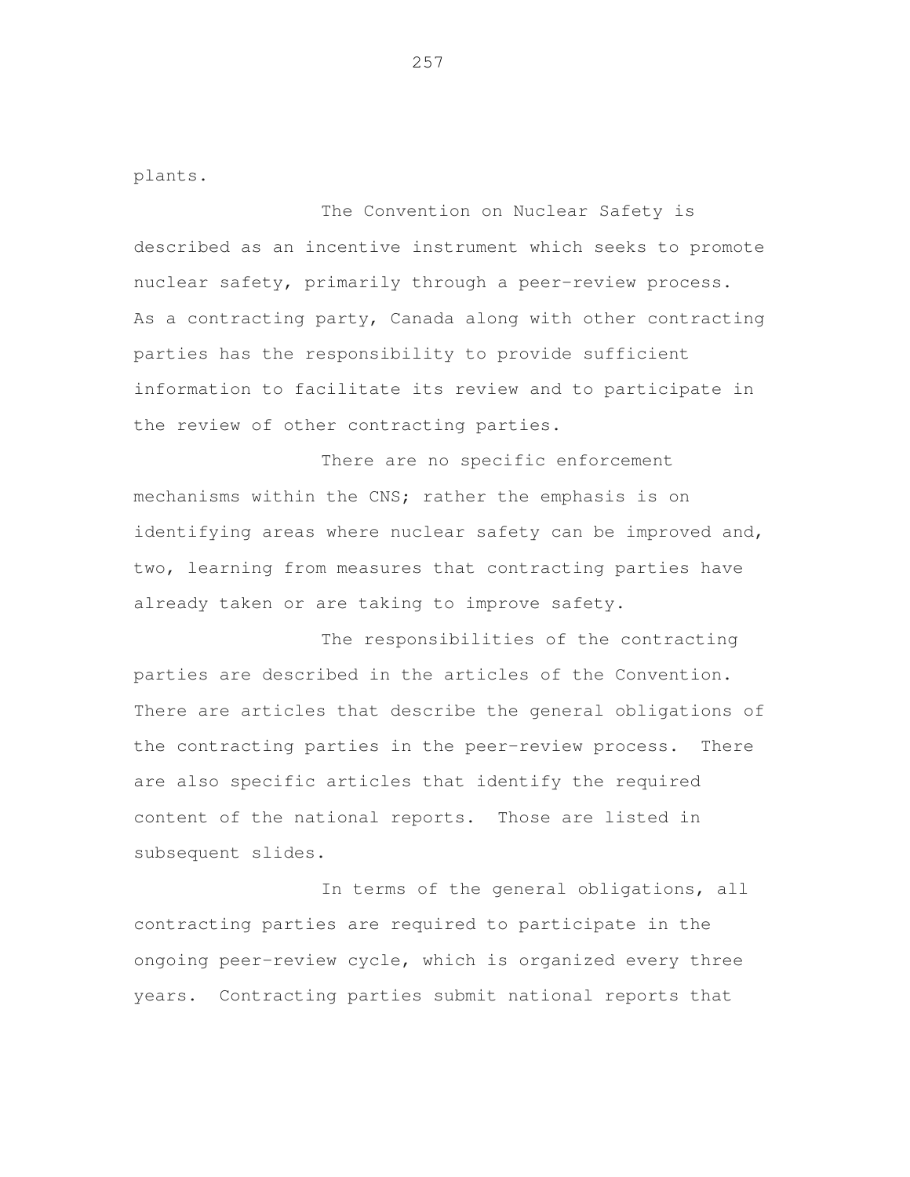plants.

The Convention on Nuclear Safety is described as an incentive instrument which seeks to promote nuclear safety, primarily through a peer-review process. As a contracting party, Canada along with other contracting parties has the responsibility to provide sufficient information to facilitate its review and to participate in the review of other contracting parties.

There are no specific enforcement mechanisms within the CNS; rather the emphasis is on identifying areas where nuclear safety can be improved and, two, learning from measures that contracting parties have already taken or are taking to improve safety.

The responsibilities of the contracting parties are described in the articles of the Convention. There are articles that describe the general obligations of the contracting parties in the peer-review process. There are also specific articles that identify the required content of the national reports. Those are listed in subsequent slides.

In terms of the general obligations, all contracting parties are required to participate in the ongoing peer-review cycle, which is organized every three years. Contracting parties submit national reports that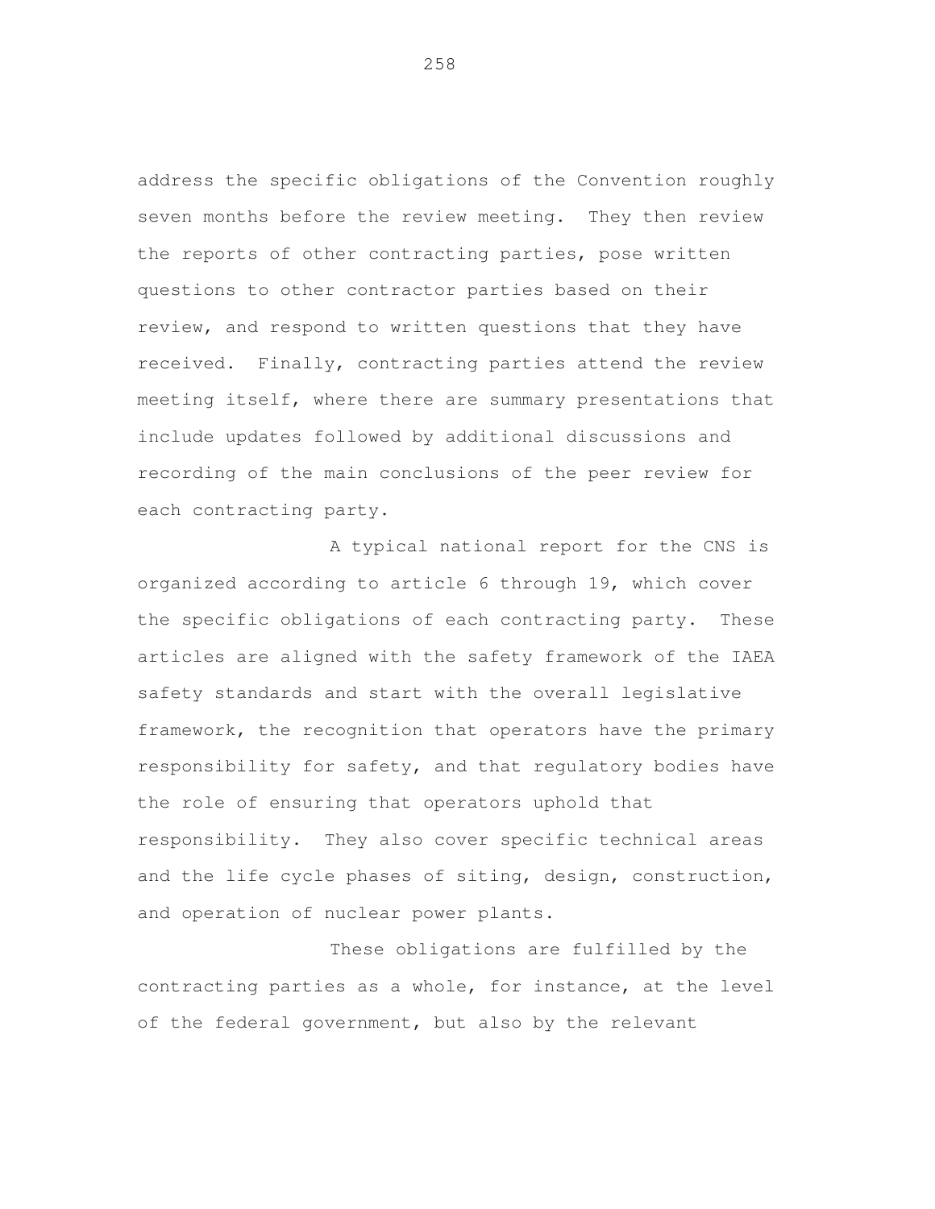address the specific obligations of the Convention roughly seven months before the review meeting. They then review the reports of other contracting parties, pose written questions to other contractor parties based on their review, and respond to written questions that they have received. Finally, contracting parties attend the review meeting itself, where there are summary presentations that include updates followed by additional discussions and recording of the main conclusions of the peer review for each contracting party.

A typical national report for the CNS is organized according to article 6 through 19, which cover the specific obligations of each contracting party. These articles are aligned with the safety framework of the IAEA safety standards and start with the overall legislative framework, the recognition that operators have the primary responsibility for safety, and that regulatory bodies have the role of ensuring that operators uphold that responsibility. They also cover specific technical areas and the life cycle phases of siting, design, construction, and operation of nuclear power plants.

These obligations are fulfilled by the contracting parties as a whole, for instance, at the level of the federal government, but also by the relevant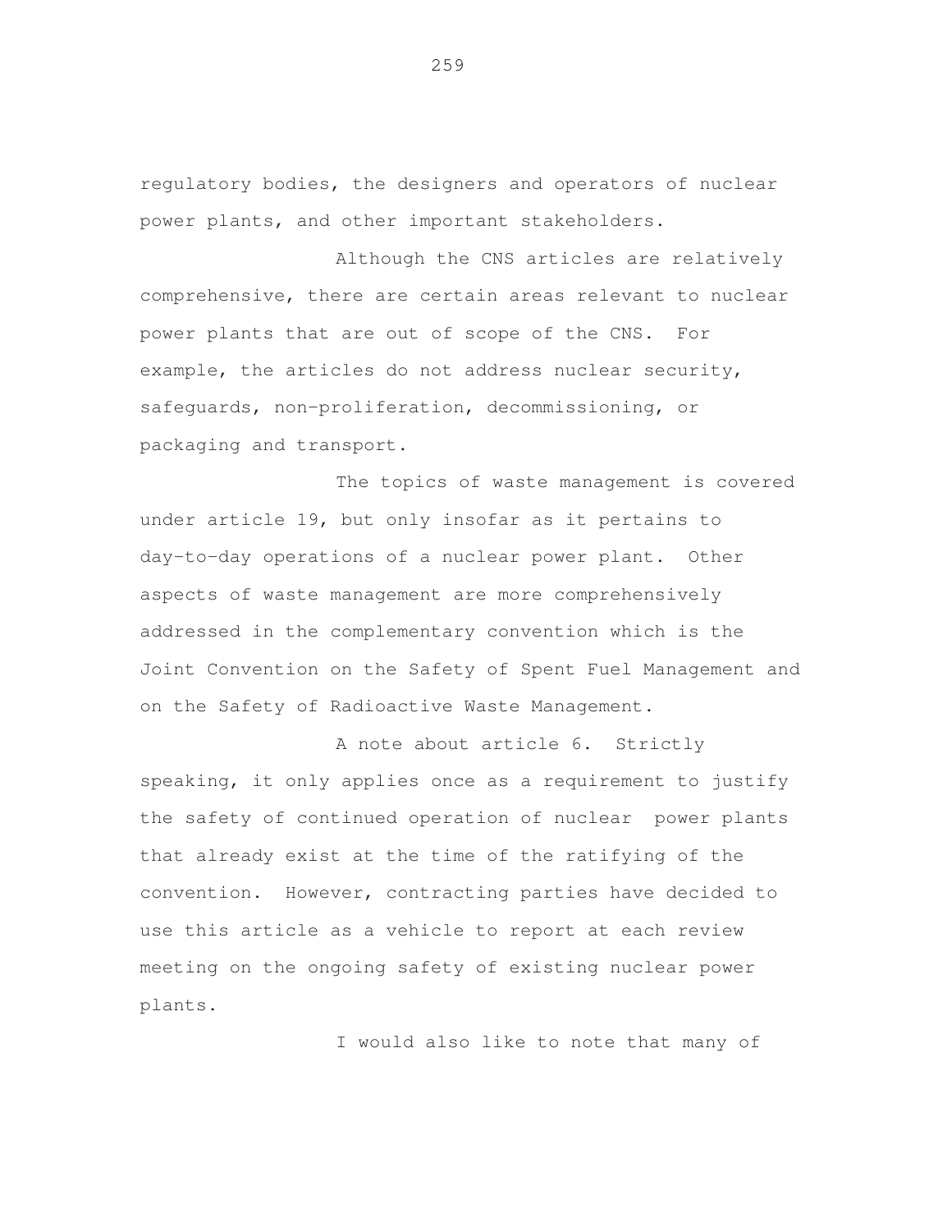regulatory bodies, the designers and operators of nuclear power plants, and other important stakeholders.

Although the CNS articles are relatively comprehensive, there are certain areas relevant to nuclear power plants that are out of scope of the CNS. For example, the articles do not address nuclear security, safeguards, non-proliferation, decommissioning, or packaging and transport.

The topics of waste management is covered under article 19, but only insofar as it pertains to day-to-day operations of a nuclear power plant. Other aspects of waste management are more comprehensively addressed in the complementary convention which is the Joint Convention on the Safety of Spent Fuel Management and on the Safety of Radioactive Waste Management.

A note about article 6. Strictly speaking, it only applies once as a requirement to justify the safety of continued operation of nuclear power plants that already exist at the time of the ratifying of the convention. However, contracting parties have decided to use this article as a vehicle to report at each review meeting on the ongoing safety of existing nuclear power plants.

I would also like to note that many of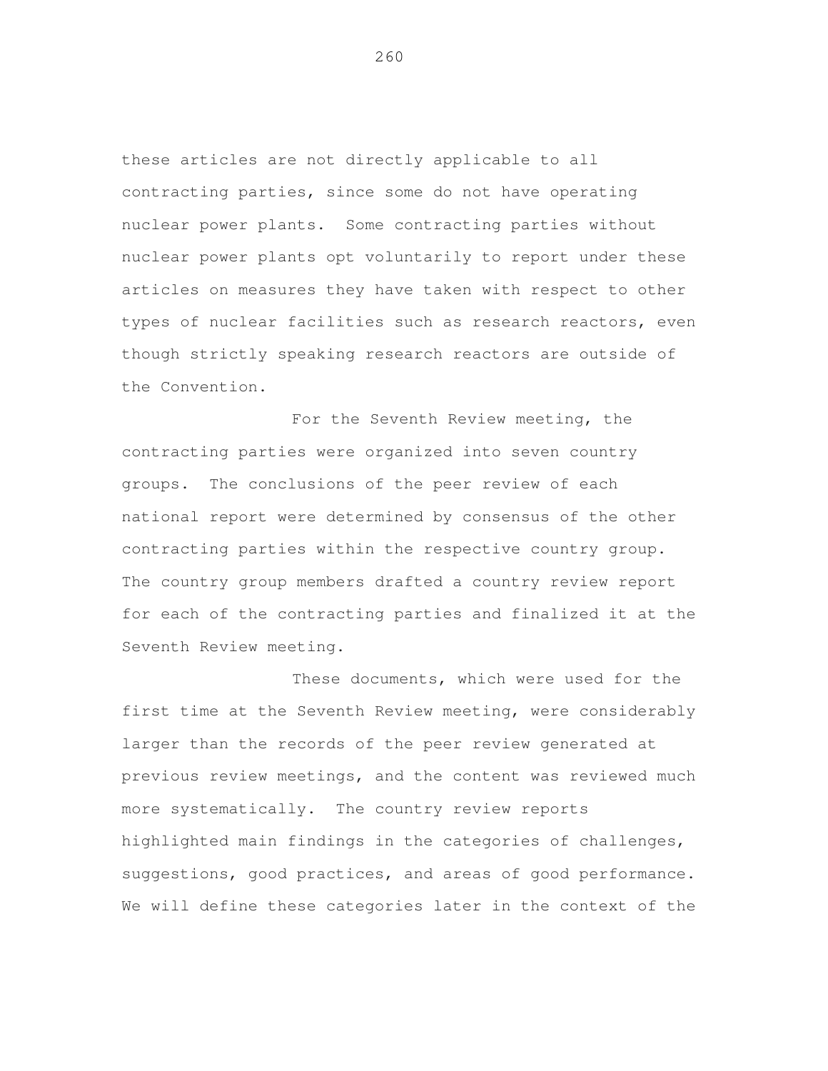these articles are not directly applicable to all contracting parties, since some do not have operating nuclear power plants. Some contracting parties without nuclear power plants opt voluntarily to report under these articles on measures they have taken with respect to other types of nuclear facilities such as research reactors, even though strictly speaking research reactors are outside of the Convention.

For the Seventh Review meeting, the contracting parties were organized into seven country groups. The conclusions of the peer review of each national report were determined by consensus of the other contracting parties within the respective country group. The country group members drafted a country review report for each of the contracting parties and finalized it at the Seventh Review meeting.

These documents, which were used for the first time at the Seventh Review meeting, were considerably larger than the records of the peer review generated at previous review meetings, and the content was reviewed much more systematically. The country review reports highlighted main findings in the categories of challenges, suggestions, good practices, and areas of good performance. We will define these categories later in the context of the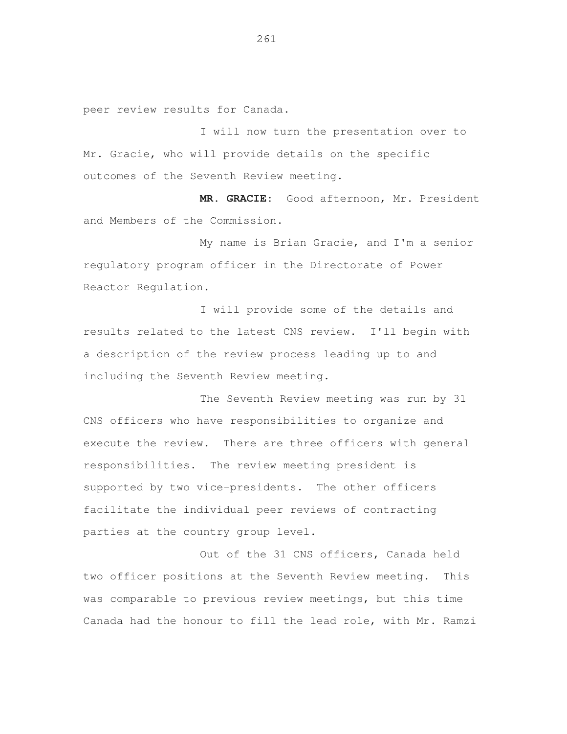peer review results for Canada.

I will now turn the presentation over to Mr. Gracie, who will provide details on the specific outcomes of the Seventh Review meeting.

**MR. GRACIE:** Good afternoon, Mr. President and Members of the Commission.

My name is Brian Gracie, and I'm a senior regulatory program officer in the Directorate of Power Reactor Regulation.

I will provide some of the details and results related to the latest CNS review. I'll begin with a description of the review process leading up to and including the Seventh Review meeting.

The Seventh Review meeting was run by 31 CNS officers who have responsibilities to organize and execute the review. There are three officers with general responsibilities. The review meeting president is supported by two vice-presidents. The other officers facilitate the individual peer reviews of contracting parties at the country group level.

Out of the 31 CNS officers, Canada held two officer positions at the Seventh Review meeting. This was comparable to previous review meetings, but this time Canada had the honour to fill the lead role, with Mr. Ramzi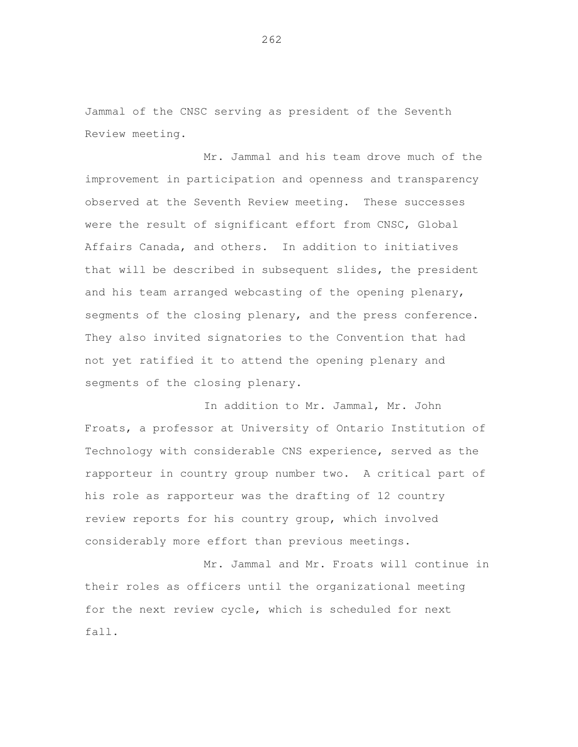Jammal of the CNSC serving as president of the Seventh Review meeting.

Mr. Jammal and his team drove much of the improvement in participation and openness and transparency observed at the Seventh Review meeting. These successes were the result of significant effort from CNSC, Global Affairs Canada, and others. In addition to initiatives that will be described in subsequent slides, the president and his team arranged webcasting of the opening plenary, segments of the closing plenary, and the press conference. They also invited signatories to the Convention that had not yet ratified it to attend the opening plenary and segments of the closing plenary.

In addition to Mr. Jammal, Mr. John Froats, a professor at University of Ontario Institution of Technology with considerable CNS experience, served as the rapporteur in country group number two. A critical part of his role as rapporteur was the drafting of 12 country review reports for his country group, which involved considerably more effort than previous meetings.

Mr. Jammal and Mr. Froats will continue in their roles as officers until the organizational meeting for the next review cycle, which is scheduled for next fall.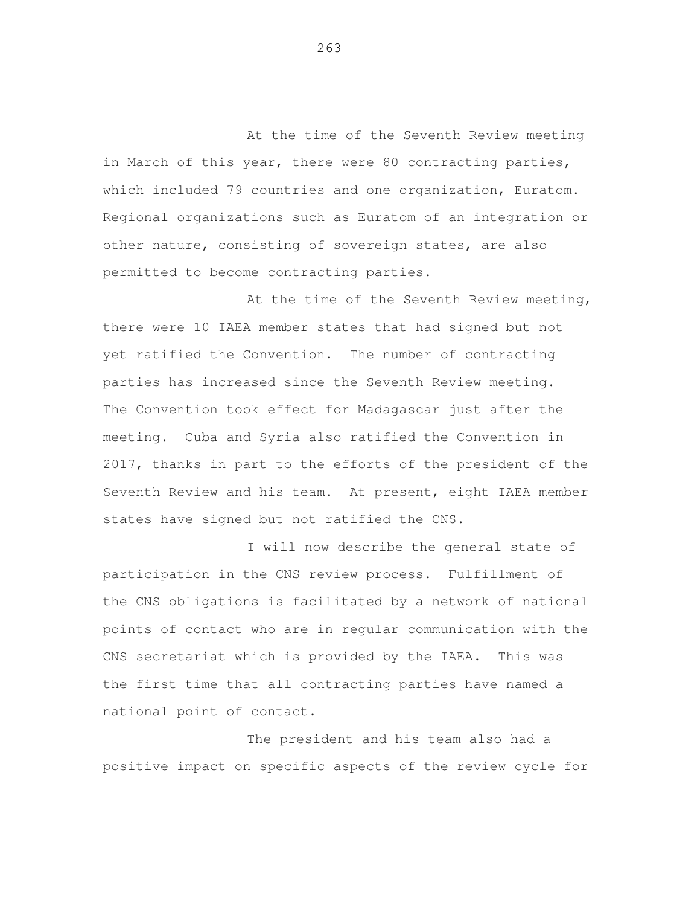At the time of the Seventh Review meeting in March of this year, there were 80 contracting parties, which included 79 countries and one organization, Euratom. Regional organizations such as Euratom of an integration or other nature, consisting of sovereign states, are also permitted to become contracting parties.

At the time of the Seventh Review meeting, there were 10 IAEA member states that had signed but not yet ratified the Convention. The number of contracting parties has increased since the Seventh Review meeting. The Convention took effect for Madagascar just after the meeting. Cuba and Syria also ratified the Convention in 2017, thanks in part to the efforts of the president of the Seventh Review and his team. At present, eight IAEA member states have signed but not ratified the CNS.

I will now describe the general state of participation in the CNS review process. Fulfillment of the CNS obligations is facilitated by a network of national points of contact who are in regular communication with the CNS secretariat which is provided by the IAEA. This was the first time that all contracting parties have named a national point of contact.

The president and his team also had a positive impact on specific aspects of the review cycle for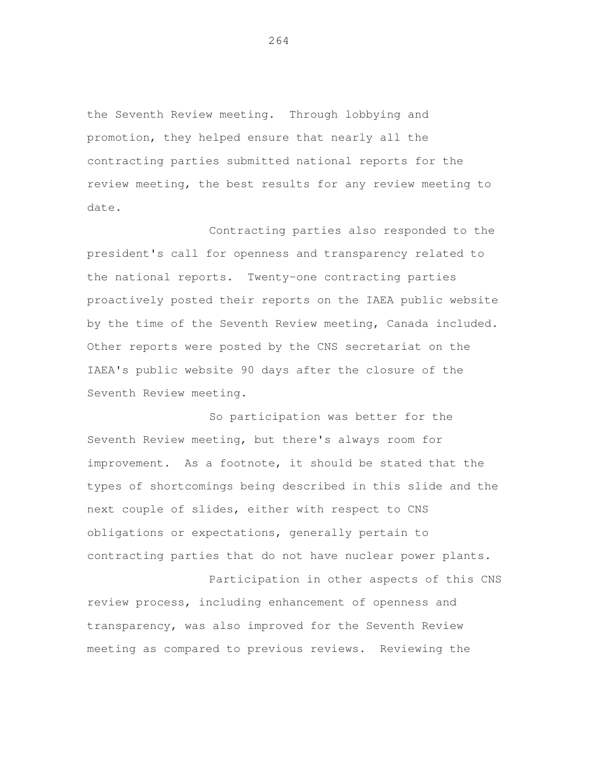the Seventh Review meeting. Through lobbying and promotion, they helped ensure that nearly all the contracting parties submitted national reports for the review meeting, the best results for any review meeting to date.

Contracting parties also responded to the president's call for openness and transparency related to the national reports. Twenty-one contracting parties proactively posted their reports on the IAEA public website by the time of the Seventh Review meeting, Canada included. Other reports were posted by the CNS secretariat on the IAEA's public website 90 days after the closure of the Seventh Review meeting.

So participation was better for the Seventh Review meeting, but there's always room for improvement. As a footnote, it should be stated that the types of shortcomings being described in this slide and the next couple of slides, either with respect to CNS obligations or expectations, generally pertain to contracting parties that do not have nuclear power plants.

Participation in other aspects of this CNS review process, including enhancement of openness and transparency, was also improved for the Seventh Review meeting as compared to previous reviews. Reviewing the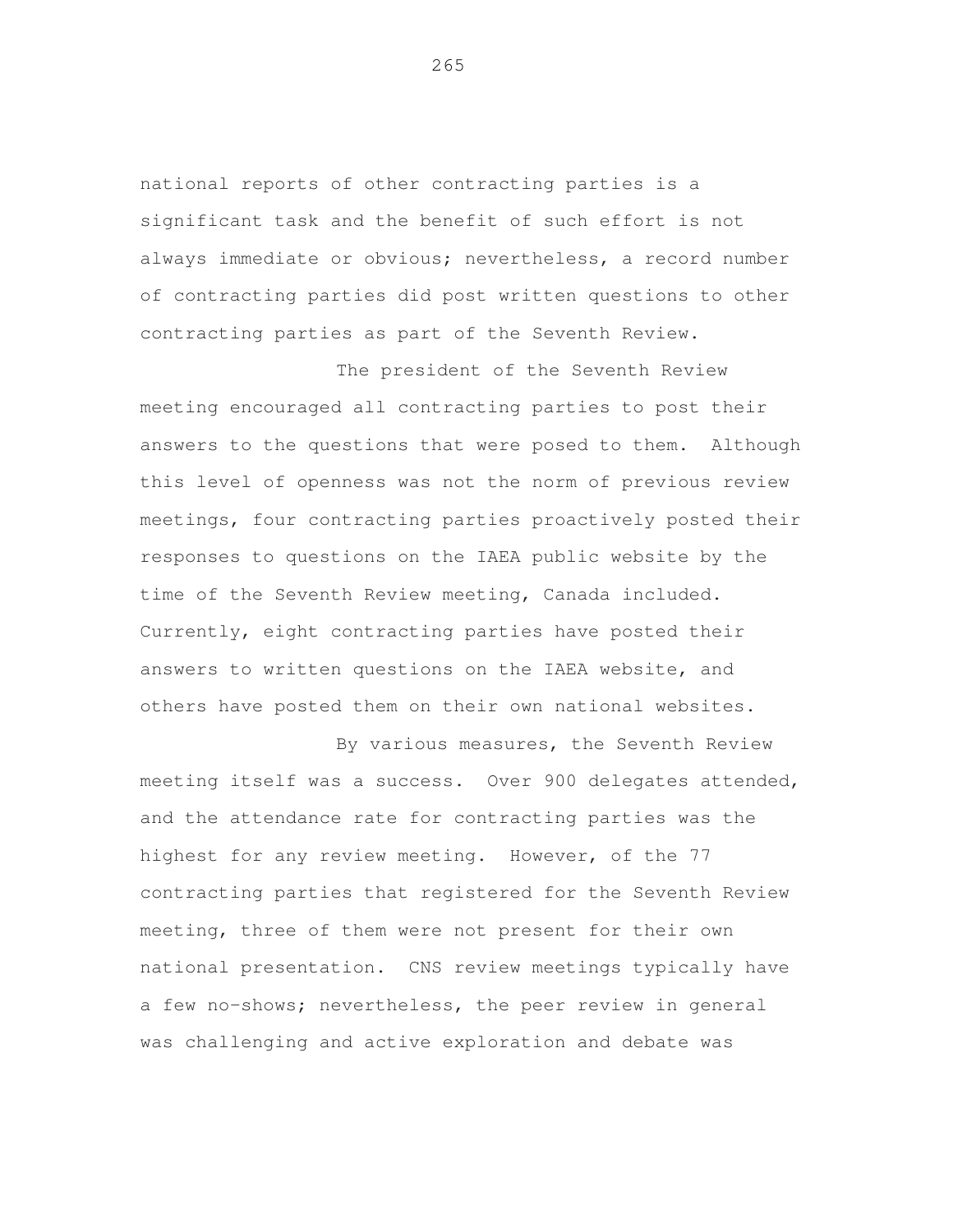national reports of other contracting parties is a significant task and the benefit of such effort is not always immediate or obvious; nevertheless, a record number of contracting parties did post written questions to other contracting parties as part of the Seventh Review.

The president of the Seventh Review meeting encouraged all contracting parties to post their answers to the questions that were posed to them. Although this level of openness was not the norm of previous review meetings, four contracting parties proactively posted their responses to questions on the IAEA public website by the time of the Seventh Review meeting, Canada included. Currently, eight contracting parties have posted their answers to written questions on the IAEA website, and others have posted them on their own national websites.

By various measures, the Seventh Review meeting itself was a success. Over 900 delegates attended, and the attendance rate for contracting parties was the highest for any review meeting. However, of the 77 contracting parties that registered for the Seventh Review meeting, three of them were not present for their own national presentation. CNS review meetings typically have a few no-shows; nevertheless, the peer review in general was challenging and active exploration and debate was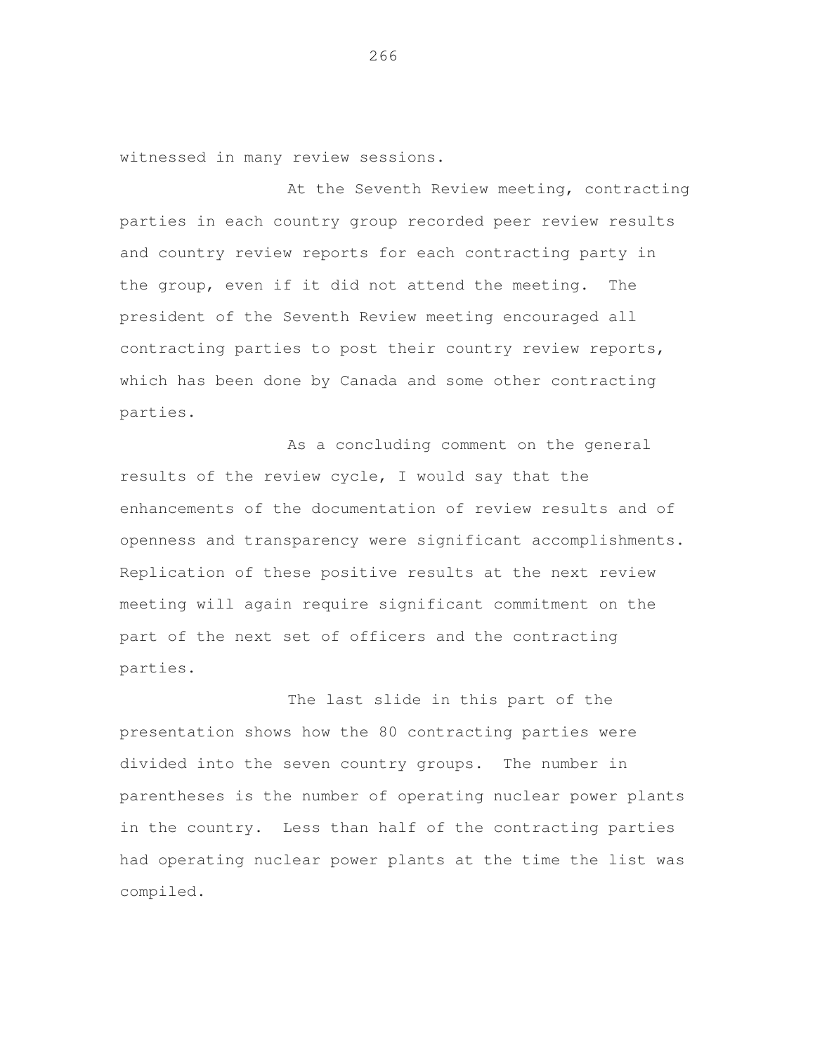witnessed in many review sessions.

At the Seventh Review meeting, contracting parties in each country group recorded peer review results and country review reports for each contracting party in the group, even if it did not attend the meeting. The president of the Seventh Review meeting encouraged all contracting parties to post their country review reports, which has been done by Canada and some other contracting parties.

As a concluding comment on the general results of the review cycle, I would say that the enhancements of the documentation of review results and of openness and transparency were significant accomplishments. Replication of these positive results at the next review meeting will again require significant commitment on the part of the next set of officers and the contracting parties.

The last slide in this part of the presentation shows how the 80 contracting parties were divided into the seven country groups. The number in parentheses is the number of operating nuclear power plants in the country. Less than half of the contracting parties had operating nuclear power plants at the time the list was compiled.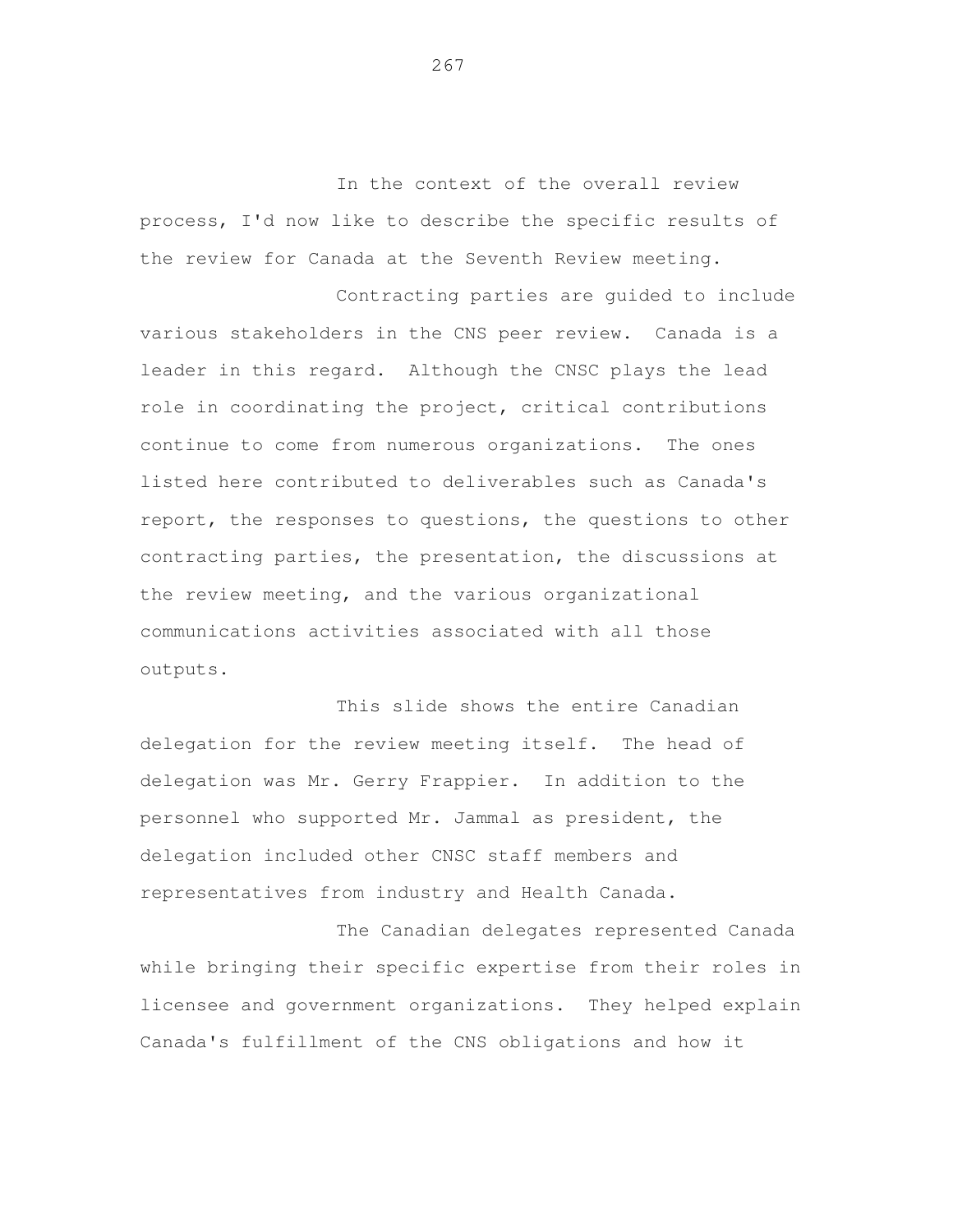In the context of the overall review process, I'd now like to describe the specific results of the review for Canada at the Seventh Review meeting.

Contracting parties are guided to include various stakeholders in the CNS peer review. Canada is a leader in this regard. Although the CNSC plays the lead role in coordinating the project, critical contributions continue to come from numerous organizations. The ones listed here contributed to deliverables such as Canada's report, the responses to questions, the questions to other contracting parties, the presentation, the discussions at the review meeting, and the various organizational communications activities associated with all those outputs.

This slide shows the entire Canadian delegation for the review meeting itself. The head of delegation was Mr. Gerry Frappier. In addition to the personnel who supported Mr. Jammal as president, the delegation included other CNSC staff members and representatives from industry and Health Canada.

The Canadian delegates represented Canada while bringing their specific expertise from their roles in licensee and government organizations. They helped explain Canada's fulfillment of the CNS obligations and how it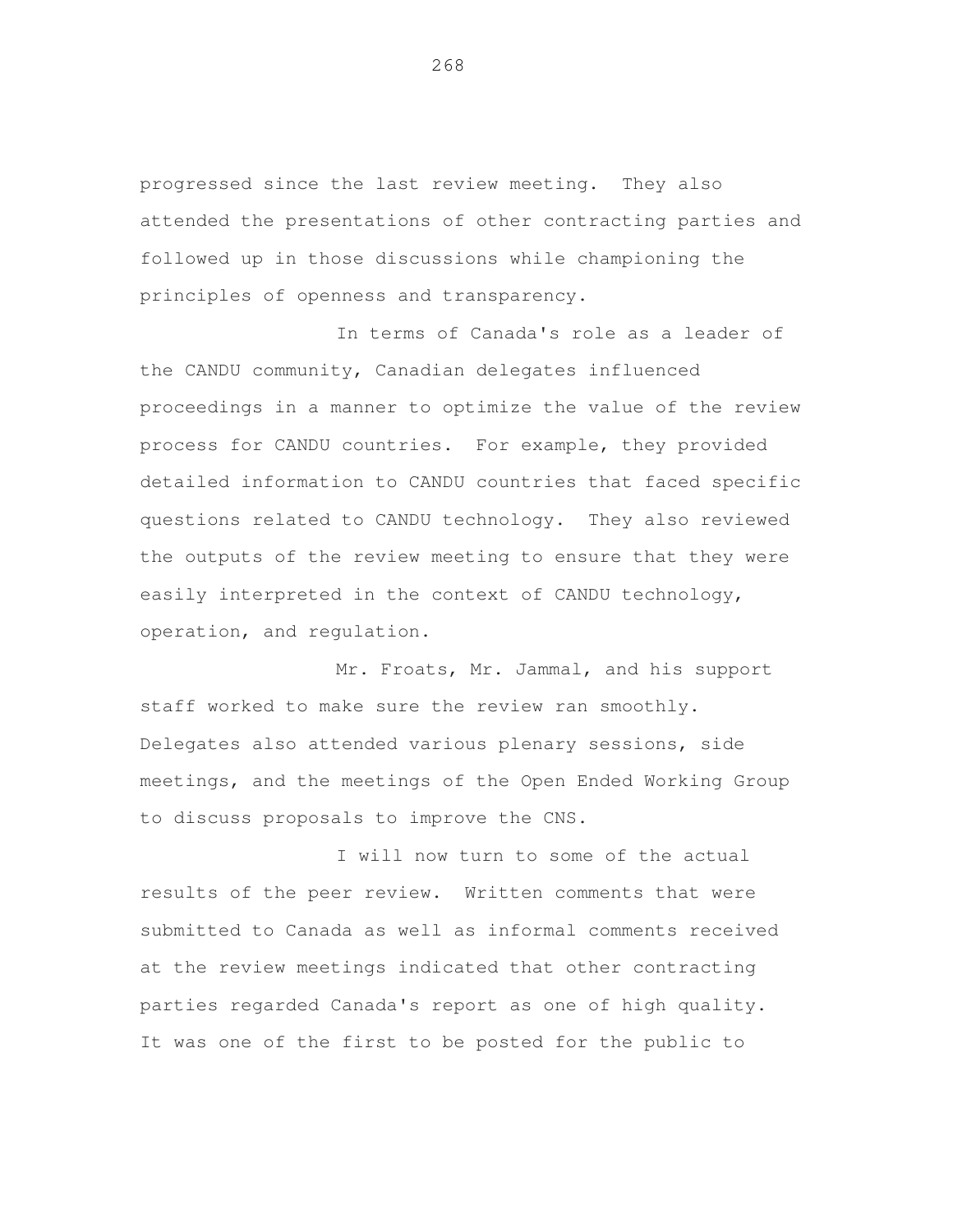progressed since the last review meeting. They also attended the presentations of other contracting parties and followed up in those discussions while championing the principles of openness and transparency.

In terms of Canada's role as a leader of the CANDU community, Canadian delegates influenced proceedings in a manner to optimize the value of the review process for CANDU countries. For example, they provided detailed information to CANDU countries that faced specific questions related to CANDU technology. They also reviewed the outputs of the review meeting to ensure that they were easily interpreted in the context of CANDU technology, operation, and regulation.

Mr. Froats, Mr. Jammal, and his support staff worked to make sure the review ran smoothly. Delegates also attended various plenary sessions, side meetings, and the meetings of the Open Ended Working Group to discuss proposals to improve the CNS.

I will now turn to some of the actual results of the peer review. Written comments that were submitted to Canada as well as informal comments received at the review meetings indicated that other contracting parties regarded Canada's report as one of high quality. It was one of the first to be posted for the public to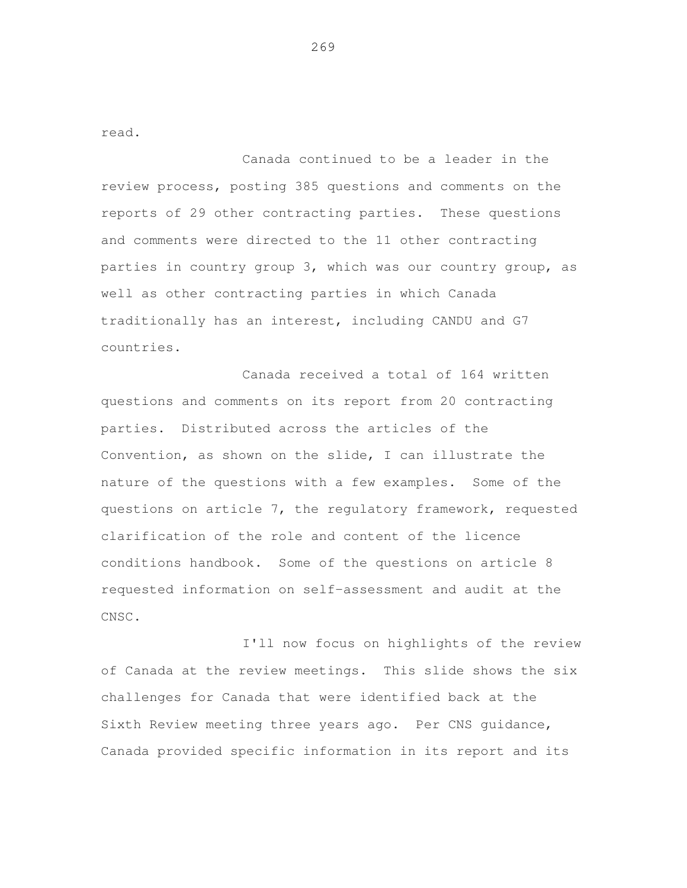read.

Canada continued to be a leader in the review process, posting 385 questions and comments on the reports of 29 other contracting parties. These questions and comments were directed to the 11 other contracting parties in country group 3, which was our country group, as well as other contracting parties in which Canada traditionally has an interest, including CANDU and G7 countries.

Canada received a total of 164 written questions and comments on its report from 20 contracting parties. Distributed across the articles of the Convention, as shown on the slide, I can illustrate the nature of the questions with a few examples. Some of the questions on article 7, the regulatory framework, requested clarification of the role and content of the licence conditions handbook. Some of the questions on article 8 requested information on self-assessment and audit at the CNSC.

I'll now focus on highlights of the review of Canada at the review meetings. This slide shows the six challenges for Canada that were identified back at the Sixth Review meeting three years ago. Per CNS guidance, Canada provided specific information in its report and its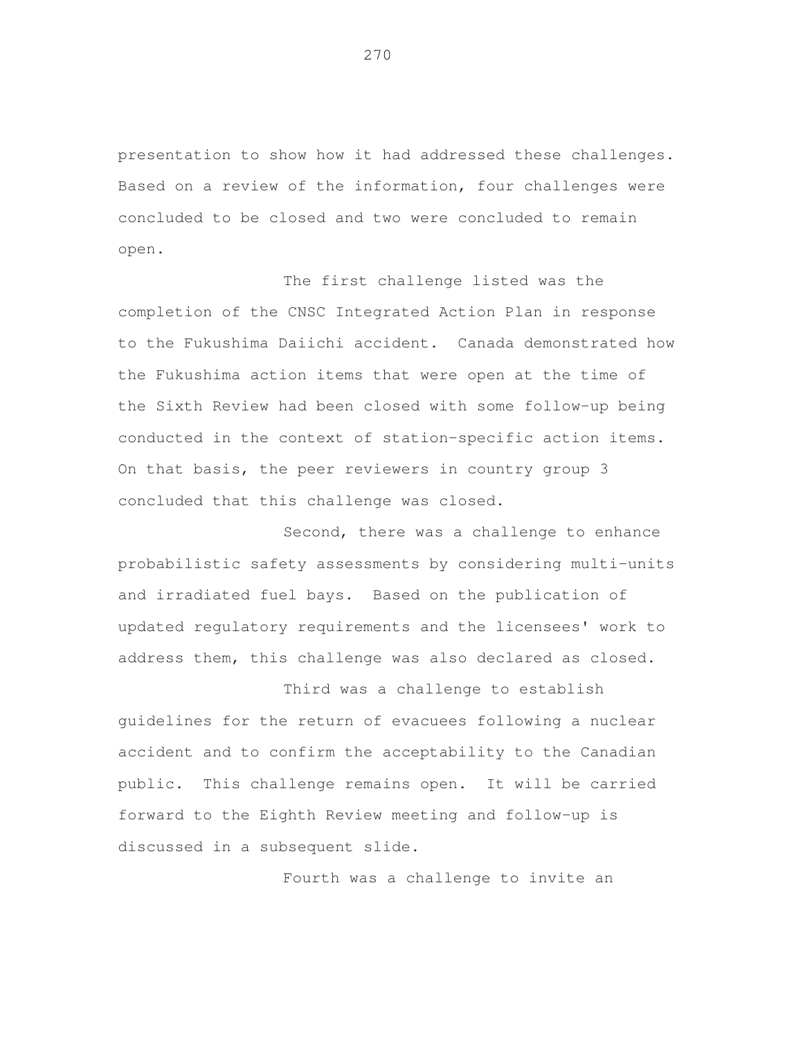presentation to show how it had addressed these challenges. Based on a review of the information, four challenges were concluded to be closed and two were concluded to remain open.

The first challenge listed was the completion of the CNSC Integrated Action Plan in response to the Fukushima Daiichi accident. Canada demonstrated how the Fukushima action items that were open at the time of the Sixth Review had been closed with some follow-up being conducted in the context of station-specific action items. On that basis, the peer reviewers in country group 3 concluded that this challenge was closed.

Second, there was a challenge to enhance probabilistic safety assessments by considering multi-units and irradiated fuel bays. Based on the publication of updated regulatory requirements and the licensees' work to address them, this challenge was also declared as closed.

Third was a challenge to establish guidelines for the return of evacuees following a nuclear accident and to confirm the acceptability to the Canadian public. This challenge remains open. It will be carried forward to the Eighth Review meeting and follow-up is discussed in a subsequent slide.

Fourth was a challenge to invite an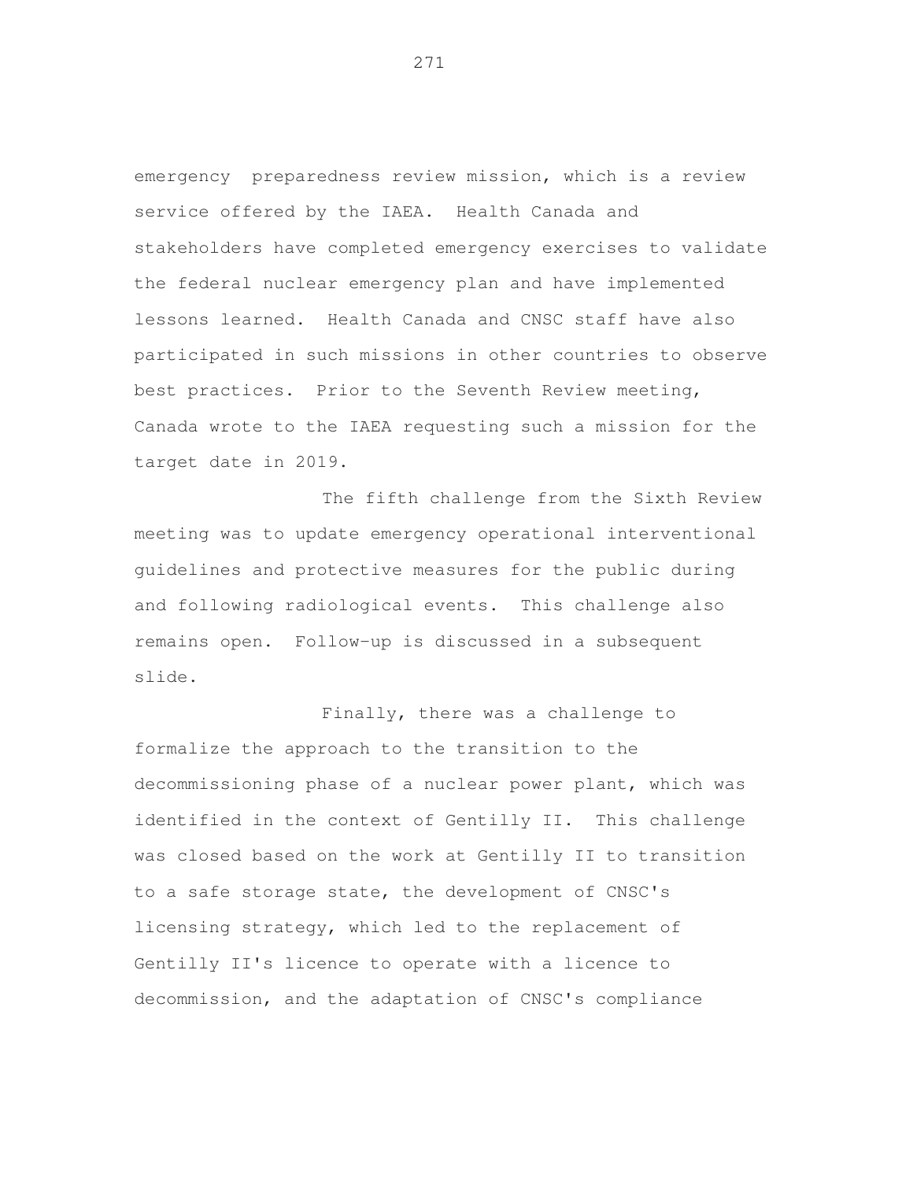emergency preparedness review mission, which is a review service offered by the IAEA. Health Canada and stakeholders have completed emergency exercises to validate the federal nuclear emergency plan and have implemented lessons learned. Health Canada and CNSC staff have also participated in such missions in other countries to observe best practices. Prior to the Seventh Review meeting, Canada wrote to the IAEA requesting such a mission for the target date in 2019.

The fifth challenge from the Sixth Review meeting was to update emergency operational interventional guidelines and protective measures for the public during and following radiological events. This challenge also remains open. Follow-up is discussed in a subsequent slide.

Finally, there was a challenge to formalize the approach to the transition to the decommissioning phase of a nuclear power plant, which was identified in the context of Gentilly II. This challenge was closed based on the work at Gentilly II to transition to a safe storage state, the development of CNSC's licensing strategy, which led to the replacement of Gentilly II's licence to operate with a licence to decommission, and the adaptation of CNSC's compliance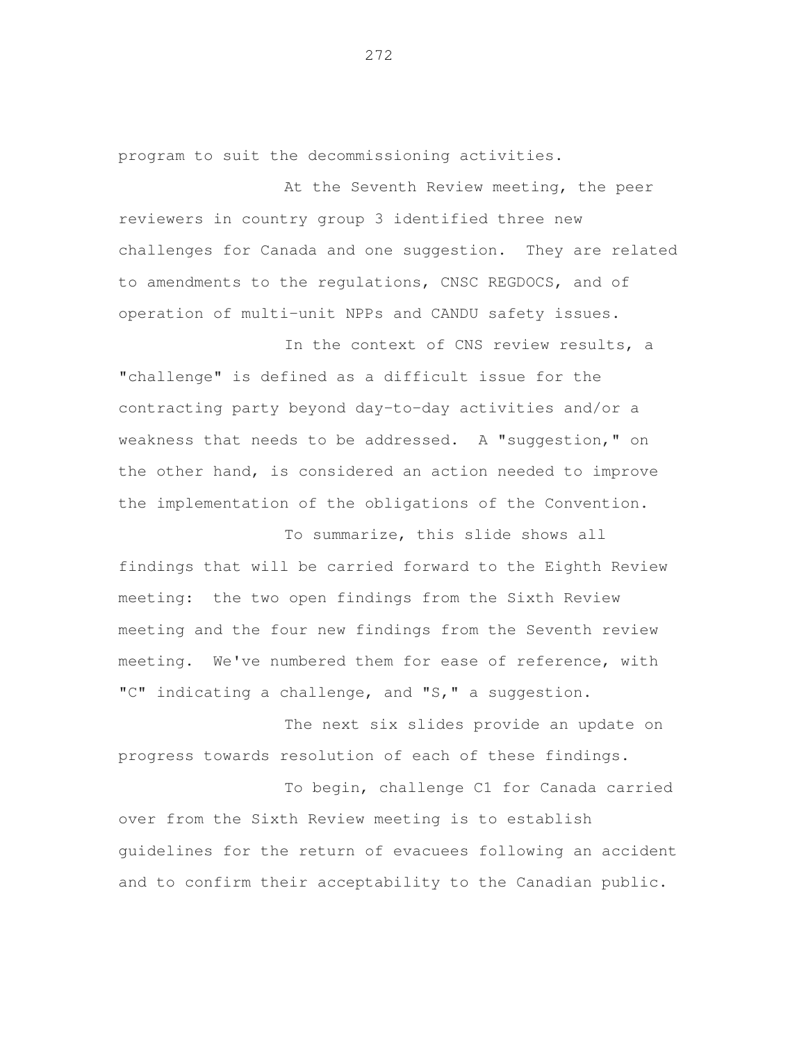program to suit the decommissioning activities.

At the Seventh Review meeting, the peer reviewers in country group 3 identified three new challenges for Canada and one suggestion. They are related to amendments to the regulations, CNSC REGDOCS, and of operation of multi-unit NPPs and CANDU safety issues.

In the context of CNS review results, a "challenge" is defined as a difficult issue for the contracting party beyond day-to-day activities and/or a weakness that needs to be addressed. A "suggestion," on the other hand, is considered an action needed to improve the implementation of the obligations of the Convention.

To summarize, this slide shows all findings that will be carried forward to the Eighth Review meeting: the two open findings from the Sixth Review meeting and the four new findings from the Seventh review meeting. We've numbered them for ease of reference, with "C" indicating a challenge, and "S," a suggestion.

The next six slides provide an update on progress towards resolution of each of these findings.

To begin, challenge C1 for Canada carried over from the Sixth Review meeting is to establish guidelines for the return of evacuees following an accident and to confirm their acceptability to the Canadian public.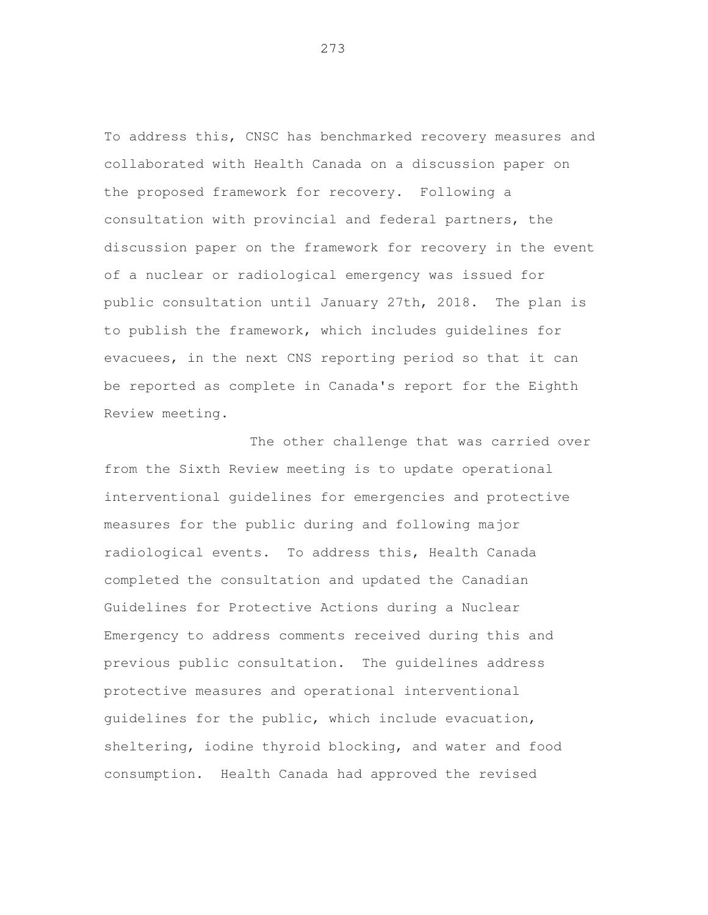To address this, CNSC has benchmarked recovery measures and collaborated with Health Canada on a discussion paper on the proposed framework for recovery. Following a consultation with provincial and federal partners, the discussion paper on the framework for recovery in the event of a nuclear or radiological emergency was issued for public consultation until January 27th, 2018. The plan is to publish the framework, which includes guidelines for evacuees, in the next CNS reporting period so that it can be reported as complete in Canada's report for the Eighth Review meeting.

The other challenge that was carried over from the Sixth Review meeting is to update operational interventional guidelines for emergencies and protective measures for the public during and following major radiological events. To address this, Health Canada completed the consultation and updated the Canadian Guidelines for Protective Actions during a Nuclear Emergency to address comments received during this and previous public consultation. The guidelines address protective measures and operational interventional guidelines for the public, which include evacuation, sheltering, iodine thyroid blocking, and water and food consumption. Health Canada had approved the revised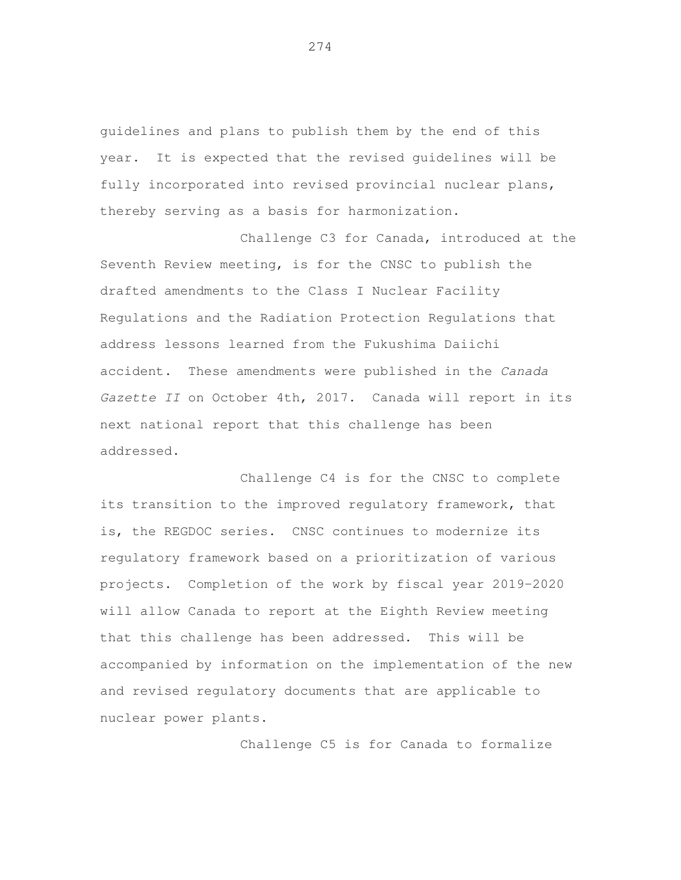guidelines and plans to publish them by the end of this year. It is expected that the revised guidelines will be fully incorporated into revised provincial nuclear plans, thereby serving as a basis for harmonization.

Challenge C3 for Canada, introduced at the Seventh Review meeting, is for the CNSC to publish the drafted amendments to the Class I Nuclear Facility Regulations and the Radiation Protection Regulations that address lessons learned from the Fukushima Daiichi accident. These amendments were published in the *Canada Gazette II* on October 4th, 2017. Canada will report in its next national report that this challenge has been addressed.

Challenge C4 is for the CNSC to complete its transition to the improved regulatory framework, that is, the REGDOC series. CNSC continues to modernize its regulatory framework based on a prioritization of various projects. Completion of the work by fiscal year 2019-2020 will allow Canada to report at the Eighth Review meeting that this challenge has been addressed. This will be accompanied by information on the implementation of the new and revised regulatory documents that are applicable to nuclear power plants.

Challenge C5 is for Canada to formalize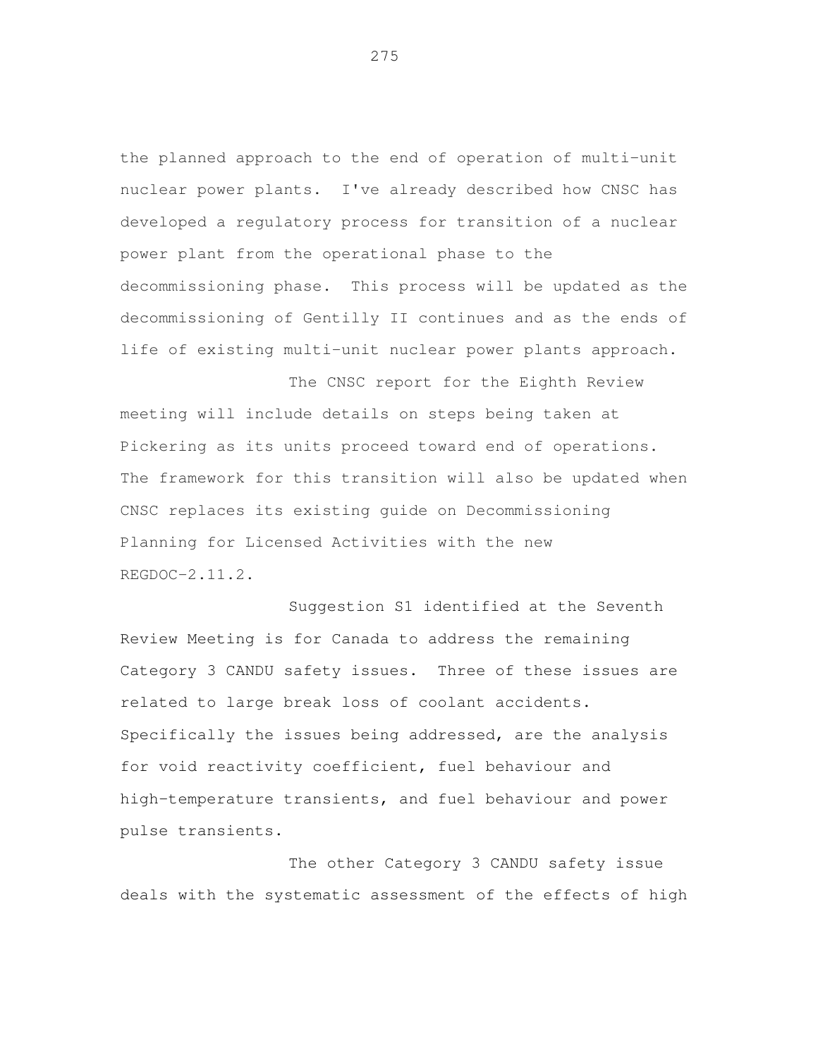the planned approach to the end of operation of multi-unit nuclear power plants. I've already described how CNSC has developed a regulatory process for transition of a nuclear power plant from the operational phase to the decommissioning phase. This process will be updated as the decommissioning of Gentilly II continues and as the ends of life of existing multi-unit nuclear power plants approach.

The CNSC report for the Eighth Review meeting will include details on steps being taken at Pickering as its units proceed toward end of operations. The framework for this transition will also be updated when CNSC replaces its existing guide on Decommissioning Planning for Licensed Activities with the new REGDOC-2.11.2.

Suggestion S1 identified at the Seventh Review Meeting is for Canada to address the remaining Category 3 CANDU safety issues. Three of these issues are related to large break loss of coolant accidents. Specifically the issues being addressed, are the analysis for void reactivity coefficient, fuel behaviour and high-temperature transients, and fuel behaviour and power pulse transients.

The other Category 3 CANDU safety issue deals with the systematic assessment of the effects of high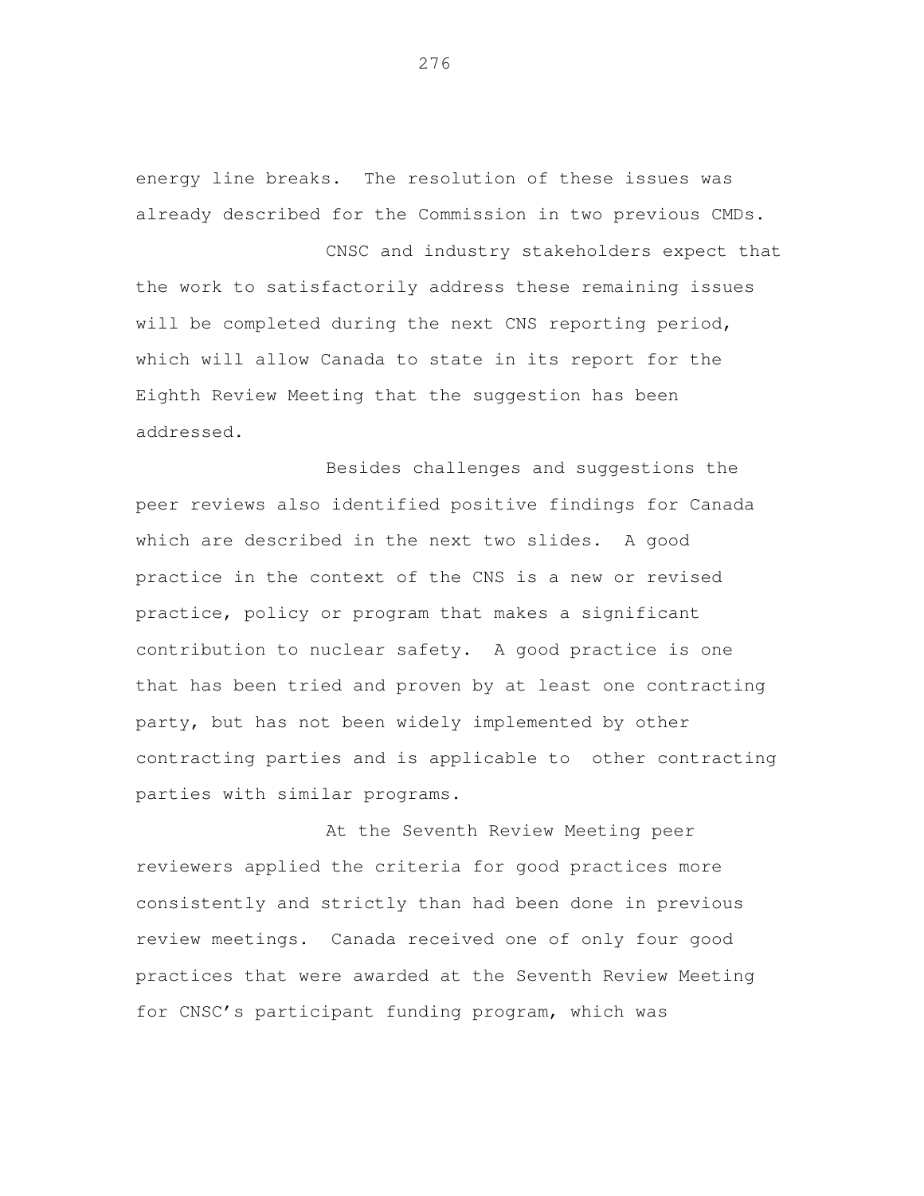energy line breaks. The resolution of these issues was already described for the Commission in two previous CMDs.

CNSC and industry stakeholders expect that the work to satisfactorily address these remaining issues will be completed during the next CNS reporting period, which will allow Canada to state in its report for the Eighth Review Meeting that the suggestion has been addressed.

Besides challenges and suggestions the peer reviews also identified positive findings for Canada which are described in the next two slides. A good practice in the context of the CNS is a new or revised practice, policy or program that makes a significant contribution to nuclear safety. A good practice is one that has been tried and proven by at least one contracting party, but has not been widely implemented by other contracting parties and is applicable to other contracting parties with similar programs.

At the Seventh Review Meeting peer reviewers applied the criteria for good practices more consistently and strictly than had been done in previous review meetings. Canada received one of only four good practices that were awarded at the Seventh Review Meeting for CNSC's participant funding program, which was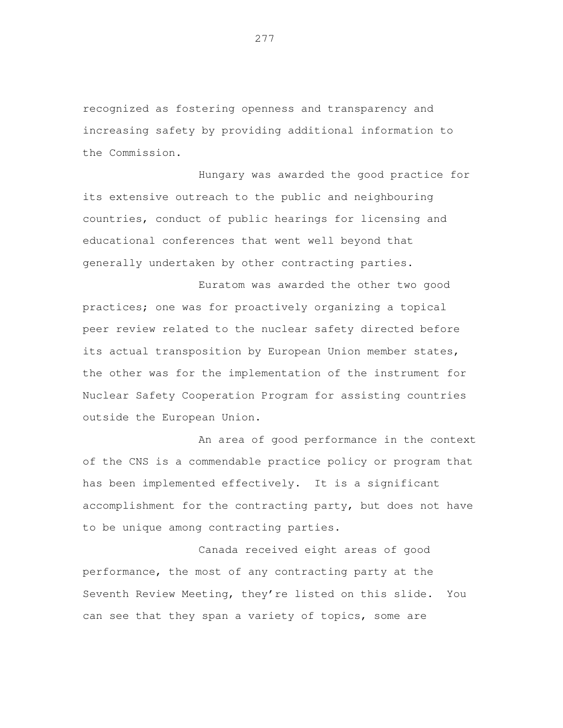recognized as fostering openness and transparency and increasing safety by providing additional information to the Commission.

Hungary was awarded the good practice for its extensive outreach to the public and neighbouring countries, conduct of public hearings for licensing and educational conferences that went well beyond that generally undertaken by other contracting parties.

Euratom was awarded the other two good practices; one was for proactively organizing a topical peer review related to the nuclear safety directed before its actual transposition by European Union member states, the other was for the implementation of the instrument for Nuclear Safety Cooperation Program for assisting countries outside the European Union.

An area of good performance in the context of the CNS is a commendable practice policy or program that has been implemented effectively. It is a significant accomplishment for the contracting party, but does not have to be unique among contracting parties.

Canada received eight areas of good performance, the most of any contracting party at the Seventh Review Meeting, they're listed on this slide. You can see that they span a variety of topics, some are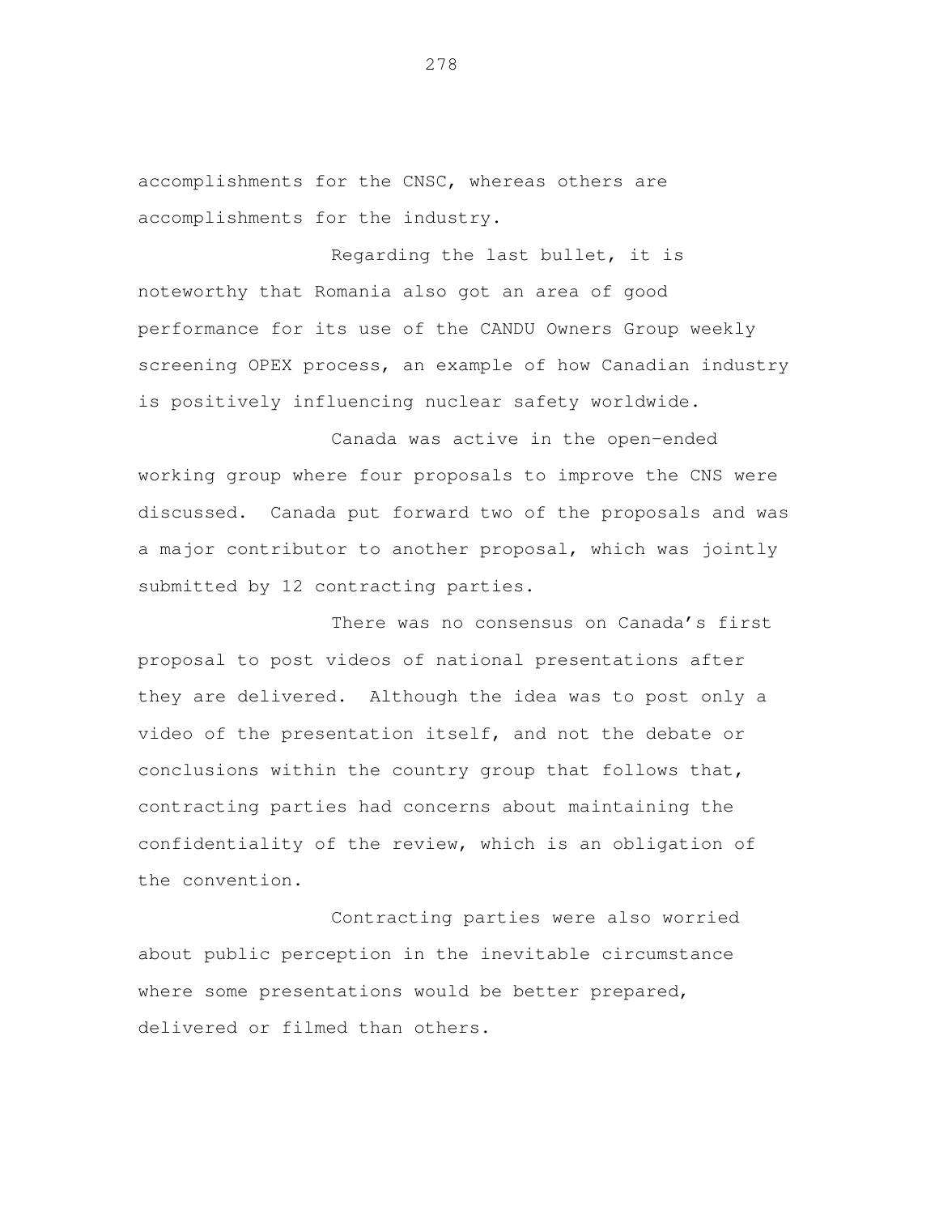accomplishments for the CNSC, whereas others are accomplishments for the industry.

Regarding the last bullet, it is noteworthy that Romania also got an area of good performance for its use of the CANDU Owners Group weekly screening OPEX process, an example of how Canadian industry is positively influencing nuclear safety worldwide.

Canada was active in the open-ended working group where four proposals to improve the CNS were discussed. Canada put forward two of the proposals and was a major contributor to another proposal, which was jointly submitted by 12 contracting parties.

There was no consensus on Canada's first proposal to post videos of national presentations after they are delivered. Although the idea was to post only a video of the presentation itself, and not the debate or conclusions within the country group that follows that, contracting parties had concerns about maintaining the confidentiality of the review, which is an obligation of the convention.

Contracting parties were also worried about public perception in the inevitable circumstance where some presentations would be better prepared, delivered or filmed than others.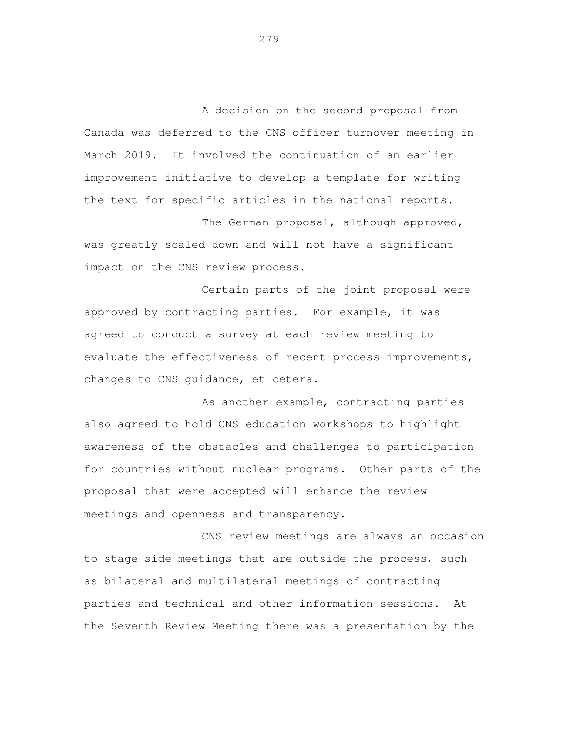A decision on the second proposal from Canada was deferred to the CNS officer turnover meeting in March 2019. It involved the continuation of an earlier improvement initiative to develop a template for writing the text for specific articles in the national reports.

The German proposal, although approved, was greatly scaled down and will not have a significant impact on the CNS review process.

Certain parts of the joint proposal were approved by contracting parties. For example, it was agreed to conduct a survey at each review meeting to evaluate the effectiveness of recent process improvements, changes to CNS guidance, et cetera.

As another example, contracting parties also agreed to hold CNS education workshops to highlight awareness of the obstacles and challenges to participation for countries without nuclear programs. Other parts of the proposal that were accepted will enhance the review meetings and openness and transparency.

CNS review meetings are always an occasion to stage side meetings that are outside the process, such as bilateral and multilateral meetings of contracting parties and technical and other information sessions. At the Seventh Review Meeting there was a presentation by the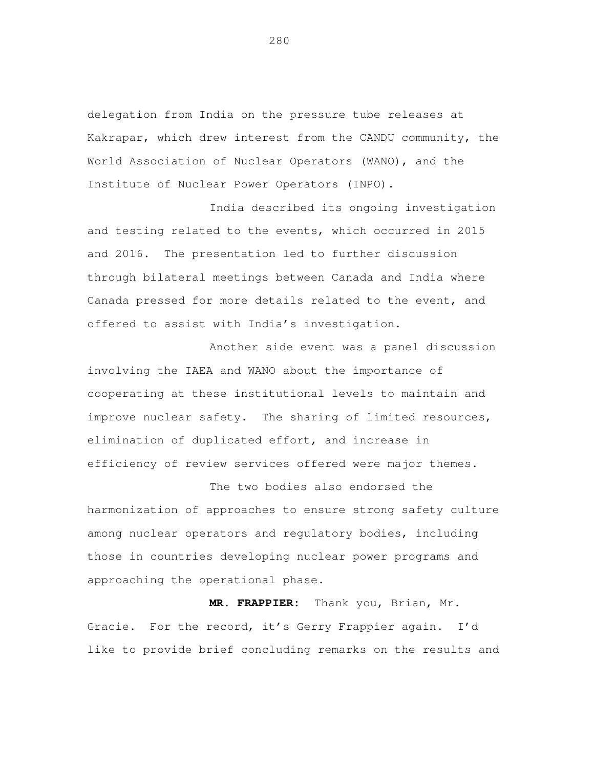delegation from India on the pressure tube releases at Kakrapar, which drew interest from the CANDU community, the World Association of Nuclear Operators (WANO), and the Institute of Nuclear Power Operators (INPO).

India described its ongoing investigation and testing related to the events, which occurred in 2015 and 2016. The presentation led to further discussion through bilateral meetings between Canada and India where Canada pressed for more details related to the event, and offered to assist with India's investigation.

Another side event was a panel discussion involving the IAEA and WANO about the importance of cooperating at these institutional levels to maintain and improve nuclear safety. The sharing of limited resources, elimination of duplicated effort, and increase in efficiency of review services offered were major themes.

The two bodies also endorsed the harmonization of approaches to ensure strong safety culture among nuclear operators and regulatory bodies, including those in countries developing nuclear power programs and approaching the operational phase.

**MR. FRAPPIER:** Thank you, Brian, Mr. Gracie. For the record, it's Gerry Frappier again. I'd like to provide brief concluding remarks on the results and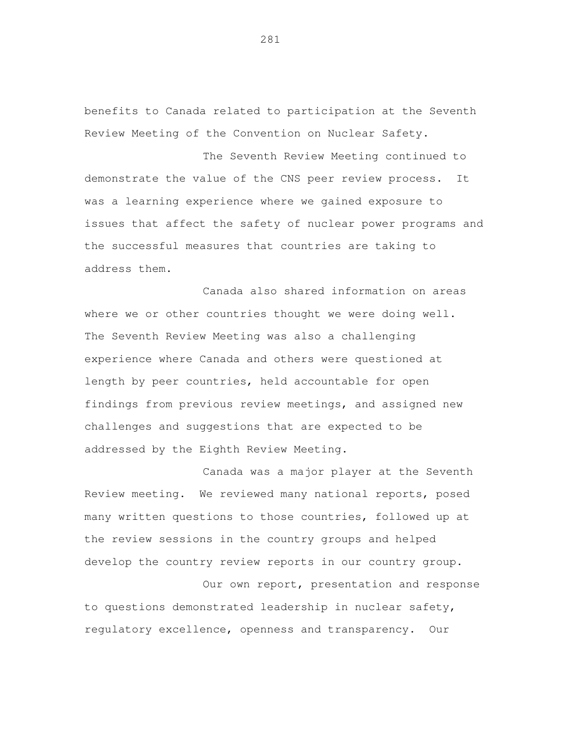benefits to Canada related to participation at the Seventh Review Meeting of the Convention on Nuclear Safety.

The Seventh Review Meeting continued to demonstrate the value of the CNS peer review process. It was a learning experience where we gained exposure to issues that affect the safety of nuclear power programs and the successful measures that countries are taking to address them.

Canada also shared information on areas where we or other countries thought we were doing well. The Seventh Review Meeting was also a challenging experience where Canada and others were questioned at length by peer countries, held accountable for open findings from previous review meetings, and assigned new challenges and suggestions that are expected to be addressed by the Eighth Review Meeting.

Canada was a major player at the Seventh Review meeting. We reviewed many national reports, posed many written questions to those countries, followed up at the review sessions in the country groups and helped develop the country review reports in our country group.

Our own report, presentation and response to questions demonstrated leadership in nuclear safety, regulatory excellence, openness and transparency. Our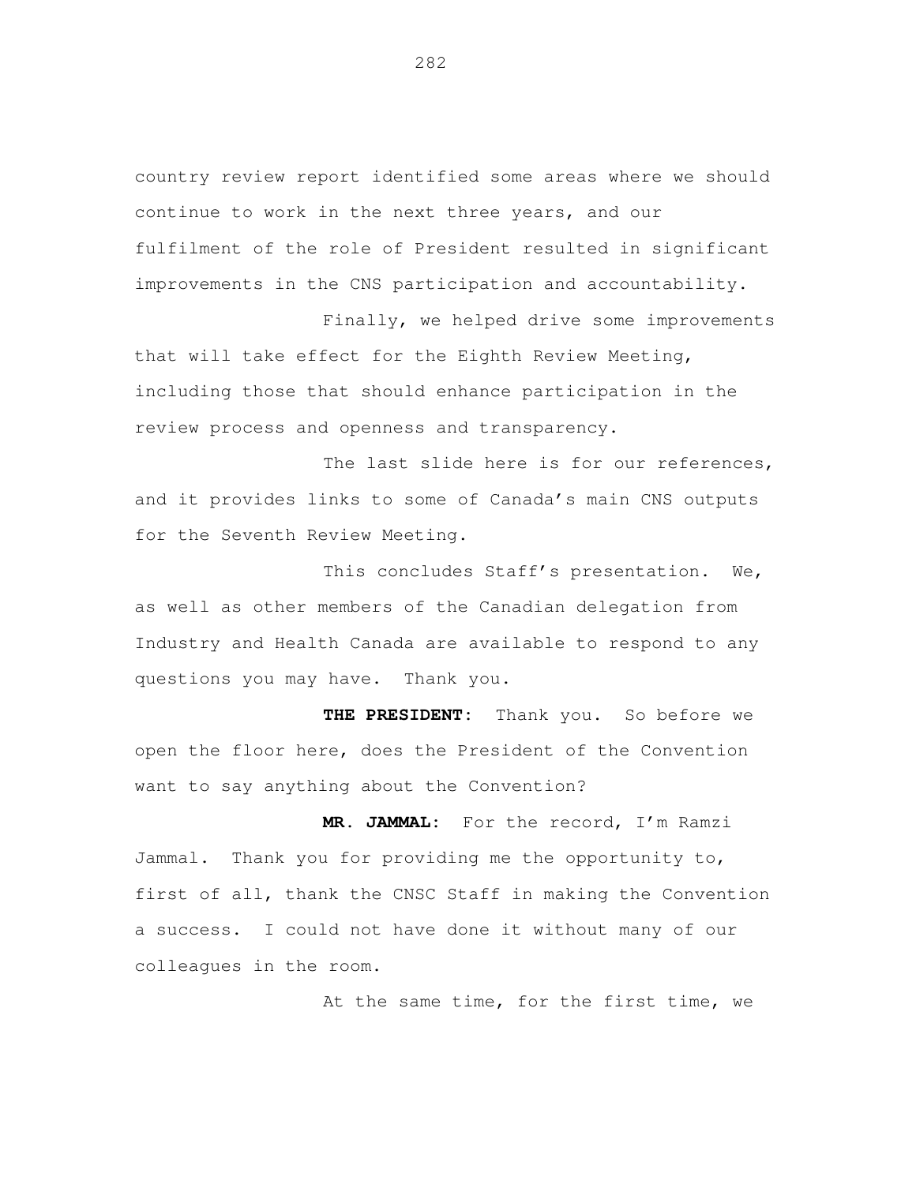country review report identified some areas where we should continue to work in the next three years, and our fulfilment of the role of President resulted in significant improvements in the CNS participation and accountability.

Finally, we helped drive some improvements that will take effect for the Eighth Review Meeting, including those that should enhance participation in the review process and openness and transparency.

The last slide here is for our references, and it provides links to some of Canada's main CNS outputs for the Seventh Review Meeting.

This concludes Staff's presentation. We, as well as other members of the Canadian delegation from Industry and Health Canada are available to respond to any questions you may have. Thank you.

**THE PRESIDENT:** Thank you. So before we open the floor here, does the President of the Convention want to say anything about the Convention?

**MR. JAMMAL:** For the record, I'm Ramzi Jammal. Thank you for providing me the opportunity to, first of all, thank the CNSC Staff in making the Convention a success. I could not have done it without many of our colleagues in the room.

At the same time, for the first time, we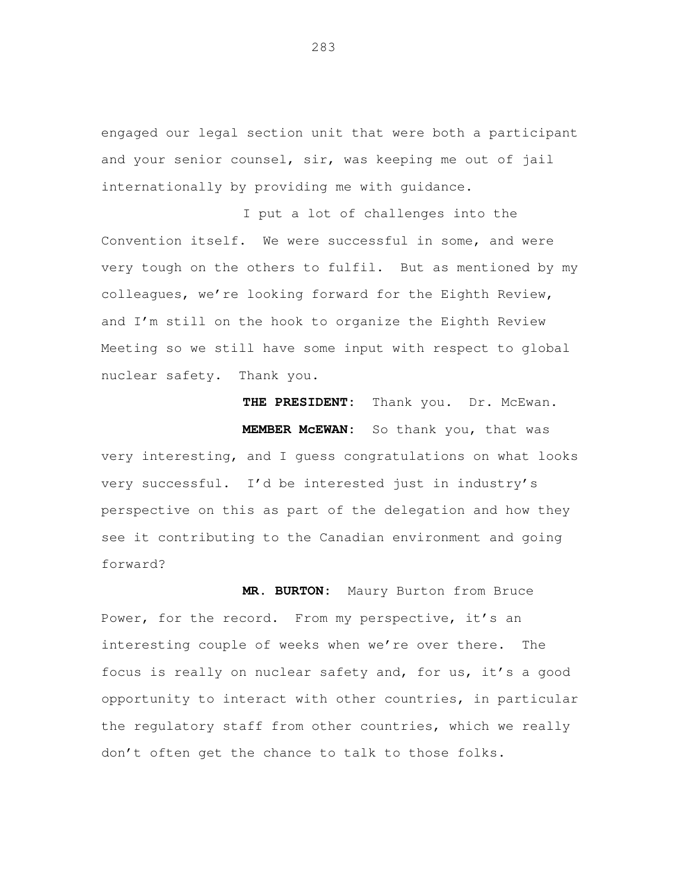engaged our legal section unit that were both a participant and your senior counsel, sir, was keeping me out of jail internationally by providing me with guidance.

I put a lot of challenges into the Convention itself. We were successful in some, and were very tough on the others to fulfil. But as mentioned by my colleagues, we're looking forward for the Eighth Review, and I'm still on the hook to organize the Eighth Review Meeting so we still have some input with respect to global nuclear safety. Thank you.

**THE PRESIDENT:** Thank you. Dr. McEwan.

**MEMBER McEWAN:** So thank you, that was very interesting, and I guess congratulations on what looks very successful. I'd be interested just in industry's perspective on this as part of the delegation and how they see it contributing to the Canadian environment and going forward?

**MR. BURTON:** Maury Burton from Bruce Power, for the record. From my perspective, it's an interesting couple of weeks when we're over there. The focus is really on nuclear safety and, for us, it's a good opportunity to interact with other countries, in particular the regulatory staff from other countries, which we really don't often get the chance to talk to those folks.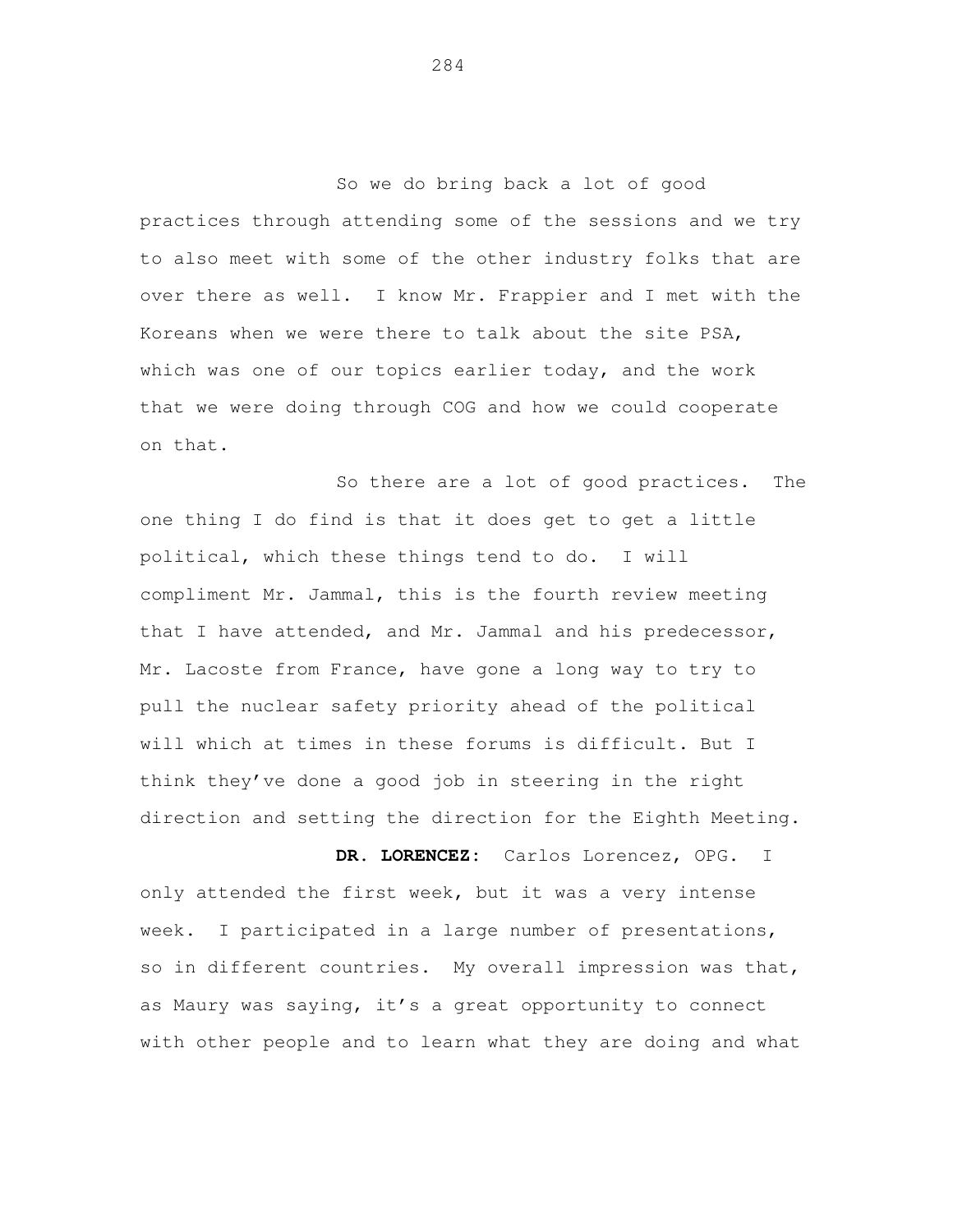So we do bring back a lot of good practices through attending some of the sessions and we try to also meet with some of the other industry folks that are over there as well. I know Mr. Frappier and I met with the Koreans when we were there to talk about the site PSA, which was one of our topics earlier today, and the work that we were doing through COG and how we could cooperate on that.

So there are a lot of good practices. The one thing I do find is that it does get to get a little political, which these things tend to do. I will compliment Mr. Jammal, this is the fourth review meeting that I have attended, and Mr. Jammal and his predecessor, Mr. Lacoste from France, have gone a long way to try to pull the nuclear safety priority ahead of the political will which at times in these forums is difficult. But I think they've done a good job in steering in the right direction and setting the direction for the Eighth Meeting.

**DR. LORENCEZ:** Carlos Lorencez, OPG. I only attended the first week, but it was a very intense week. I participated in a large number of presentations, so in different countries. My overall impression was that, as Maury was saying, it's a great opportunity to connect with other people and to learn what they are doing and what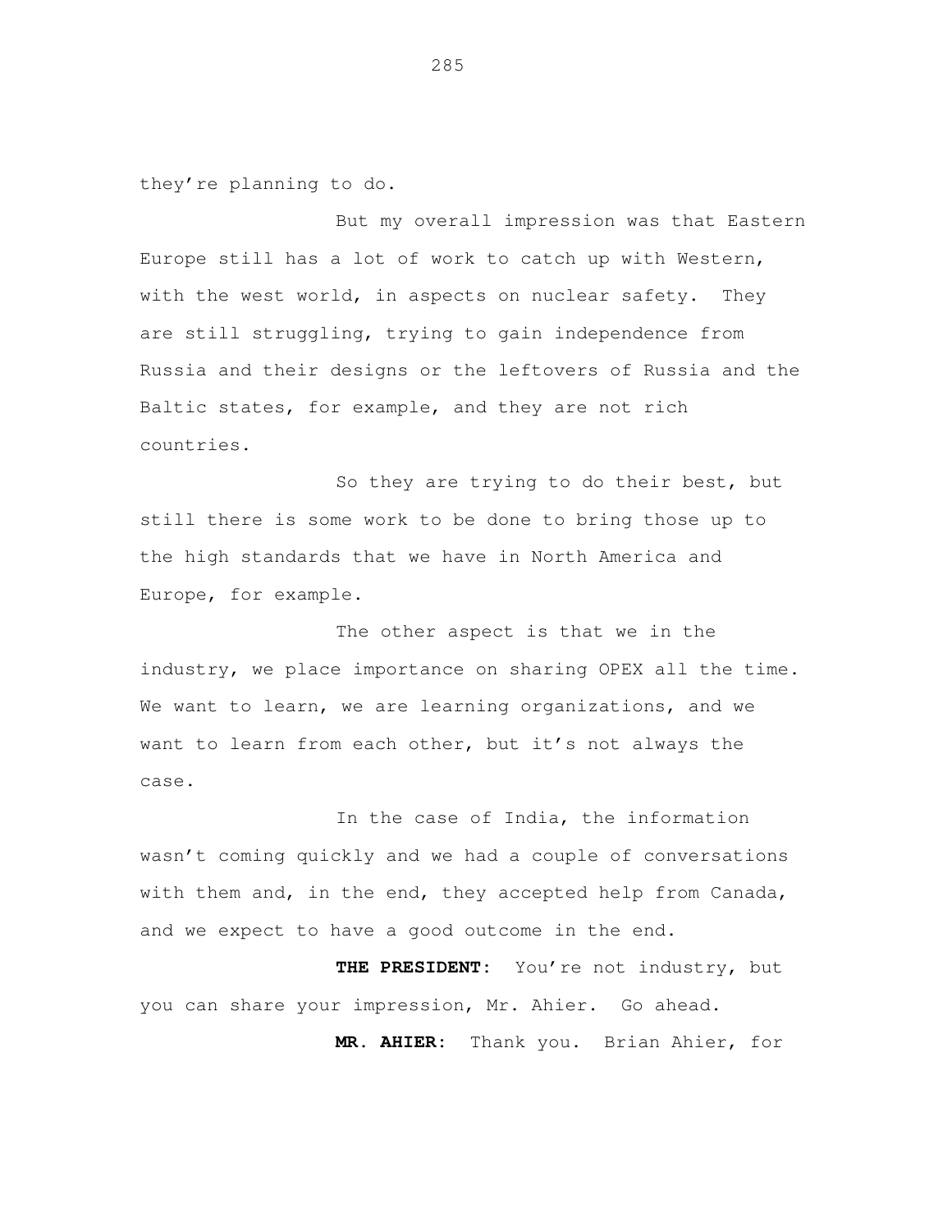they're planning to do.

But my overall impression was that Eastern Europe still has a lot of work to catch up with Western, with the west world, in aspects on nuclear safety. They are still struggling, trying to gain independence from Russia and their designs or the leftovers of Russia and the Baltic states, for example, and they are not rich countries.

So they are trying to do their best, but still there is some work to be done to bring those up to the high standards that we have in North America and Europe, for example.

The other aspect is that we in the industry, we place importance on sharing OPEX all the time. We want to learn, we are learning organizations, and we want to learn from each other, but it's not always the case.

In the case of India, the information wasn't coming quickly and we had a couple of conversations with them and, in the end, they accepted help from Canada, and we expect to have a good outcome in the end.

**THE PRESIDENT:** You're not industry, but you can share your impression, Mr. Ahier. Go ahead.

**MR. AHIER:** Thank you. Brian Ahier, for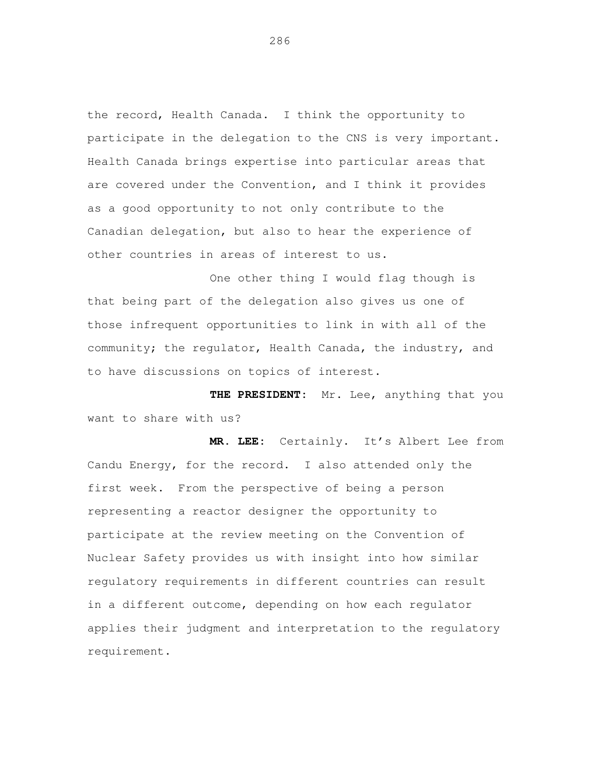the record, Health Canada. I think the opportunity to participate in the delegation to the CNS is very important. Health Canada brings expertise into particular areas that are covered under the Convention, and I think it provides as a good opportunity to not only contribute to the Canadian delegation, but also to hear the experience of other countries in areas of interest to us.

One other thing I would flag though is that being part of the delegation also gives us one of those infrequent opportunities to link in with all of the community; the regulator, Health Canada, the industry, and to have discussions on topics of interest.

**THE PRESIDENT:** Mr. Lee, anything that you want to share with us?

**MR. LEE:** Certainly. It's Albert Lee from Candu Energy, for the record. I also attended only the first week. From the perspective of being a person representing a reactor designer the opportunity to participate at the review meeting on the Convention of Nuclear Safety provides us with insight into how similar regulatory requirements in different countries can result in a different outcome, depending on how each regulator applies their judgment and interpretation to the regulatory requirement.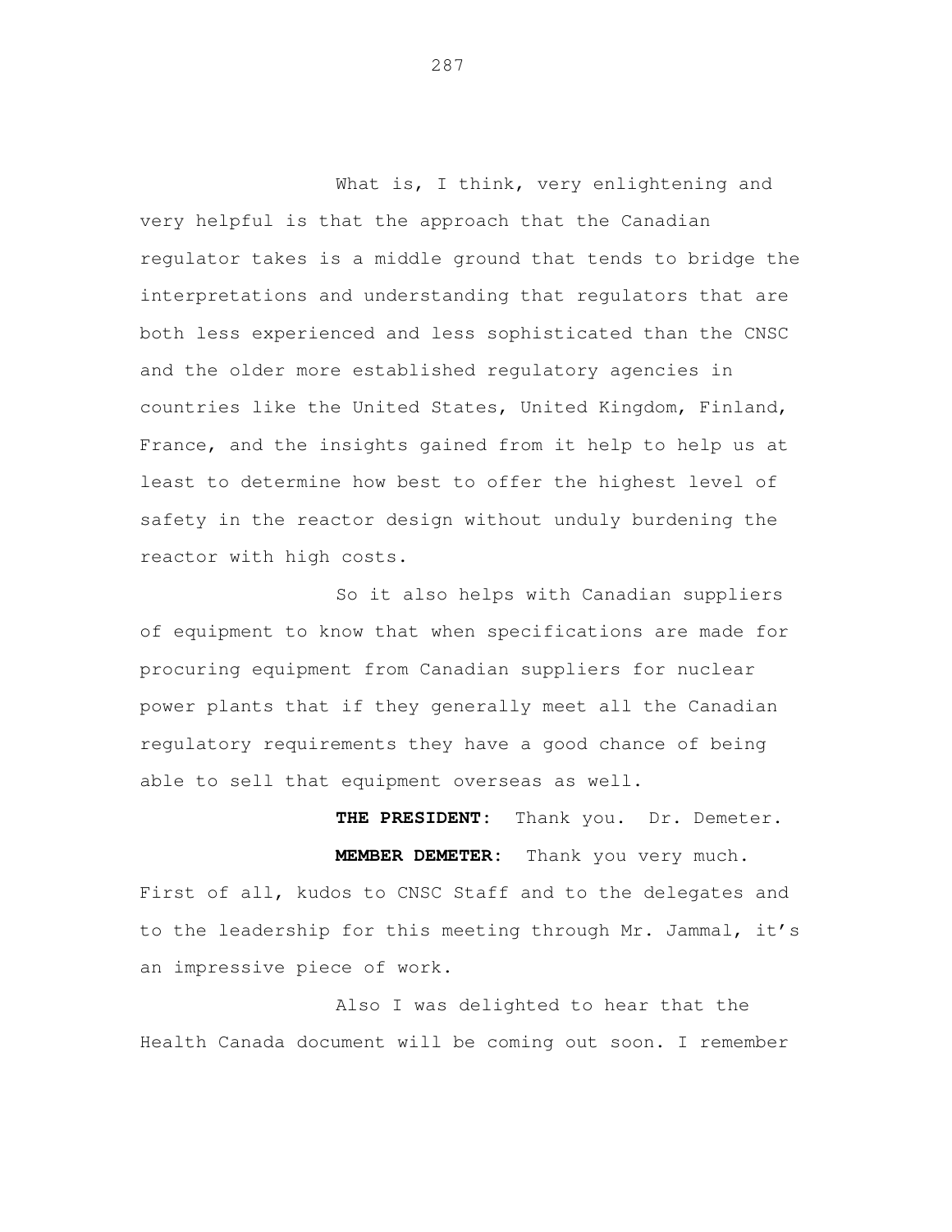What is, I think, very enlightening and very helpful is that the approach that the Canadian regulator takes is a middle ground that tends to bridge the interpretations and understanding that regulators that are both less experienced and less sophisticated than the CNSC and the older more established regulatory agencies in countries like the United States, United Kingdom, Finland, France, and the insights gained from it help to help us at least to determine how best to offer the highest level of safety in the reactor design without unduly burdening the reactor with high costs.

So it also helps with Canadian suppliers of equipment to know that when specifications are made for procuring equipment from Canadian suppliers for nuclear power plants that if they generally meet all the Canadian regulatory requirements they have a good chance of being able to sell that equipment overseas as well.

**THE PRESIDENT:** Thank you. Dr. Demeter.

**MEMBER DEMETER:** Thank you very much. First of all, kudos to CNSC Staff and to the delegates and to the leadership for this meeting through Mr. Jammal, it's an impressive piece of work.

Also I was delighted to hear that the Health Canada document will be coming out soon. I remember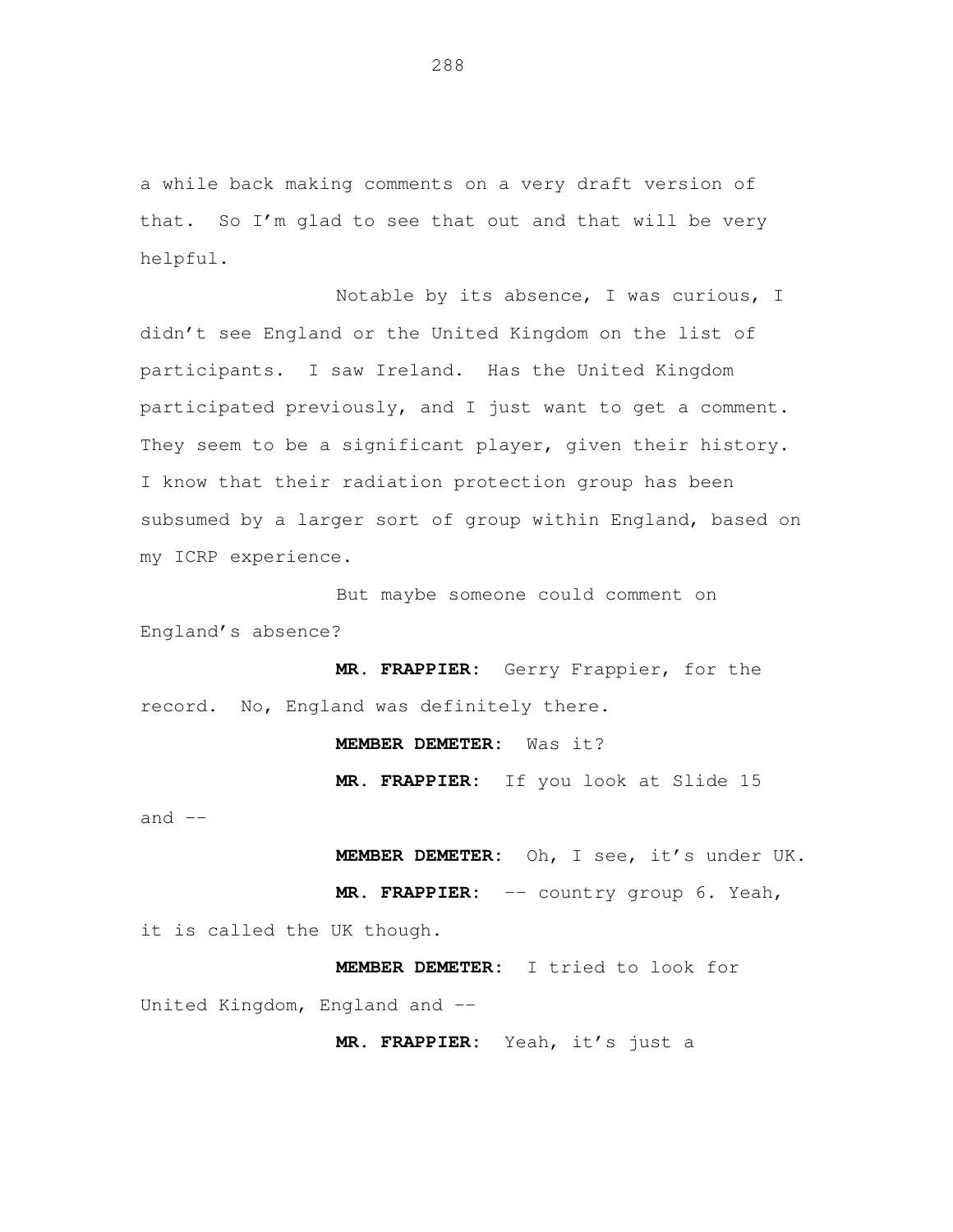a while back making comments on a very draft version of that. So I'm glad to see that out and that will be very helpful.

Notable by its absence, I was curious, I didn't see England or the United Kingdom on the list of participants. I saw Ireland. Has the United Kingdom participated previously, and I just want to get a comment. They seem to be a significant player, given their history. I know that their radiation protection group has been subsumed by a larger sort of group within England, based on my ICRP experience.

But maybe someone could comment on England's absence?

**MR. FRAPPIER:** Gerry Frappier, for the record. No, England was definitely there.

**MEMBER DEMETER:** Was it?

**MR. FRAPPIER:** If you look at Slide 15 and --

**MEMBER DEMETER:** Oh, I see, it's under UK.

**MR. FRAPPIER:** -- country group 6. Yeah, it is called the UK though.

**MEMBER DEMETER:** I tried to look for United Kingdom, England and --

**MR. FRAPPIER:** Yeah, it's just a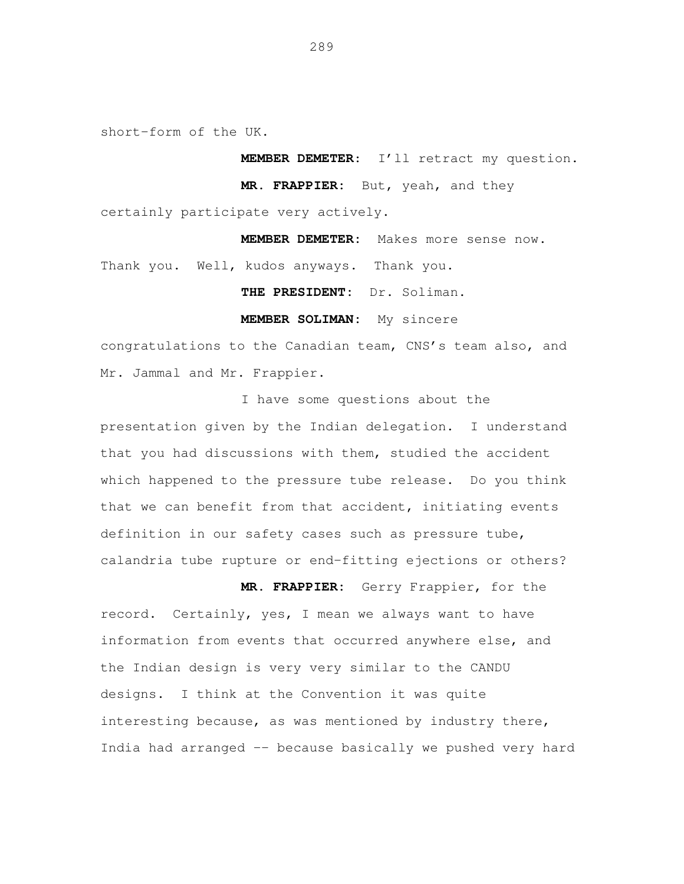short-form of the UK.

**MEMBER DEMETER:** I'll retract my question.

**MR. FRAPPIER:** But, yeah, and they certainly participate very actively.

**MEMBER DEMETER:** Makes more sense now. Thank you. Well, kudos anyways. Thank you.

**THE PRESIDENT:** Dr. Soliman.

**MEMBER SOLIMAN:** My sincere congratulations to the Canadian team, CNS's team also, and Mr. Jammal and Mr. Frappier.

I have some questions about the presentation given by the Indian delegation. I understand that you had discussions with them, studied the accident which happened to the pressure tube release. Do you think that we can benefit from that accident, initiating events definition in our safety cases such as pressure tube, calandria tube rupture or end-fitting ejections or others?

**MR. FRAPPIER:** Gerry Frappier, for the record. Certainly, yes, I mean we always want to have information from events that occurred anywhere else, and the Indian design is very very similar to the CANDU designs. I think at the Convention it was quite interesting because, as was mentioned by industry there, India had arranged -- because basically we pushed very hard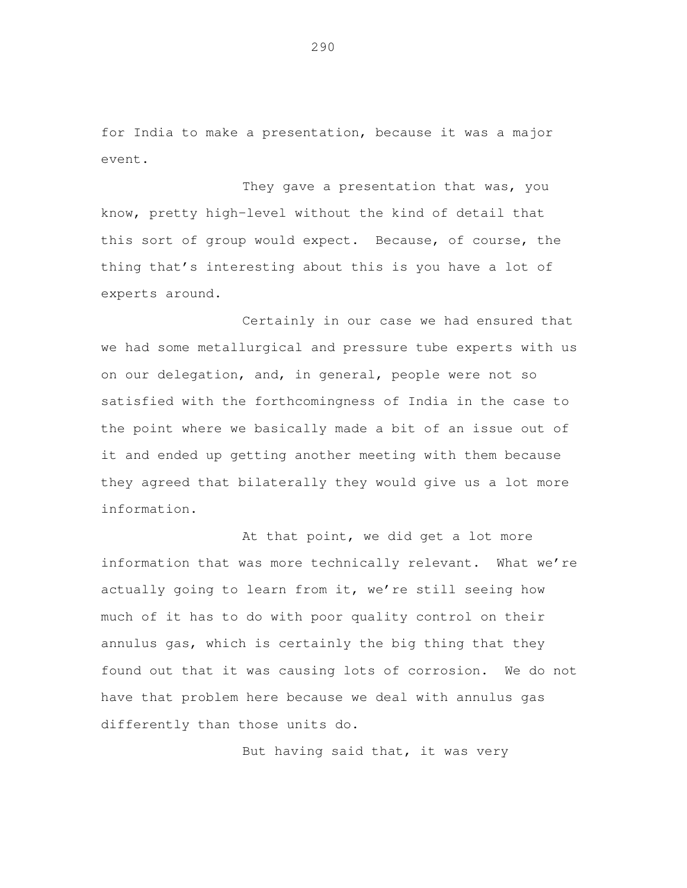for India to make a presentation, because it was a major event.

They gave a presentation that was, you know, pretty high-level without the kind of detail that this sort of group would expect. Because, of course, the thing that's interesting about this is you have a lot of experts around.

Certainly in our case we had ensured that we had some metallurgical and pressure tube experts with us on our delegation, and, in general, people were not so satisfied with the forthcomingness of India in the case to the point where we basically made a bit of an issue out of it and ended up getting another meeting with them because they agreed that bilaterally they would give us a lot more information.

At that point, we did get a lot more information that was more technically relevant. What we're actually going to learn from it, we're still seeing how much of it has to do with poor quality control on their annulus gas, which is certainly the big thing that they found out that it was causing lots of corrosion. We do not have that problem here because we deal with annulus gas differently than those units do.

But having said that, it was very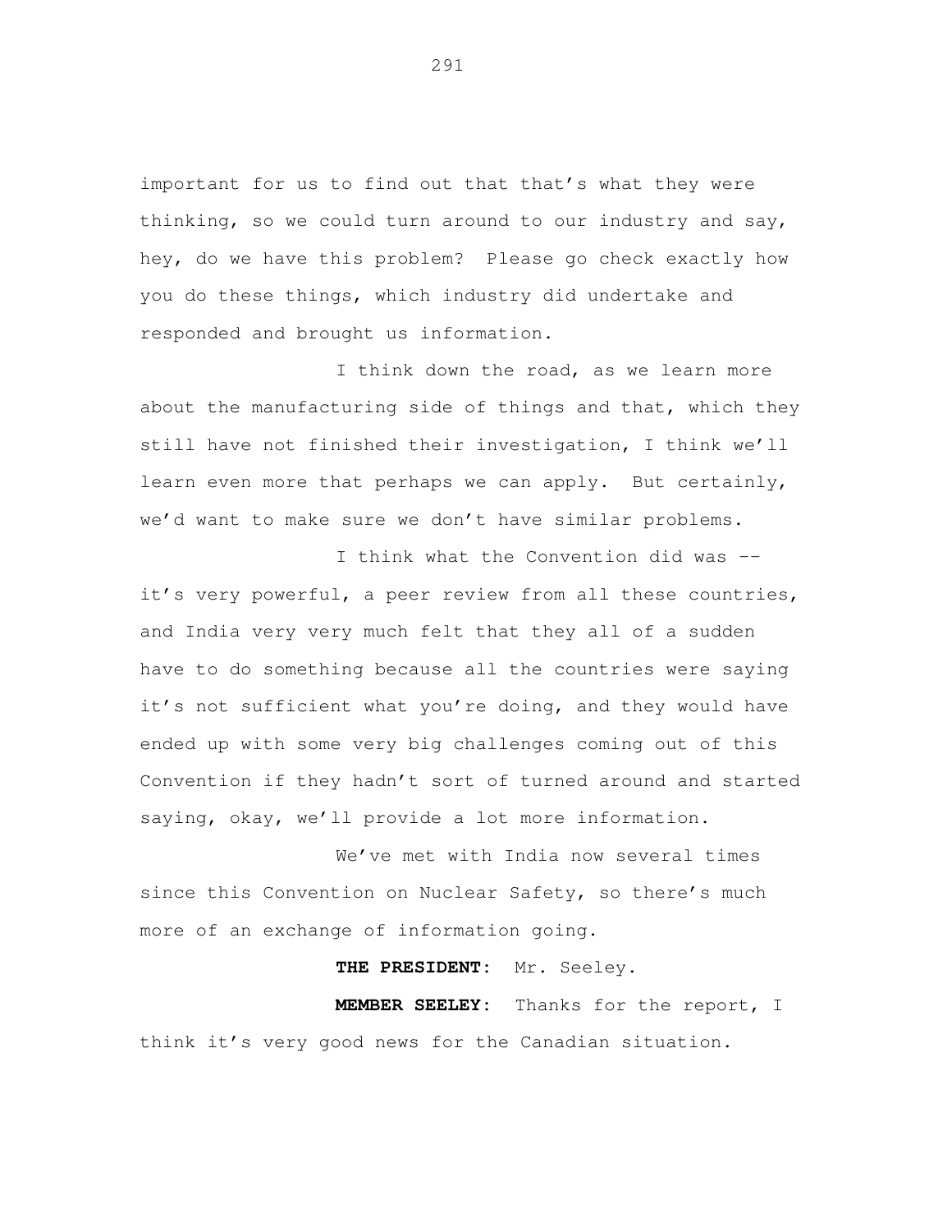important for us to find out that that's what they were thinking, so we could turn around to our industry and say, hey, do we have this problem? Please go check exactly how you do these things, which industry did undertake and responded and brought us information.

I think down the road, as we learn more about the manufacturing side of things and that, which they still have not finished their investigation, I think we'll learn even more that perhaps we can apply. But certainly, we'd want to make sure we don't have similar problems.

I think what the Convention did was -- it's very powerful, a peer review from all these countries, and India very very much felt that they all of a sudden have to do something because all the countries were saying it's not sufficient what you're doing, and they would have ended up with some very big challenges coming out of this Convention if they hadn't sort of turned around and started saying, okay, we'll provide a lot more information.

We've met with India now several times since this Convention on Nuclear Safety, so there's much more of an exchange of information going.

**THE PRESIDENT:** Mr. Seeley.

**MEMBER SEELEY:** Thanks for the report, I think it's very good news for the Canadian situation.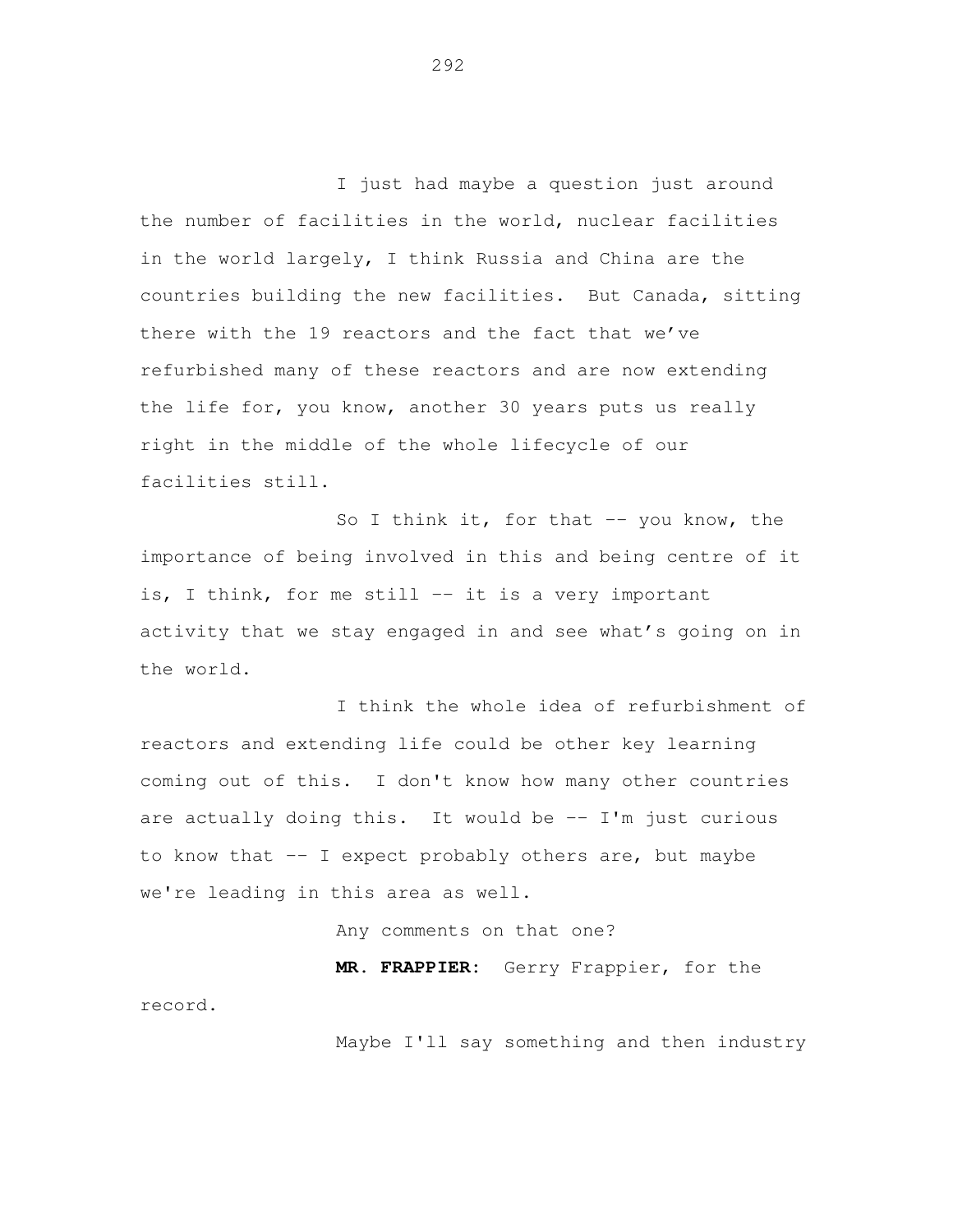I just had maybe a question just around the number of facilities in the world, nuclear facilities in the world largely, I think Russia and China are the countries building the new facilities. But Canada, sitting there with the 19 reactors and the fact that we've refurbished many of these reactors and are now extending the life for, you know, another 30 years puts us really right in the middle of the whole lifecycle of our facilities still.

So I think it, for that -- you know, the importance of being involved in this and being centre of it is, I think, for me still -- it is a very important activity that we stay engaged in and see what's going on in the world.

I think the whole idea of refurbishment of reactors and extending life could be other key learning coming out of this. I don't know how many other countries are actually doing this. It would be -- I'm just curious to know that -- I expect probably others are, but maybe we're leading in this area as well.

Any comments on that one?

**MR. FRAPPIER:** Gerry Frappier, for the record.

Maybe I'll say something and then industry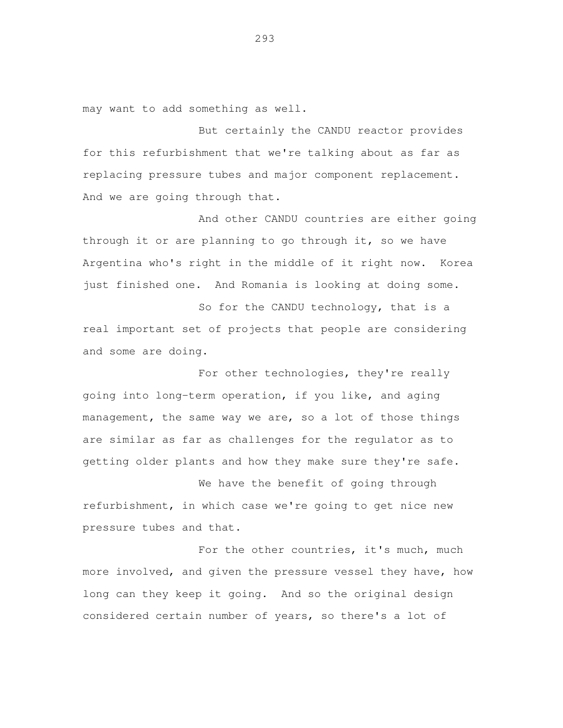may want to add something as well.

But certainly the CANDU reactor provides for this refurbishment that we're talking about as far as replacing pressure tubes and major component replacement. And we are going through that.

And other CANDU countries are either going through it or are planning to go through it, so we have Argentina who's right in the middle of it right now. Korea just finished one. And Romania is looking at doing some.

So for the CANDU technology, that is a real important set of projects that people are considering and some are doing.

For other technologies, they're really going into long-term operation, if you like, and aging management, the same way we are, so a lot of those things are similar as far as challenges for the regulator as to getting older plants and how they make sure they're safe.

We have the benefit of going through refurbishment, in which case we're going to get nice new pressure tubes and that.

For the other countries, it's much, much more involved, and given the pressure vessel they have, how long can they keep it going. And so the original design considered certain number of years, so there's a lot of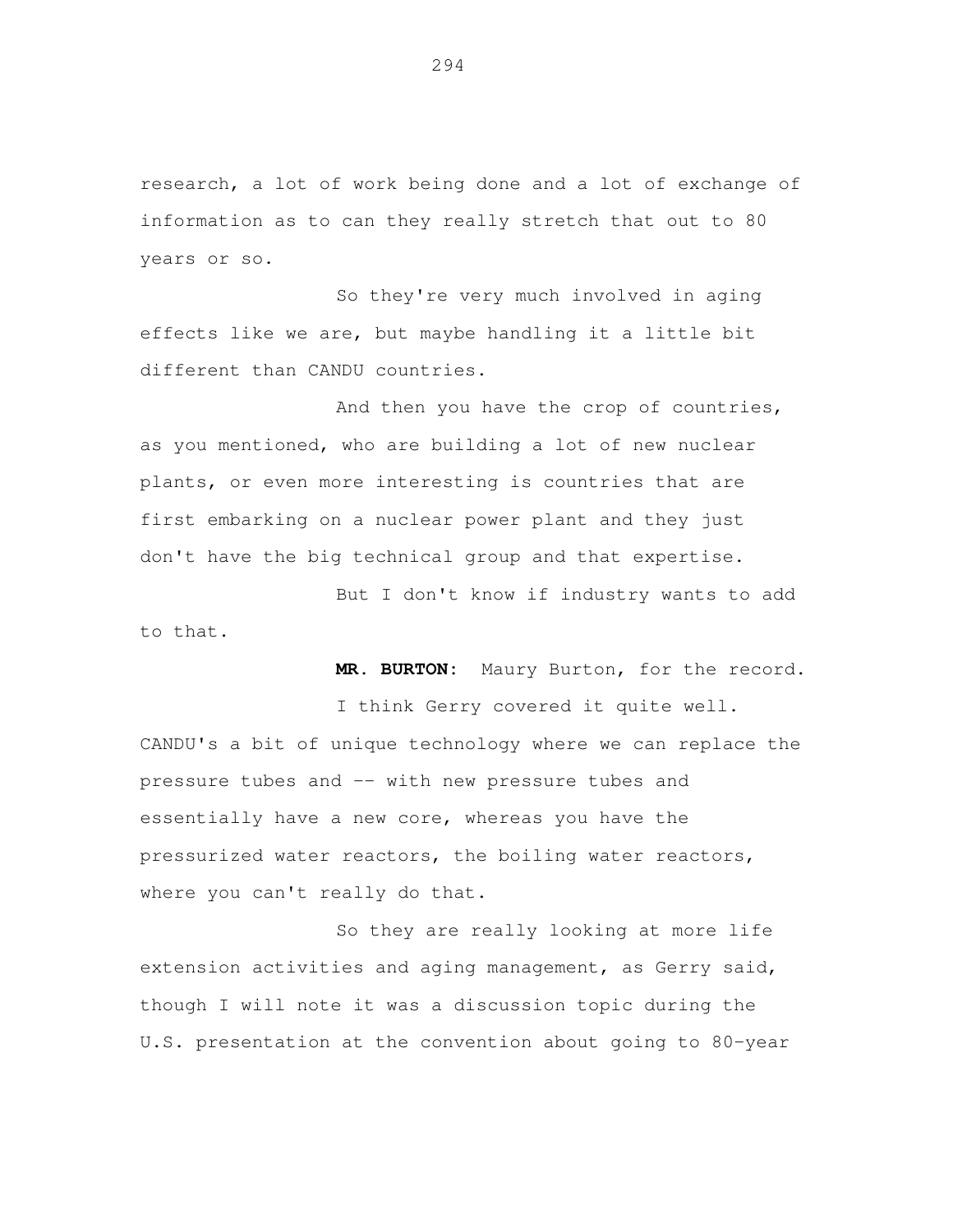research, a lot of work being done and a lot of exchange of information as to can they really stretch that out to 80 years or so.

So they're very much involved in aging effects like we are, but maybe handling it a little bit different than CANDU countries.

And then you have the crop of countries, as you mentioned, who are building a lot of new nuclear plants, or even more interesting is countries that are first embarking on a nuclear power plant and they just don't have the big technical group and that expertise.

But I don't know if industry wants to add to that.

**MR. BURTON:** Maury Burton, for the record.

I think Gerry covered it quite well. CANDU's a bit of unique technology where we can replace the pressure tubes and -- with new pressure tubes and essentially have a new core, whereas you have the pressurized water reactors, the boiling water reactors, where you can't really do that.

So they are really looking at more life extension activities and aging management, as Gerry said, though I will note it was a discussion topic during the U.S. presentation at the convention about going to 80-year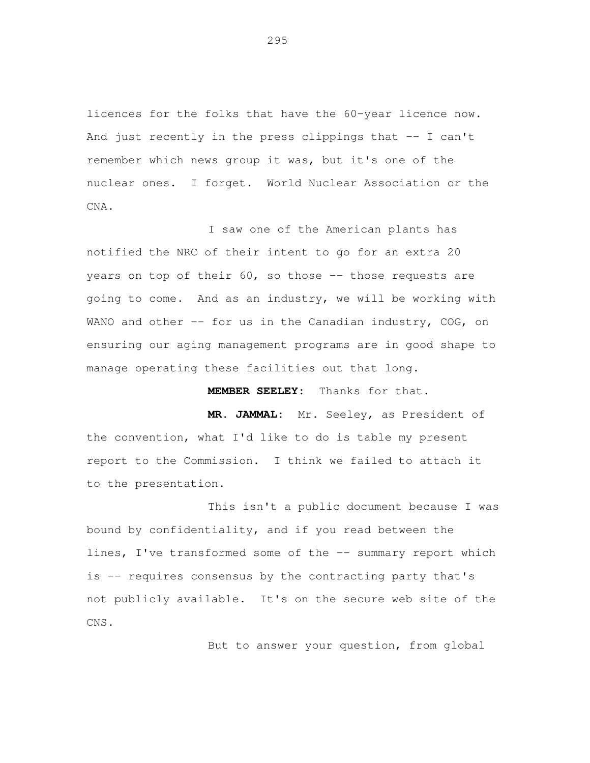licences for the folks that have the 60-year licence now. And just recently in the press clippings that -- I can't remember which news group it was, but it's one of the nuclear ones. I forget. World Nuclear Association or the CNA.

I saw one of the American plants has notified the NRC of their intent to go for an extra 20 years on top of their 60, so those -- those requests are going to come. And as an industry, we will be working with WANO and other -- for us in the Canadian industry, COG, on ensuring our aging management programs are in good shape to manage operating these facilities out that long.

**MEMBER SEELEY:** Thanks for that.

**MR. JAMMAL:** Mr. Seeley, as President of the convention, what I'd like to do is table my present report to the Commission. I think we failed to attach it to the presentation.

This isn't a public document because I was bound by confidentiality, and if you read between the lines, I've transformed some of the -- summary report which is -- requires consensus by the contracting party that's not publicly available. It's on the secure web site of the CNS.

But to answer your question, from global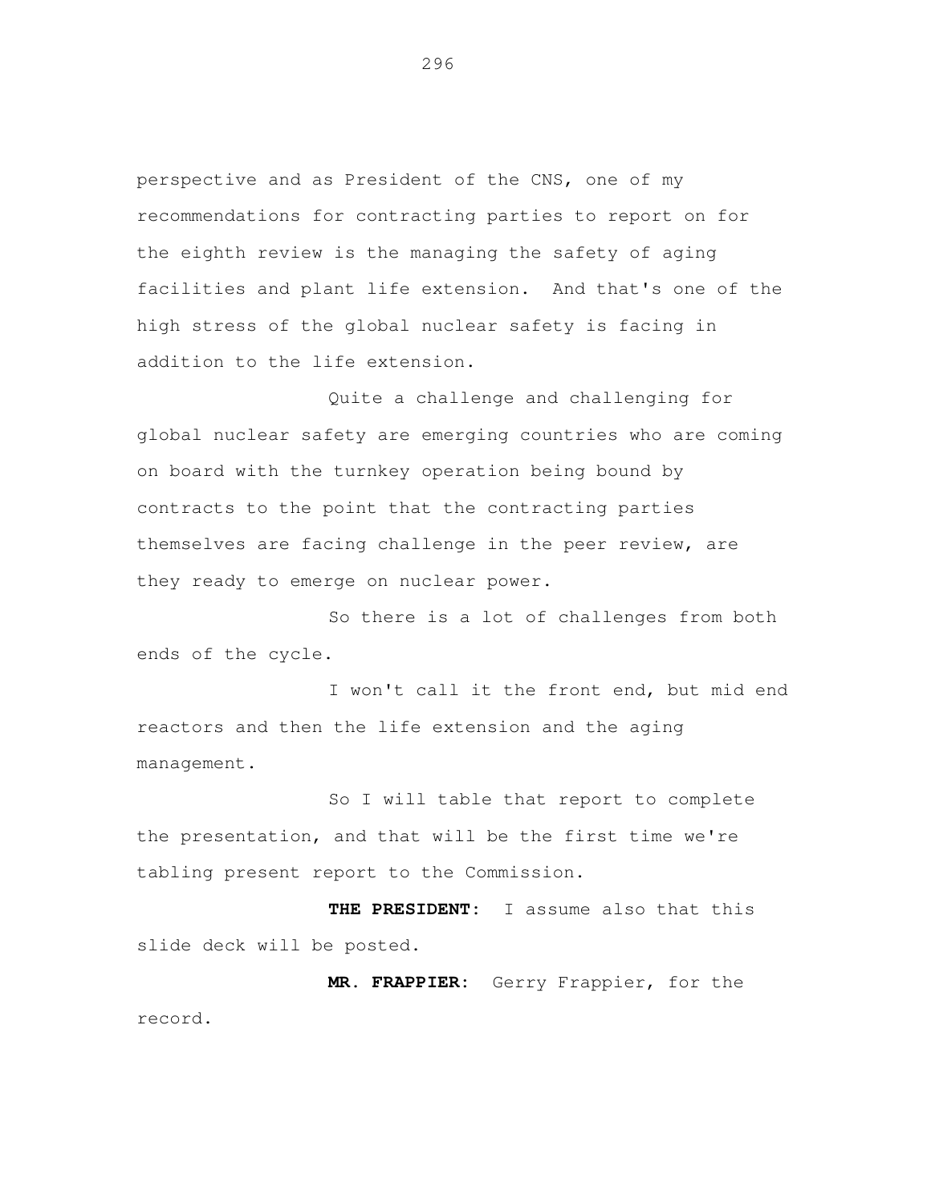perspective and as President of the CNS, one of my recommendations for contracting parties to report on for the eighth review is the managing the safety of aging facilities and plant life extension. And that's one of the high stress of the global nuclear safety is facing in addition to the life extension.

Quite a challenge and challenging for global nuclear safety are emerging countries who are coming on board with the turnkey operation being bound by contracts to the point that the contracting parties themselves are facing challenge in the peer review, are they ready to emerge on nuclear power.

So there is a lot of challenges from both ends of the cycle.

I won't call it the front end, but mid end reactors and then the life extension and the aging management.

So I will table that report to complete the presentation, and that will be the first time we're tabling present report to the Commission.

**THE PRESIDENT:** I assume also that this slide deck will be posted.

**MR. FRAPPIER:** Gerry Frappier, for the record.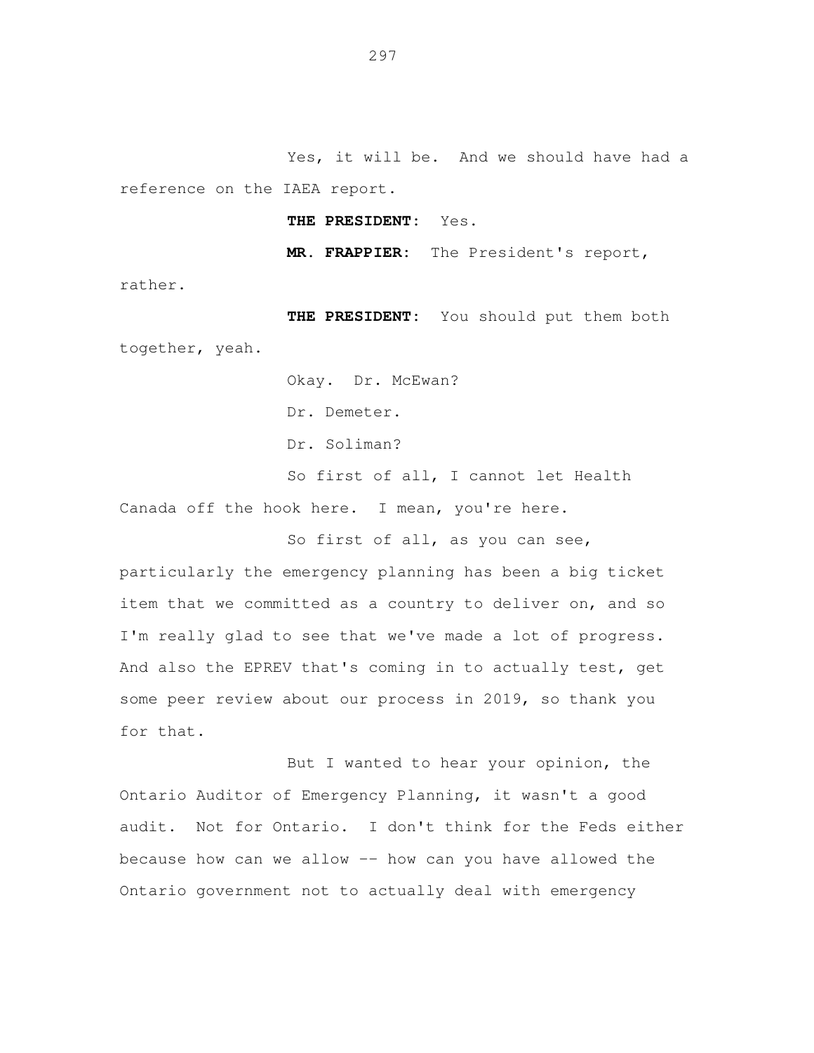Yes, it will be. And we should have had a reference on the IAEA report.

**THE PRESIDENT:** Yes.

**MR. FRAPPIER:** The President's report, rather.

**THE PRESIDENT:** You should put them both together, yeah.

Okay. Dr. McEwan?

Dr. Demeter.

Dr. Soliman?

So first of all, I cannot let Health Canada off the hook here. I mean, you're here.

So first of all, as you can see, particularly the emergency planning has been a big ticket item that we committed as a country to deliver on, and so I'm really glad to see that we've made a lot of progress. And also the EPREV that's coming in to actually test, get some peer review about our process in 2019, so thank you for that.

But I wanted to hear your opinion, the Ontario Auditor of Emergency Planning, it wasn't a good audit. Not for Ontario. I don't think for the Feds either because how can we allow -- how can you have allowed the Ontario government not to actually deal with emergency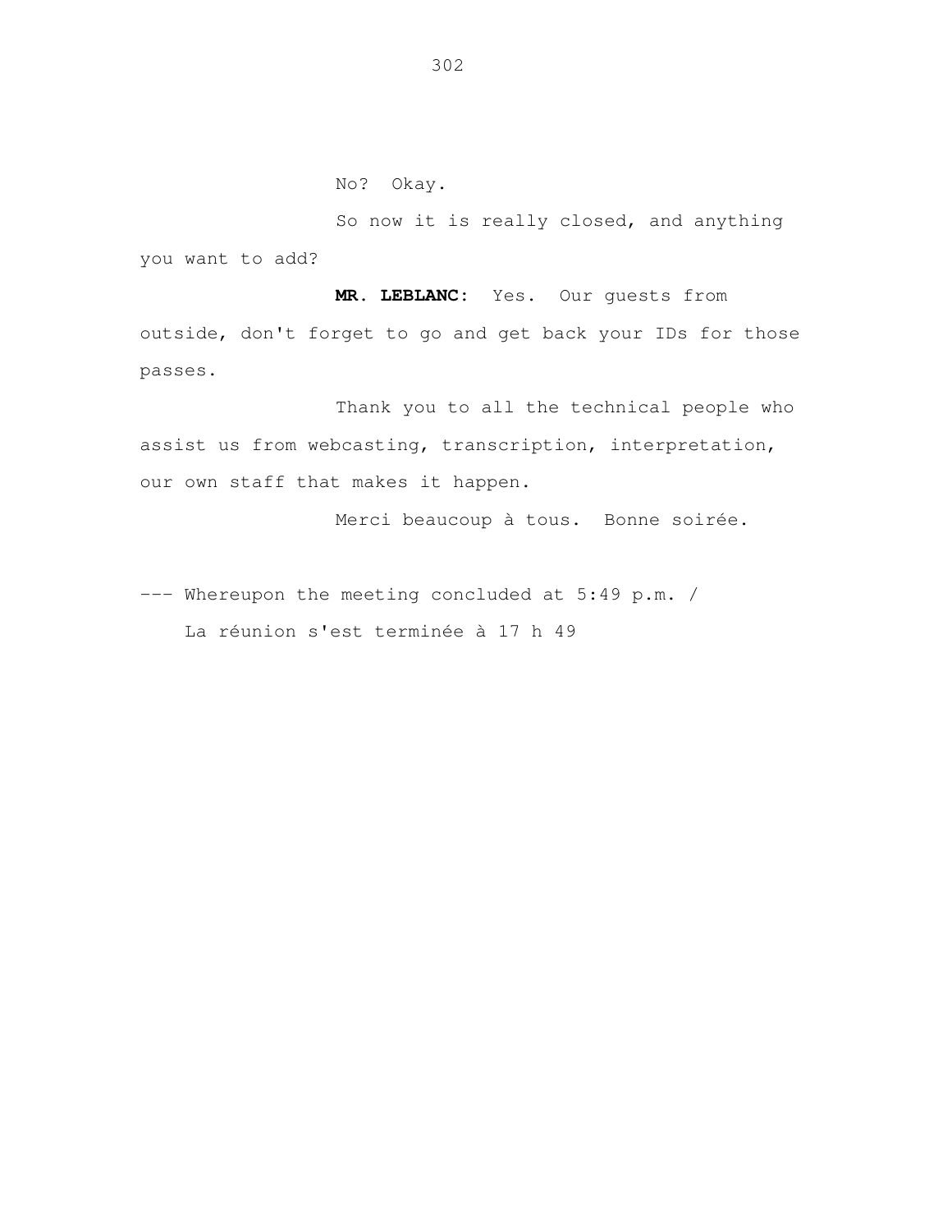No? Okay.

So now it is really closed, and anything you want to add?

**MR. LEBLANC:** Yes. Our guests from outside, don't forget to go and get back your IDs for those passes.

Thank you to all the technical people who assist us from webcasting, transcription, interpretation, our own staff that makes it happen.

Merci beaucoup à tous. Bonne soirée.

--- Whereupon the meeting concluded at 5:49 p.m. / La réunion s'est terminée à 17 h 49